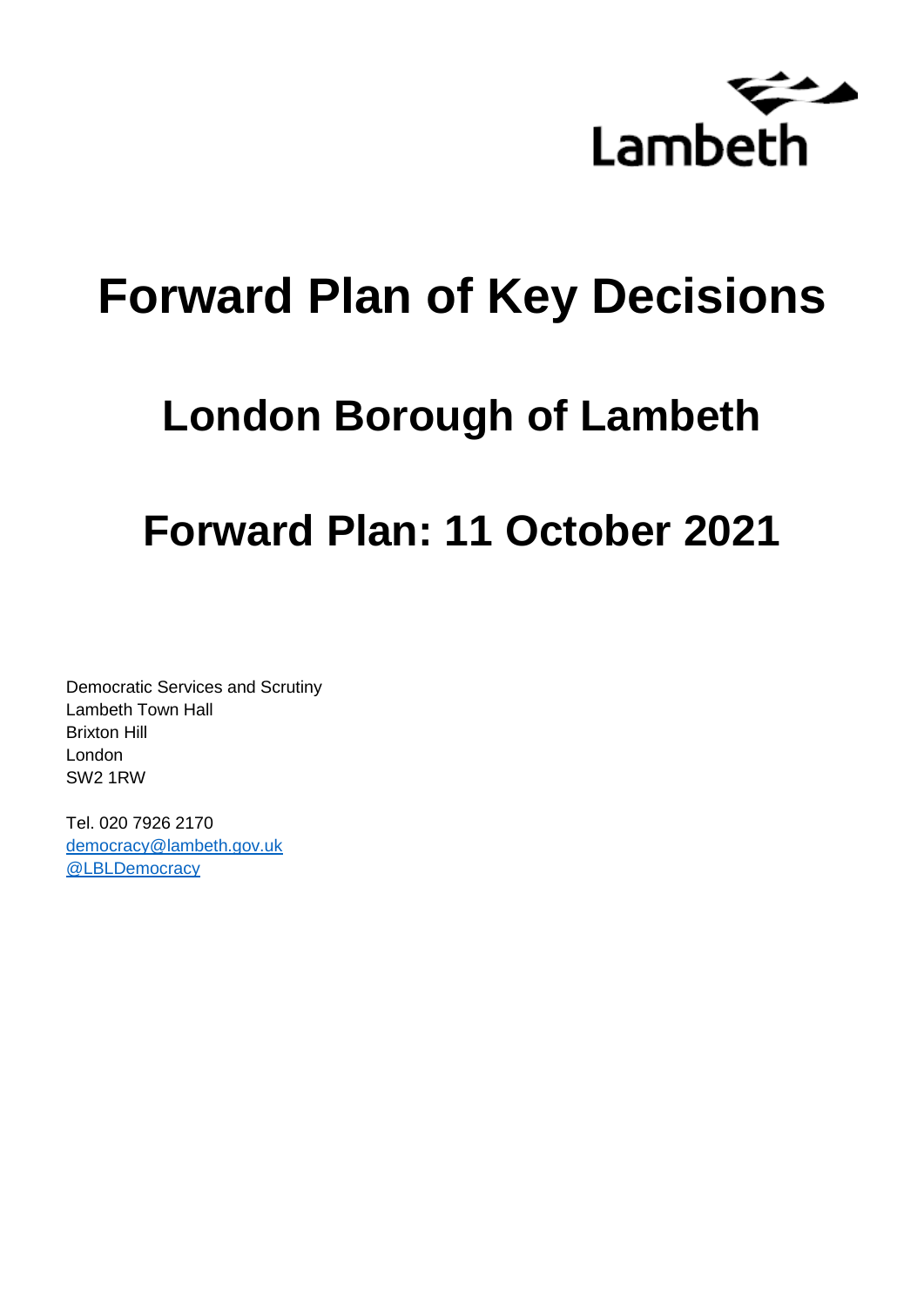Lambeth

# Forward Plan of Key Decisions

## London Borough of Lambeth

## Forward Plan: 11 October 2021

Democratic Services and Scrutiny
Lambeth Town Hall
Brixton Hill
London
SW2 1RW

Tel. 020 7926 2170
democracy@lambeth.gov.uk
@LBLDemocracy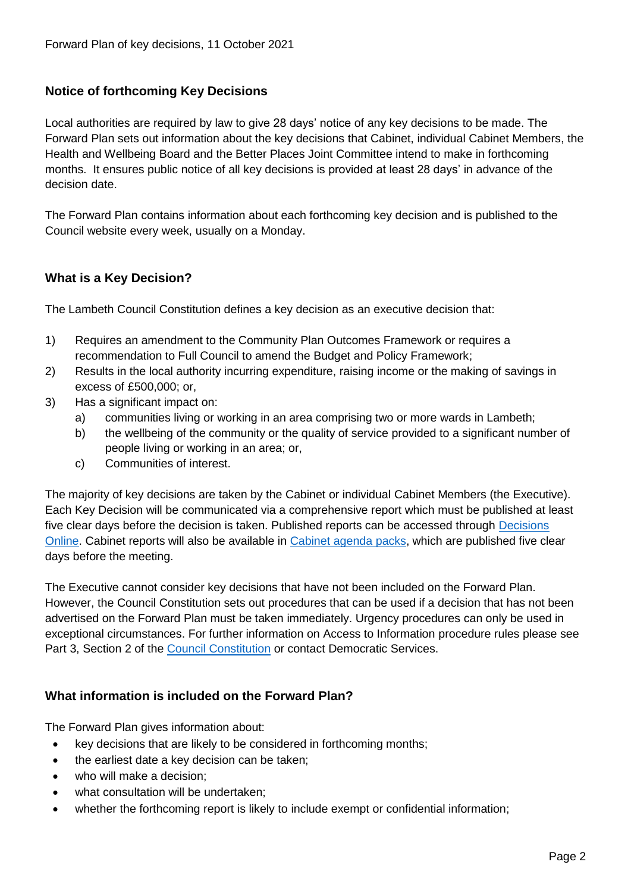## Notice of forthcoming Key Decisions

Local authorities are required by law to give 28 days' notice of any key decisions to be made. The Forward Plan sets out information about the key decisions that Cabinet, individual Cabinet Members, the Health and Wellbeing Board and the Better Places Joint Committee intend to make in forthcoming months. It ensures public notice of all key decisions is provided at least 28 days' in advance of the decision date.

The Forward Plan contains information about each forthcoming key decision and is published to the Council website every week, usually on a Monday.

## What is a Key Decision?

The Lambeth Council Constitution defines a key decision as an executive decision that:

1) Requires an amendment to the Community Plan Outcomes Framework or requires a recommendation to Full Council to amend the Budget and Policy Framework;
2) Results in the local authority incurring expenditure, raising income or the making of savings in excess of £500,000; or,
3) Has a significant impact on:
   a) communities living or working in an area comprising two or more wards in Lambeth;
   b) the wellbeing of the community or the quality of service provided to a significant number of people living or working in an area; or,
   c) Communities of interest.

The majority of key decisions are taken by the Cabinet or individual Cabinet Members (the Executive). Each Key Decision will be communicated via a comprehensive report which must be published at least five clear days before the decision is taken. Published reports can be accessed through Decisions Online. Cabinet reports will also be available in Cabinet agenda packs, which are published five clear days before the meeting.

The Executive cannot consider key decisions that have not been included on the Forward Plan. However, the Council Constitution sets out procedures that can be used if a decision that has not been advertised on the Forward Plan must be taken immediately. Urgency procedures can only be used in exceptional circumstances. For further information on Access to Information procedure rules please see Part 3, Section 2 of the Council Constitution or contact Democratic Services.

## What information is included on the Forward Plan?

The Forward Plan gives information about:

- key decisions that are likely to be considered in forthcoming months;
- the earliest date a key decision can be taken;
- who will make a decision;
- what consultation will be undertaken;
- whether the forthcoming report is likely to include exempt or confidential information;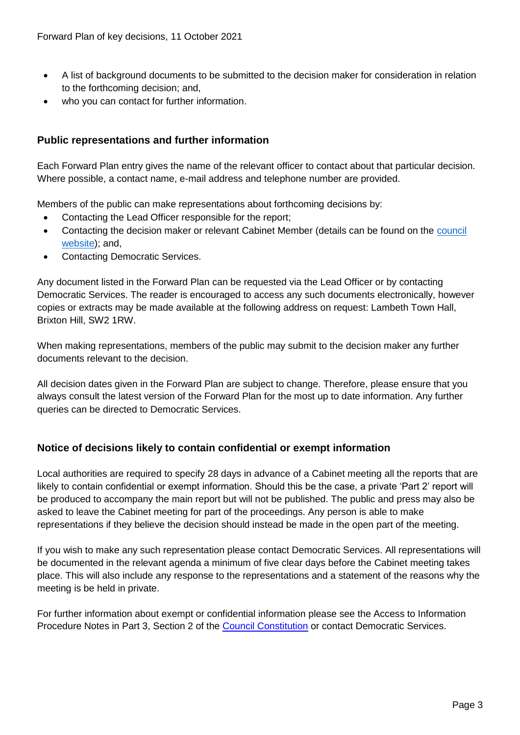- A list of background documents to be submitted to the decision maker for consideration in relation to the forthcoming decision; and,
- who you can contact for further information.

## Public representations and further information

Each Forward Plan entry gives the name of the relevant officer to contact about that particular decision. Where possible, a contact name, e-mail address and telephone number are provided.

Members of the public can make representations about forthcoming decisions by:

- Contacting the Lead Officer responsible for the report;
- Contacting the decision maker or relevant Cabinet Member (details can be found on the council website); and,
- Contacting Democratic Services.

Any document listed in the Forward Plan can be requested via the Lead Officer or by contacting Democratic Services. The reader is encouraged to access any such documents electronically, however copies or extracts may be made available at the following address on request: Lambeth Town Hall, Brixton Hill, SW2 1RW.

When making representations, members of the public may submit to the decision maker any further documents relevant to the decision.

All decision dates given in the Forward Plan are subject to change. Therefore, please ensure that you always consult the latest version of the Forward Plan for the most up to date information. Any further queries can be directed to Democratic Services.

## Notice of decisions likely to contain confidential or exempt information

Local authorities are required to specify 28 days in advance of a Cabinet meeting all the reports that are likely to contain confidential or exempt information. Should this be the case, a private 'Part 2' report will be produced to accompany the main report but will not be published. The public and press may also be asked to leave the Cabinet meeting for part of the proceedings. Any person is able to make representations if they believe the decision should instead be made in the open part of the meeting.

If you wish to make any such representation please contact Democratic Services. All representations will be documented in the relevant agenda a minimum of five clear days before the Cabinet meeting takes place. This will also include any response to the representations and a statement of the reasons why the meeting is be held in private.

For further information about exempt or confidential information please see the Access to Information Procedure Notes in Part 3, Section 2 of the Council Constitution or contact Democratic Services.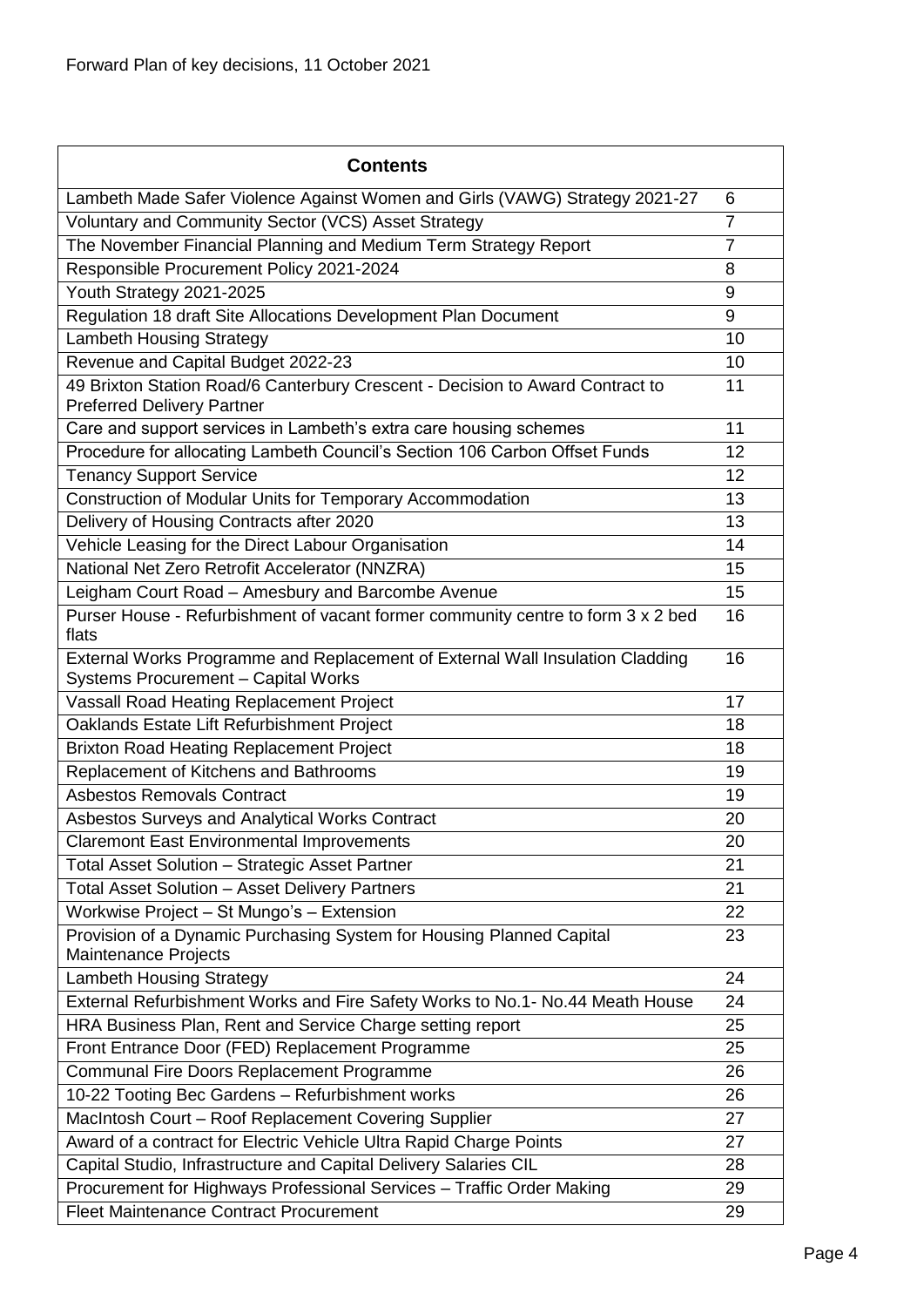Forward Plan of key decisions, 11 October 2021

| Contents | |
|---|---|
| Lambeth Made Safer Violence Against Women and Girls (VAWG) Strategy 2021-27 | 6 |
| Voluntary and Community Sector (VCS) Asset Strategy | 7 |
| The November Financial Planning and Medium Term Strategy Report | 7 |
| Responsible Procurement Policy 2021-2024 | 8 |
| Youth Strategy 2021-2025 | 9 |
| Regulation 18 draft Site Allocations Development Plan Document | 9 |
| Lambeth Housing Strategy | 10 |
| Revenue and Capital Budget 2022-23 | 10 |
| 49 Brixton Station Road/6 Canterbury Crescent - Decision to Award Contract to Preferred Delivery Partner | 11 |
| Care and support services in Lambeth's extra care housing schemes | 11 |
| Procedure for allocating Lambeth Council's Section 106 Carbon Offset Funds | 12 |
| Tenancy Support Service | 12 |
| Construction of Modular Units for Temporary Accommodation | 13 |
| Delivery of Housing Contracts after 2020 | 13 |
| Vehicle Leasing for the Direct Labour Organisation | 14 |
| National Net Zero Retrofit Accelerator (NNZRA) | 15 |
| Leigham Court Road – Amesbury and Barcombe Avenue | 15 |
| Purser House - Refurbishment of vacant former community centre to form 3 x 2 bed flats | 16 |
| External Works Programme and Replacement of External Wall Insulation Cladding Systems Procurement – Capital Works | 16 |
| Vassall Road Heating Replacement Project | 17 |
| Oaklands Estate Lift Refurbishment Project | 18 |
| Brixton Road Heating Replacement Project | 18 |
| Replacement of Kitchens and Bathrooms | 19 |
| Asbestos Removals Contract | 19 |
| Asbestos Surveys and Analytical Works Contract | 20 |
| Claremont East Environmental Improvements | 20 |
| Total Asset Solution – Strategic Asset Partner | 21 |
| Total Asset Solution – Asset Delivery Partners | 21 |
| Workwise Project – St Mungo's – Extension | 22 |
| Provision of a Dynamic Purchasing System for Housing Planned Capital Maintenance Projects | 23 |
| Lambeth Housing Strategy | 24 |
| External Refurbishment Works and Fire Safety Works to No.1- No.44 Meath House | 24 |
| HRA Business Plan, Rent and Service Charge setting report | 25 |
| Front Entrance Door (FED) Replacement Programme | 25 |
| Communal Fire Doors Replacement Programme | 26 |
| 10-22 Tooting Bec Gardens – Refurbishment works | 26 |
| MacIntosh Court – Roof Replacement Covering Supplier | 27 |
| Award of a contract for Electric Vehicle Ultra Rapid Charge Points | 27 |
| Capital Studio, Infrastructure and Capital Delivery Salaries CIL | 28 |
| Procurement for Highways Professional Services – Traffic Order Making | 29 |
| Fleet Maintenance Contract Procurement | 29 |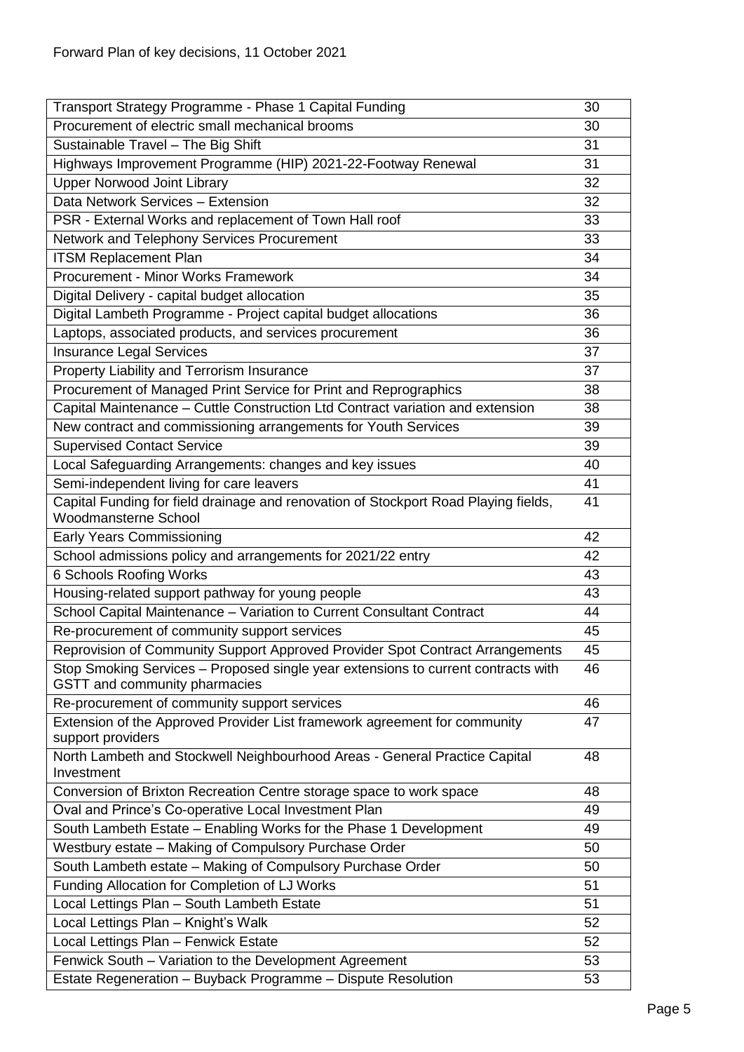Forward Plan of key decisions, 11 October 2021

| | |
|---|---|
| Transport Strategy Programme - Phase 1 Capital Funding | 30 |
| Procurement of electric small mechanical brooms | 30 |
| Sustainable Travel – The Big Shift | 31 |
| Highways Improvement Programme (HIP) 2021-22-Footway Renewal | 31 |
| Upper Norwood Joint Library | 32 |
| Data Network Services – Extension | 32 |
| PSR - External Works and replacement of Town Hall roof | 33 |
| Network and Telephony Services Procurement | 33 |
| ITSM Replacement Plan | 34 |
| Procurement - Minor Works Framework | 34 |
| Digital Delivery - capital budget allocation | 35 |
| Digital Lambeth Programme - Project capital budget allocations | 36 |
| Laptops, associated products, and services procurement | 36 |
| Insurance Legal Services | 37 |
| Property Liability and Terrorism Insurance | 37 |
| Procurement of Managed Print Service for Print and Reprographics | 38 |
| Capital Maintenance – Cuttle Construction Ltd Contract variation and extension | 38 |
| New contract and commissioning arrangements for Youth Services | 39 |
| Supervised Contact Service | 39 |
| Local Safeguarding Arrangements: changes and key issues | 40 |
| Semi-independent living for care leavers | 41 |
| Capital Funding for field drainage and renovation of Stockport Road Playing fields, Woodmansterne School | 41 |
| Early Years Commissioning | 42 |
| School admissions policy and arrangements for 2021/22 entry | 42 |
| 6 Schools Roofing Works | 43 |
| Housing-related support pathway for young people | 43 |
| School Capital Maintenance – Variation to Current Consultant Contract | 44 |
| Re-procurement of community support services | 45 |
| Reprovision of Community Support Approved Provider Spot Contract Arrangements | 45 |
| Stop Smoking Services – Proposed single year extensions to current contracts with GSTT and community pharmacies | 46 |
| Re-procurement of community support services | 46 |
| Extension of the Approved Provider List framework agreement for community support providers | 47 |
| North Lambeth and Stockwell Neighbourhood Areas - General Practice Capital Investment | 48 |
| Conversion of Brixton Recreation Centre storage space to work space | 48 |
| Oval and Prince's Co-operative Local Investment Plan | 49 |
| South Lambeth Estate – Enabling Works for the Phase 1 Development | 49 |
| Westbury estate – Making of Compulsory Purchase Order | 50 |
| South Lambeth estate – Making of Compulsory Purchase Order | 50 |
| Funding Allocation for Completion of LJ Works | 51 |
| Local Lettings Plan – South Lambeth Estate | 51 |
| Local Lettings Plan – Knight's Walk | 52 |
| Local Lettings Plan – Fenwick Estate | 52 |
| Fenwick South – Variation to the Development Agreement | 53 |
| Estate Regeneration – Buyback Programme – Dispute Resolution | 53 |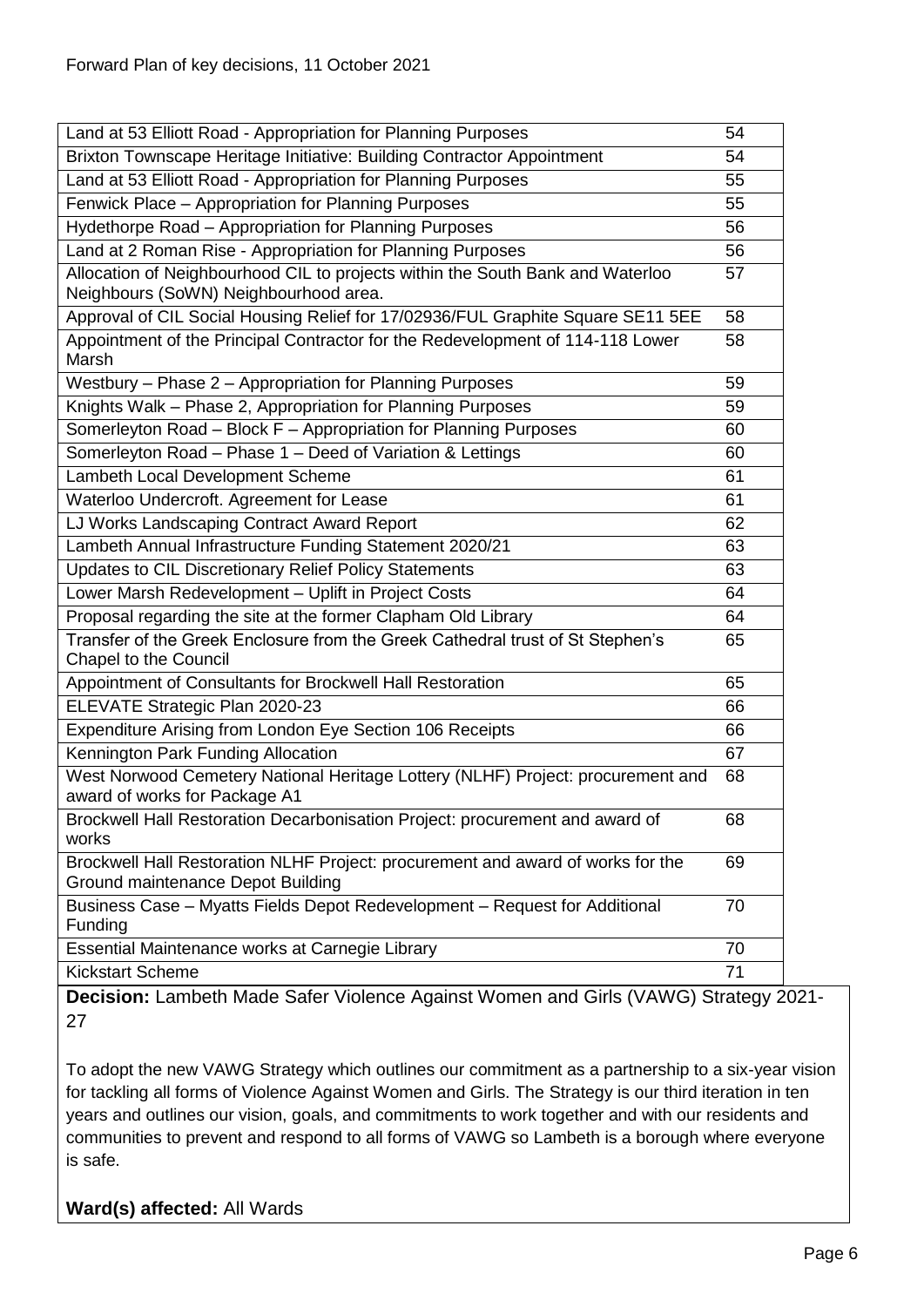| | |
|---|---|
| Land at 53 Elliott Road - Appropriation for Planning Purposes | 54 |
| Brixton Townscape Heritage Initiative: Building Contractor Appointment | 54 |
| Land at 53 Elliott Road - Appropriation for Planning Purposes | 55 |
| Fenwick Place – Appropriation for Planning Purposes | 55 |
| Hydethorpe Road – Appropriation for Planning Purposes | 56 |
| Land at 2 Roman Rise - Appropriation for Planning Purposes | 56 |
| Allocation of Neighbourhood CIL to projects within the South Bank and Waterloo Neighbours (SoWN) Neighbourhood area. | 57 |
| Approval of CIL Social Housing Relief for 17/02936/FUL Graphite Square SE11 5EE | 58 |
| Appointment of the Principal Contractor for the Redevelopment of 114-118 Lower Marsh | 58 |
| Westbury – Phase 2 – Appropriation for Planning Purposes | 59 |
| Knights Walk – Phase 2, Appropriation for Planning Purposes | 59 |
| Somerleyton Road – Block F – Appropriation for Planning Purposes | 60 |
| Somerleyton Road – Phase 1 – Deed of Variation & Lettings | 60 |
| Lambeth Local Development Scheme | 61 |
| Waterloo Undercroft. Agreement for Lease | 61 |
| LJ Works Landscaping Contract Award Report | 62 |
| Lambeth Annual Infrastructure Funding Statement 2020/21 | 63 |
| Updates to CIL Discretionary Relief Policy Statements | 63 |
| Lower Marsh Redevelopment – Uplift in Project Costs | 64 |
| Proposal regarding the site at the former Clapham Old Library | 64 |
| Transfer of the Greek Enclosure from the Greek Cathedral trust of St Stephen's Chapel to the Council | 65 |
| Appointment of Consultants for Brockwell Hall Restoration | 65 |
| ELEVATE Strategic Plan 2020-23 | 66 |
| Expenditure Arising from London Eye Section 106 Receipts | 66 |
| Kennington Park Funding Allocation | 67 |
| West Norwood Cemetery National Heritage Lottery (NLHF) Project: procurement and award of works for Package A1 | 68 |
| Brockwell Hall Restoration Decarbonisation Project: procurement and award of works | 68 |
| Brockwell Hall Restoration NLHF Project: procurement and award of works for the Ground maintenance Depot Building | 69 |
| Business Case – Myatts Fields Depot Redevelopment – Request for Additional Funding | 70 |
| Essential Maintenance works at Carnegie Library | 70 |
| Kickstart Scheme | 71 |

**Decision:** Lambeth Made Safer Violence Against Women and Girls (VAWG) Strategy 2021-27

To adopt the new VAWG Strategy which outlines our commitment as a partnership to a six-year vision for tackling all forms of Violence Against Women and Girls. The Strategy is our third iteration in ten years and outlines our vision, goals, and commitments to work together and with our residents and communities to prevent and respond to all forms of VAWG so Lambeth is a borough where everyone is safe.

**Ward(s) affected:** All Wards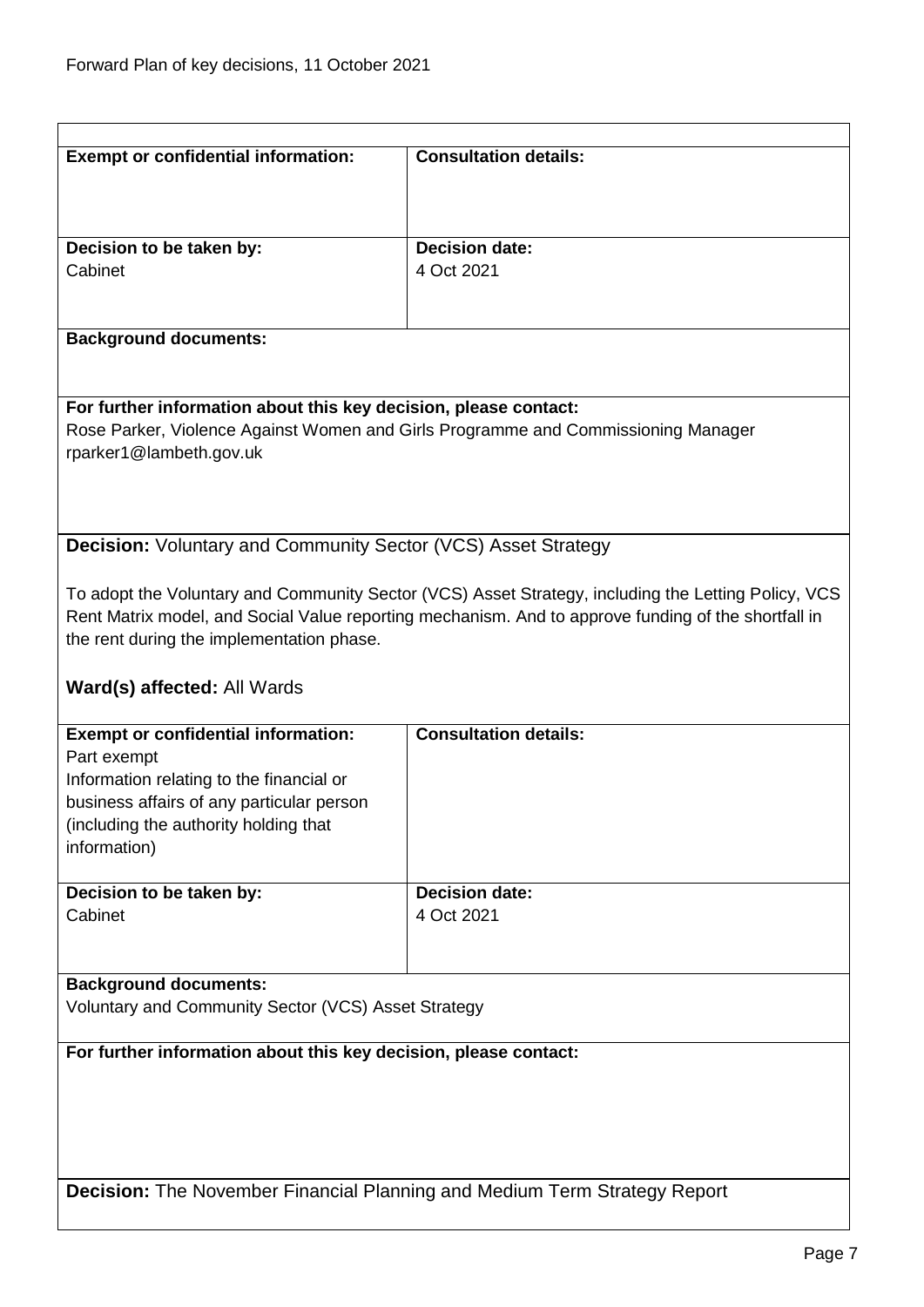| **Exempt or confidential information:** | **Consultation details:** |
|---|---|
| **Decision to be taken by:**<br>Cabinet | **Decision date:**<br>4 Oct 2021 |

**Background documents:**

**For further information about this key decision, please contact:**
Rose Parker, Violence Against Women and Girls Programme and Commissioning Manager
rparker1@lambeth.gov.uk

**Decision:** Voluntary and Community Sector (VCS) Asset Strategy

To adopt the Voluntary and Community Sector (VCS) Asset Strategy, including the Letting Policy, VCS Rent Matrix model, and Social Value reporting mechanism. And to approve funding of the shortfall in the rent during the implementation phase.

**Ward(s) affected:** All Wards

| **Exempt or confidential information:**<br>Part exempt<br>Information relating to the financial or business affairs of any particular person (including the authority holding that information) | **Consultation details:** |
|---|---|
| **Decision to be taken by:**<br>Cabinet | **Decision date:**<br>4 Oct 2021 |

**Background documents:**
Voluntary and Community Sector (VCS) Asset Strategy

**For further information about this key decision, please contact:**

**Decision:** The November Financial Planning and Medium Term Strategy Report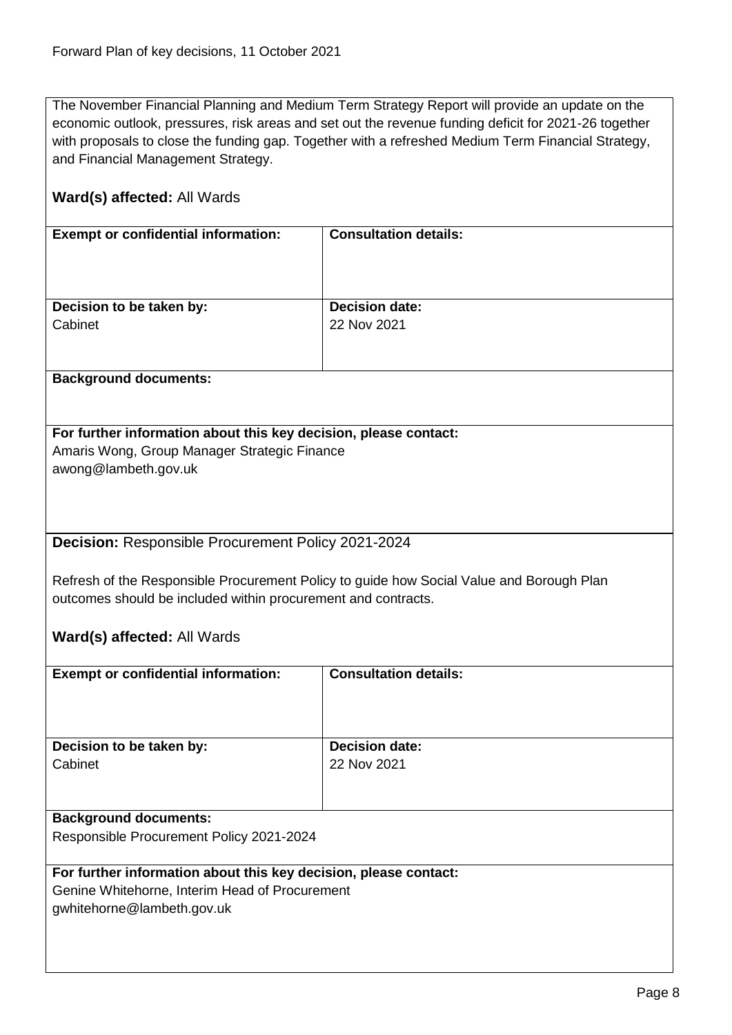The November Financial Planning and Medium Term Strategy Report will provide an update on the economic outlook, pressures, risk areas and set out the revenue funding deficit for 2021-26 together with proposals to close the funding gap. Together with a refreshed Medium Term Financial Strategy, and Financial Management Strategy.

**Ward(s) affected:** All Wards

| **Exempt or confidential information:** | **Consultation details:** |
|---|---|
| | |
| **Decision to be taken by:** Cabinet | **Decision date:** 22 Nov 2021 |

**Background documents:**

**For further information about this key decision, please contact:**
Amaris Wong, Group Manager Strategic Finance
awong@lambeth.gov.uk

**Decision:** Responsible Procurement Policy 2021-2024

Refresh of the Responsible Procurement Policy to guide how Social Value and Borough Plan outcomes should be included within procurement and contracts.

**Ward(s) affected:** All Wards

| **Exempt or confidential information:** | **Consultation details:** |
|---|---|
| | |
| **Decision to be taken by:** Cabinet | **Decision date:** 22 Nov 2021 |

**Background documents:**
Responsible Procurement Policy 2021-2024

**For further information about this key decision, please contact:**
Genine Whitehorne, Interim Head of Procurement
gwhitehorne@lambeth.gov.uk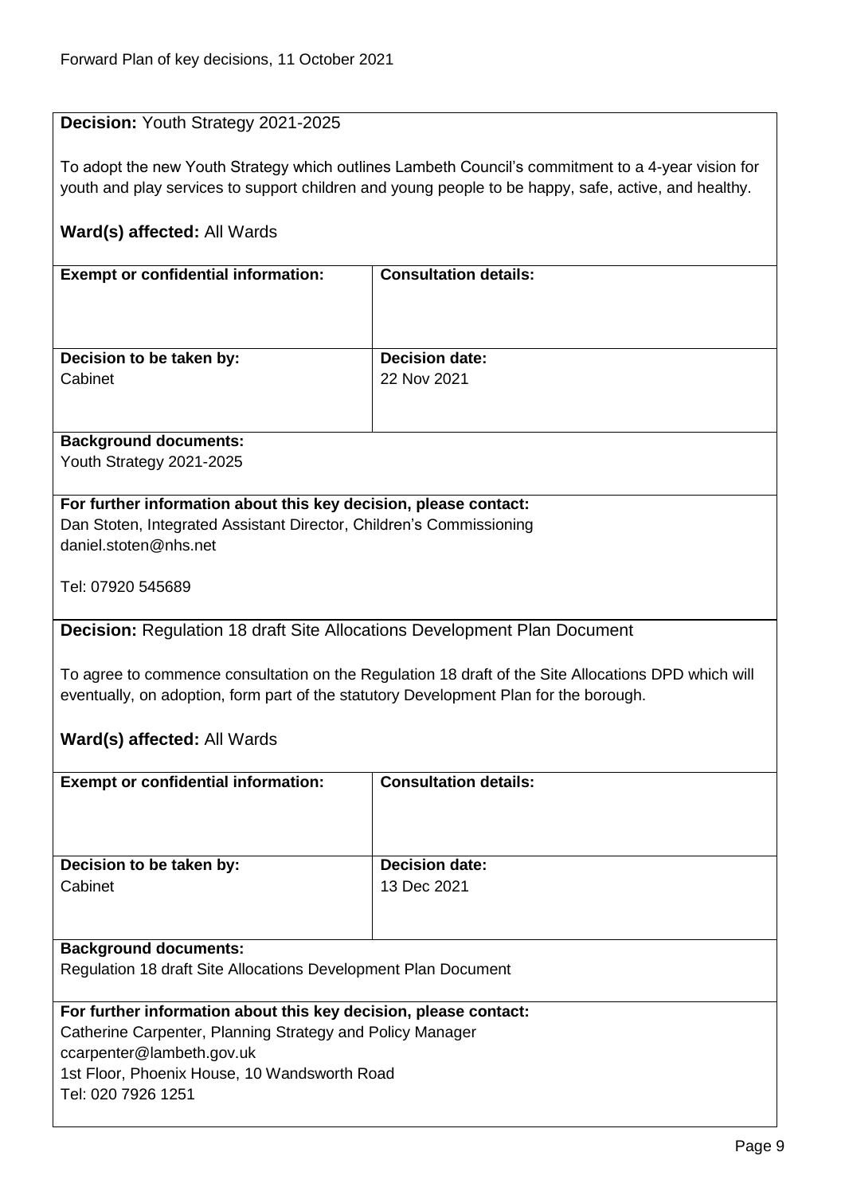**Decision:** Youth Strategy 2021-2025

To adopt the new Youth Strategy which outlines Lambeth Council's commitment to a 4-year vision for youth and play services to support children and young people to be happy, safe, active, and healthy.

**Ward(s) affected:** All Wards

| **Exempt or confidential information:** | **Consultation details:** |
|---|---|
| **Decision to be taken by:** Cabinet | **Decision date:** 22 Nov 2021 |

**Background documents:**
Youth Strategy 2021-2025

**For further information about this key decision, please contact:**
Dan Stoten, Integrated Assistant Director, Children's Commissioning
daniel.stoten@nhs.net

Tel: 07920 545689

**Decision:** Regulation 18 draft Site Allocations Development Plan Document

To agree to commence consultation on the Regulation 18 draft of the Site Allocations DPD which will eventually, on adoption, form part of the statutory Development Plan for the borough.

**Ward(s) affected:** All Wards

| **Exempt or confidential information:** | **Consultation details:** |
|---|---|
| **Decision to be taken by:** Cabinet | **Decision date:** 13 Dec 2021 |

**Background documents:**
Regulation 18 draft Site Allocations Development Plan Document

**For further information about this key decision, please contact:**
Catherine Carpenter, Planning Strategy and Policy Manager
ccarpenter@lambeth.gov.uk
1st Floor, Phoenix House, 10 Wandsworth Road
Tel: 020 7926 1251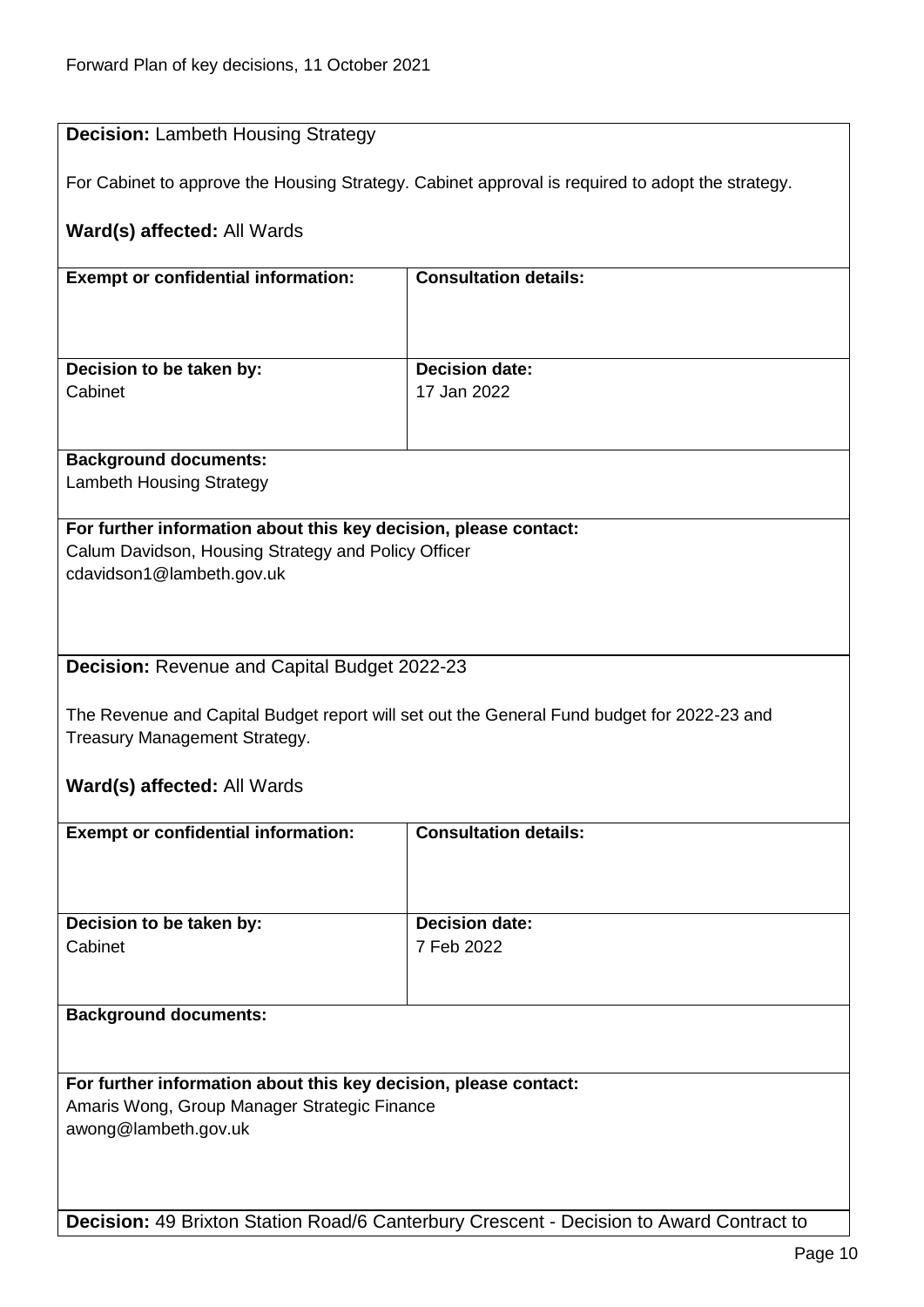**Decision:** Lambeth Housing Strategy

For Cabinet to approve the Housing Strategy. Cabinet approval is required to adopt the strategy.

**Ward(s) affected:** All Wards

| **Exempt or confidential information:** | **Consultation details:** |
|---|---|
| | |
| **Decision to be taken by:** Cabinet | **Decision date:** 17 Jan 2022 |

**Background documents:**
Lambeth Housing Strategy

**For further information about this key decision, please contact:**
Calum Davidson, Housing Strategy and Policy Officer
cdavidson1@lambeth.gov.uk

**Decision:** Revenue and Capital Budget 2022-23

The Revenue and Capital Budget report will set out the General Fund budget for 2022-23 and Treasury Management Strategy.

**Ward(s) affected:** All Wards

| **Exempt or confidential information:** | **Consultation details:** |
|---|---|
| | |
| **Decision to be taken by:** Cabinet | **Decision date:** 7 Feb 2022 |

**Background documents:**

**For further information about this key decision, please contact:**
Amaris Wong, Group Manager Strategic Finance
awong@lambeth.gov.uk

**Decision:** 49 Brixton Station Road/6 Canterbury Crescent - Decision to Award Contract to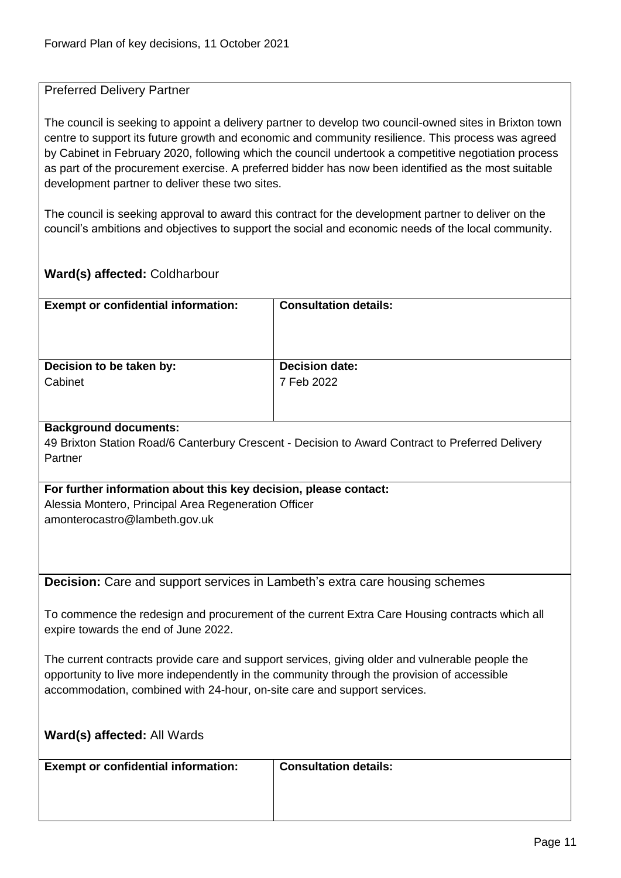Preferred Delivery Partner

The council is seeking to appoint a delivery partner to develop two council-owned sites in Brixton town centre to support its future growth and economic and community resilience. This process was agreed by Cabinet in February 2020, following which the council undertook a competitive negotiation process as part of the procurement exercise. A preferred bidder has now been identified as the most suitable development partner to deliver these two sites.

The council is seeking approval to award this contract for the development partner to deliver on the council's ambitions and objectives to support the social and economic needs of the local community.

**Ward(s) affected:** Coldharbour

| **Exempt or confidential information:** | **Consultation details:** |
|---|---|
| **Decision to be taken by:** Cabinet | **Decision date:** 7 Feb 2022 |

**Background documents:**
49 Brixton Station Road/6 Canterbury Crescent - Decision to Award Contract to Preferred Delivery Partner

**For further information about this key decision, please contact:**
Alessia Montero, Principal Area Regeneration Officer
amonterocastro@lambeth.gov.uk

**Decision:** Care and support services in Lambeth's extra care housing schemes

To commence the redesign and procurement of the current Extra Care Housing contracts which all expire towards the end of June 2022.

The current contracts provide care and support services, giving older and vulnerable people the opportunity to live more independently in the community through the provision of accessible accommodation, combined with 24-hour, on-site care and support services.

**Ward(s) affected:** All Wards

| **Exempt or confidential information:** | **Consultation details:** |
|---|---|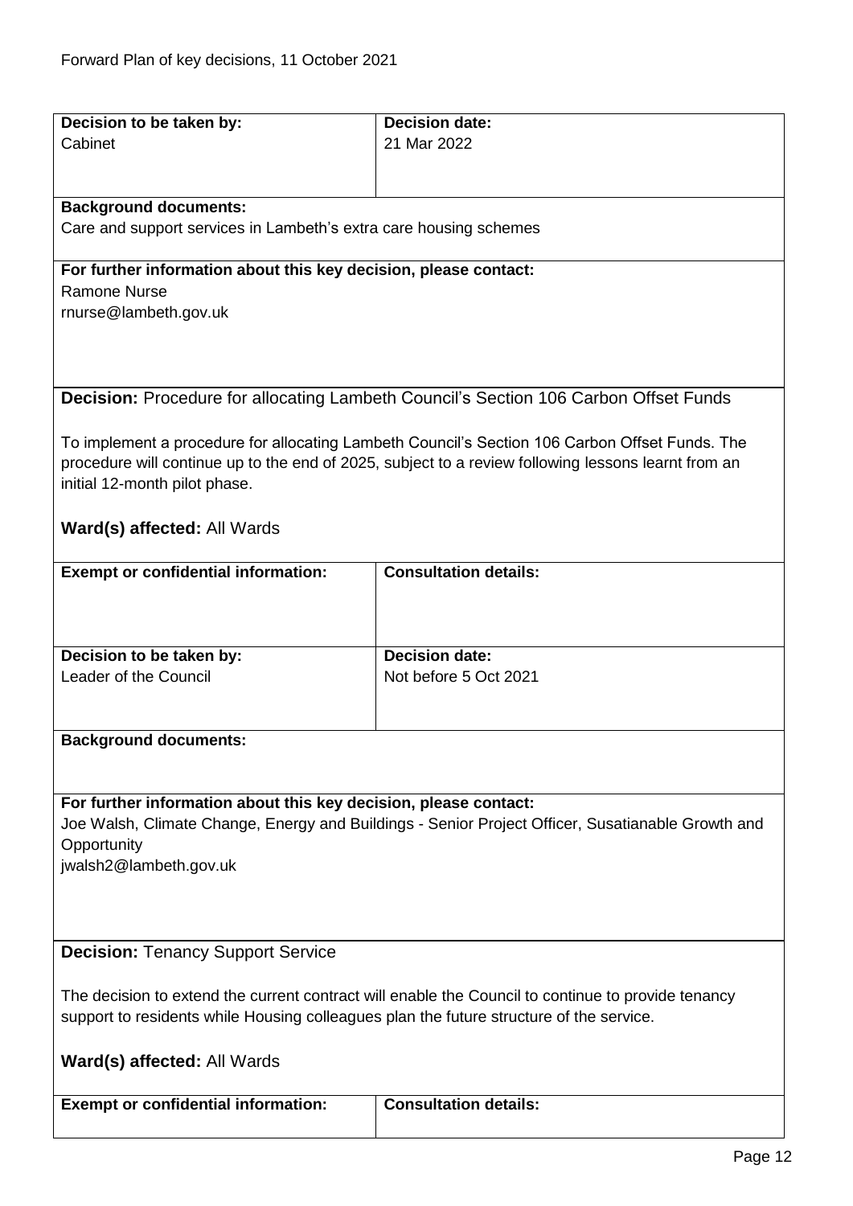| Decision to be taken by: | Decision date: |
|---|---|
| Cabinet | 21 Mar 2022 |

**Background documents:**
Care and support services in Lambeth's extra care housing schemes

**For further information about this key decision, please contact:**
Ramone Nurse
rnurse@lambeth.gov.uk

**Decision:** Procedure for allocating Lambeth Council's Section 106 Carbon Offset Funds

To implement a procedure for allocating Lambeth Council's Section 106 Carbon Offset Funds. The procedure will continue up to the end of 2025, subject to a review following lessons learnt from an initial 12-month pilot phase.

**Ward(s) affected:** All Wards

| Exempt or confidential information: | Consultation details: |
|---|---|
| | |

| Decision to be taken by: | Decision date: |
|---|---|
| Leader of the Council | Not before 5 Oct 2021 |

**Background documents:**

**For further information about this key decision, please contact:**
Joe Walsh, Climate Change, Energy and Buildings - Senior Project Officer, Susatianable Growth and Opportunity
jwalsh2@lambeth.gov.uk

**Decision:** Tenancy Support Service

The decision to extend the current contract will enable the Council to continue to provide tenancy support to residents while Housing colleagues plan the future structure of the service.

**Ward(s) affected:** All Wards

| Exempt or confidential information: | Consultation details: |
|---|---|
| | |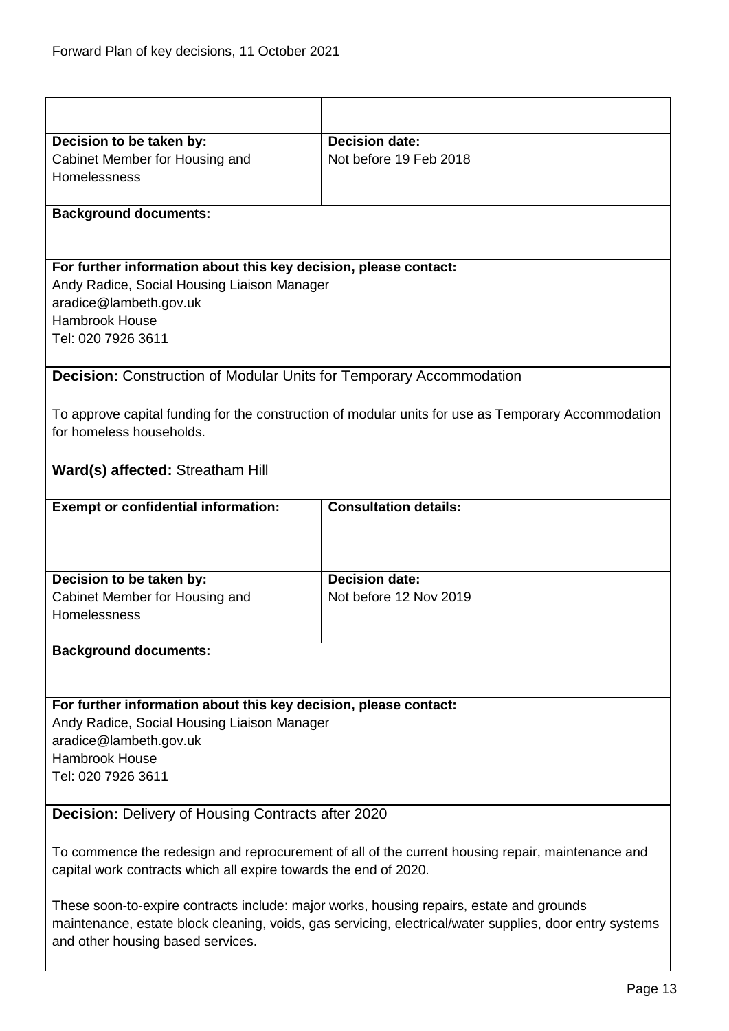Forward Plan of key decisions, 11 October 2021

| | |
|---|---|
| | |
| **Decision to be taken by:**<br>Cabinet Member for Housing and Homelessness | **Decision date:**<br>Not before 19 Feb 2018 |

**Background documents:**

**For further information about this key decision, please contact:**
Andy Radice, Social Housing Liaison Manager
aradice@lambeth.gov.uk
Hambrook House
Tel: 020 7926 3611

**Decision:** Construction of Modular Units for Temporary Accommodation

To approve capital funding for the construction of modular units for use as Temporary Accommodation for homeless households.

**Ward(s) affected:** Streatham Hill

| **Exempt or confidential information:** | **Consultation details:** |
|---|---|
| **Decision to be taken by:**<br>Cabinet Member for Housing and Homelessness | **Decision date:**<br>Not before 12 Nov 2019 |

**Background documents:**

**For further information about this key decision, please contact:**
Andy Radice, Social Housing Liaison Manager
aradice@lambeth.gov.uk
Hambrook House
Tel: 020 7926 3611

**Decision:** Delivery of Housing Contracts after 2020

To commence the redesign and reprocurement of all of the current housing repair, maintenance and capital work contracts which all expire towards the end of 2020.

These soon-to-expire contracts include: major works, housing repairs, estate and grounds maintenance, estate block cleaning, voids, gas servicing, electrical/water supplies, door entry systems and other housing based services.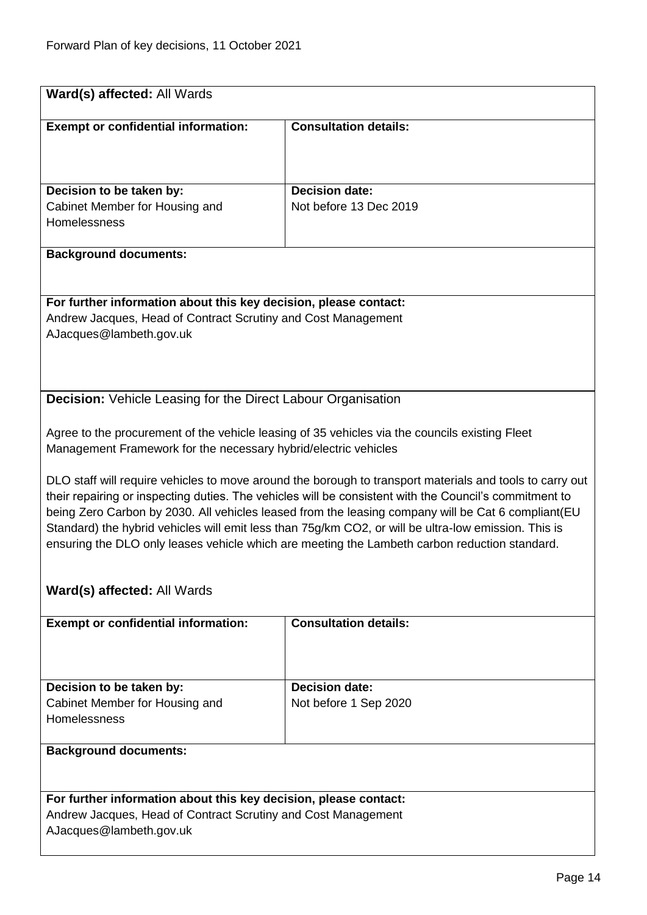**Ward(s) affected:** All Wards

| **Exempt or confidential information:** | **Consultation details:** |
|---|---|
| | |
| **Decision to be taken by:**<br>Cabinet Member for Housing and Homelessness | **Decision date:**<br>Not before 13 Dec 2019 |

**Background documents:**

**For further information about this key decision, please contact:**
Andrew Jacques, Head of Contract Scrutiny and Cost Management
AJacques@lambeth.gov.uk

**Decision:** Vehicle Leasing for the Direct Labour Organisation

Agree to the procurement of the vehicle leasing of 35 vehicles via the councils existing Fleet Management Framework for the necessary hybrid/electric vehicles

DLO staff will require vehicles to move around the borough to transport materials and tools to carry out their repairing or inspecting duties. The vehicles will be consistent with the Council's commitment to being Zero Carbon by 2030. All vehicles leased from the leasing company will be Cat 6 compliant(EU Standard) the hybrid vehicles will emit less than 75g/km $CO_2$, or will be ultra-low emission. This is ensuring the DLO only leases vehicle which are meeting the Lambeth carbon reduction standard.

**Ward(s) affected:** All Wards

| **Exempt or confidential information:** | **Consultation details:** |
|---|---|
| | |
| **Decision to be taken by:**<br>Cabinet Member for Housing and Homelessness | **Decision date:**<br>Not before 1 Sep 2020 |

**Background documents:**

**For further information about this key decision, please contact:**
Andrew Jacques, Head of Contract Scrutiny and Cost Management
AJacques@lambeth.gov.uk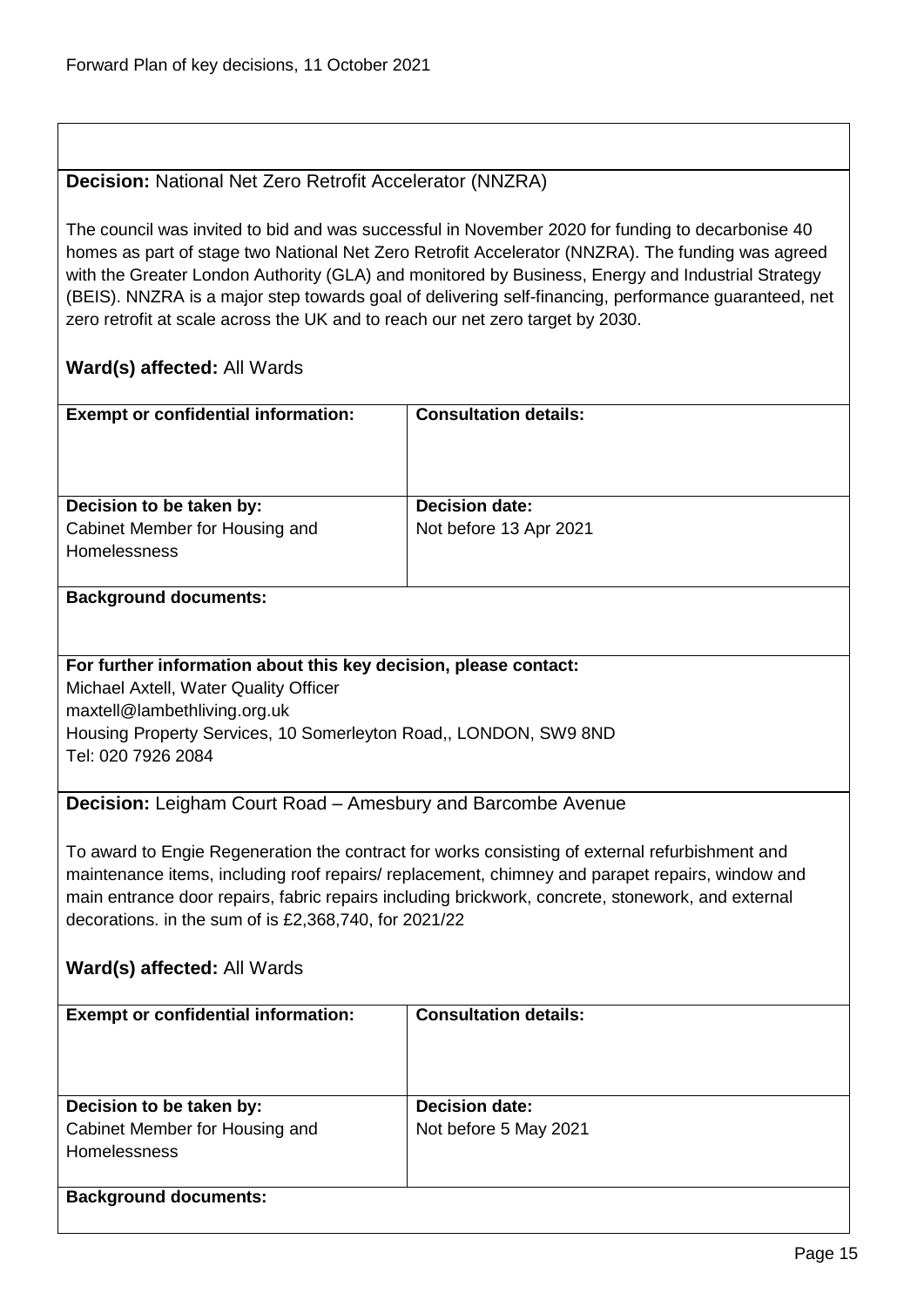**Decision:** National Net Zero Retrofit Accelerator (NNZRA)

The council was invited to bid and was successful in November 2020 for funding to decarbonise 40 homes as part of stage two National Net Zero Retrofit Accelerator (NNZRA). The funding was agreed with the Greater London Authority (GLA) and monitored by Business, Energy and Industrial Strategy (BEIS). NNZRA is a major step towards goal of delivering self-financing, performance guaranteed, net zero retrofit at scale across the UK and to reach our net zero target by 2030.

**Ward(s) affected:** All Wards

| **Exempt or confidential information:** | **Consultation details:** |
|---|---|
| | |
| **Decision to be taken by:** Cabinet Member for Housing and Homelessness | **Decision date:** Not before 13 Apr 2021 |

**Background documents:**

**For further information about this key decision, please contact:**
Michael Axtell, Water Quality Officer
maxtell@lambethliving.org.uk
Housing Property Services, 10 Somerleyton Road,, LONDON, SW9 8ND
Tel: 020 7926 2084

**Decision:** Leigham Court Road – Amesbury and Barcombe Avenue

To award to Engie Regeneration the contract for works consisting of external refurbishment and maintenance items, including roof repairs/ replacement, chimney and parapet repairs, window and main entrance door repairs, fabric repairs including brickwork, concrete, stonework, and external decorations. in the sum of is £2,368,740, for 2021/22

**Ward(s) affected:** All Wards

| **Exempt or confidential information:** | **Consultation details:** |
|---|---|
| | |
| **Decision to be taken by:** Cabinet Member for Housing and Homelessness | **Decision date:** Not before 5 May 2021 |

**Background documents:**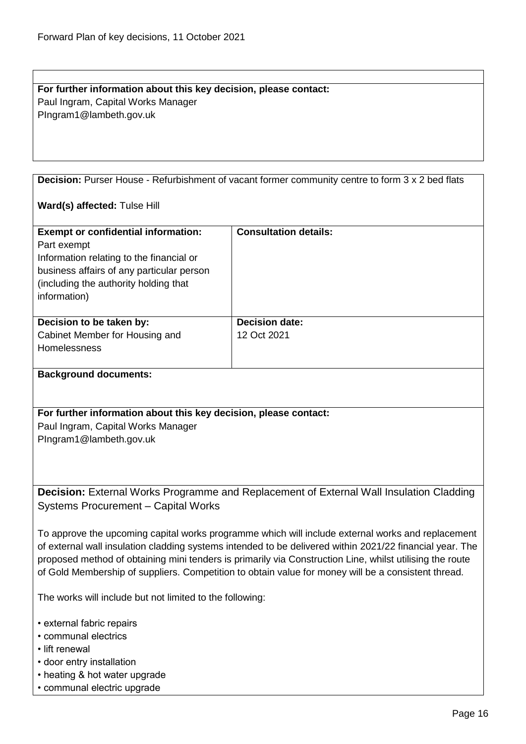**For further information about this key decision, please contact:**
Paul Ingram, Capital Works Manager
PIngram1@lambeth.gov.uk

**Decision:** Purser House - Refurbishment of vacant former community centre to form 3 x 2 bed flats

**Ward(s) affected:** Tulse Hill

| **Exempt or confidential information:** | **Consultation details:** |
|---|---|
| Part exempt<br>Information relating to the financial or business affairs of any particular person (including the authority holding that information) | |
| **Decision to be taken by:**<br>Cabinet Member for Housing and Homelessness | **Decision date:**<br>12 Oct 2021 |

**Background documents:**

**For further information about this key decision, please contact:**
Paul Ingram, Capital Works Manager
PIngram1@lambeth.gov.uk

**Decision:** External Works Programme and Replacement of External Wall Insulation Cladding Systems Procurement – Capital Works

To approve the upcoming capital works programme which will include external works and replacement of external wall insulation cladding systems intended to be delivered within 2021/22 financial year. The proposed method of obtaining mini tenders is primarily via Construction Line, whilst utilising the route of Gold Membership of suppliers. Competition to obtain value for money will be a consistent thread.

The works will include but not limited to the following:

- external fabric repairs
- communal electrics
- lift renewal
- door entry installation
- heating & hot water upgrade
- communal electric upgrade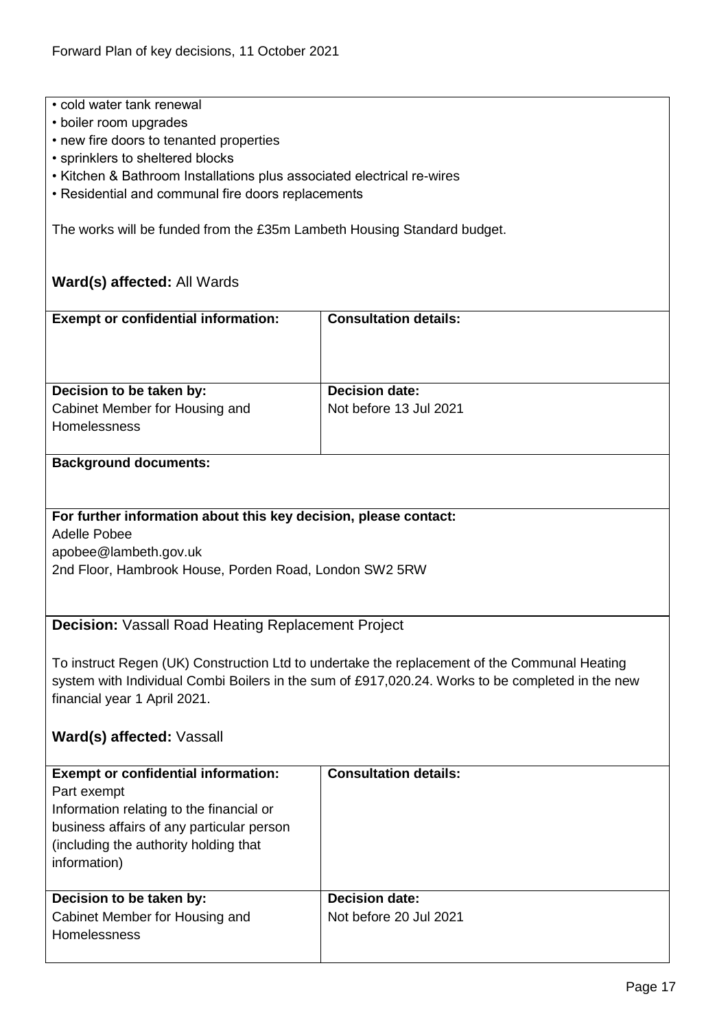- cold water tank renewal
- boiler room upgrades
- new fire doors to tenanted properties
- sprinklers to sheltered blocks
- Kitchen & Bathroom Installations plus associated electrical re-wires
- Residential and communal fire doors replacements

The works will be funded from the £35m Lambeth Housing Standard budget.

**Ward(s) affected:** All Wards

| **Exempt or confidential information:** | **Consultation details:** |
| --- | --- |
| **Decision to be taken by:** Cabinet Member for Housing and Homelessness | **Decision date:** Not before 13 Jul 2021 |

**Background documents:**

**For further information about this key decision, please contact:**
Adelle Pobee
apobee@lambeth.gov.uk
2nd Floor, Hambrook House, Porden Road, London SW2 5RW

**Decision:** Vassall Road Heating Replacement Project

To instruct Regen (UK) Construction Ltd to undertake the replacement of the Communal Heating system with Individual Combi Boilers in the sum of £917,020.24. Works to be completed in the new financial year 1 April 2021.

**Ward(s) affected:** Vassall

| **Exempt or confidential information:** Part exempt Information relating to the financial or business affairs of any particular person (including the authority holding that information) | **Consultation details:** |
| --- | --- |
| **Decision to be taken by:** Cabinet Member for Housing and Homelessness | **Decision date:** Not before 20 Jul 2021 |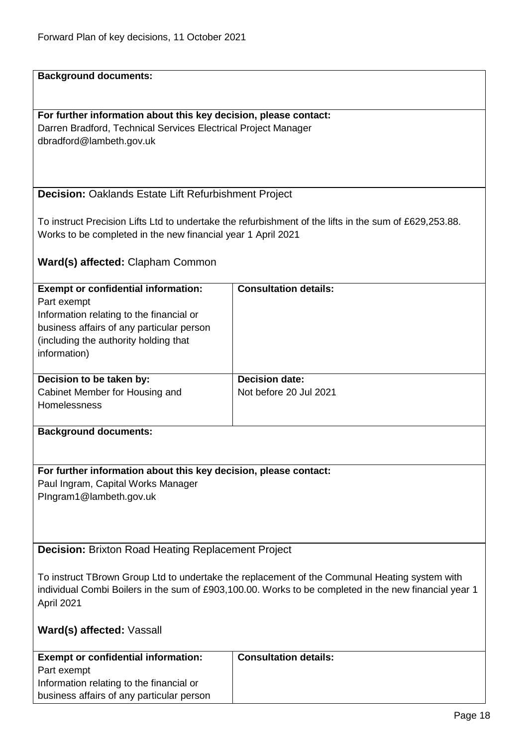**Background documents:**

**For further information about this key decision, please contact:**
Darren Bradford, Technical Services Electrical Project Manager
dbradford@lambeth.gov.uk

**Decision:** Oaklands Estate Lift Refurbishment Project

To instruct Precision Lifts Ltd to undertake the refurbishment of the lifts in the sum of £629,253.88. Works to be completed in the new financial year 1 April 2021

**Ward(s) affected:** Clapham Common

| **Exempt or confidential information:** | **Consultation details:** |
|---|---|
| Part exempt<br>Information relating to the financial or business affairs of any particular person (including the authority holding that information) | |
| **Decision to be taken by:**<br>Cabinet Member for Housing and Homelessness | **Decision date:**<br>Not before 20 Jul 2021 |

**Background documents:**

**For further information about this key decision, please contact:**
Paul Ingram, Capital Works Manager
PIngram1@lambeth.gov.uk

**Decision:** Brixton Road Heating Replacement Project

To instruct TBrown Group Ltd to undertake the replacement of the Communal Heating system with individual Combi Boilers in the sum of £903,100.00. Works to be completed in the new financial year 1 April 2021

**Ward(s) affected:** Vassall

| **Exempt or confidential information:** | **Consultation details:** |
|---|---|
| Part exempt<br>Information relating to the financial or business affairs of any particular person | |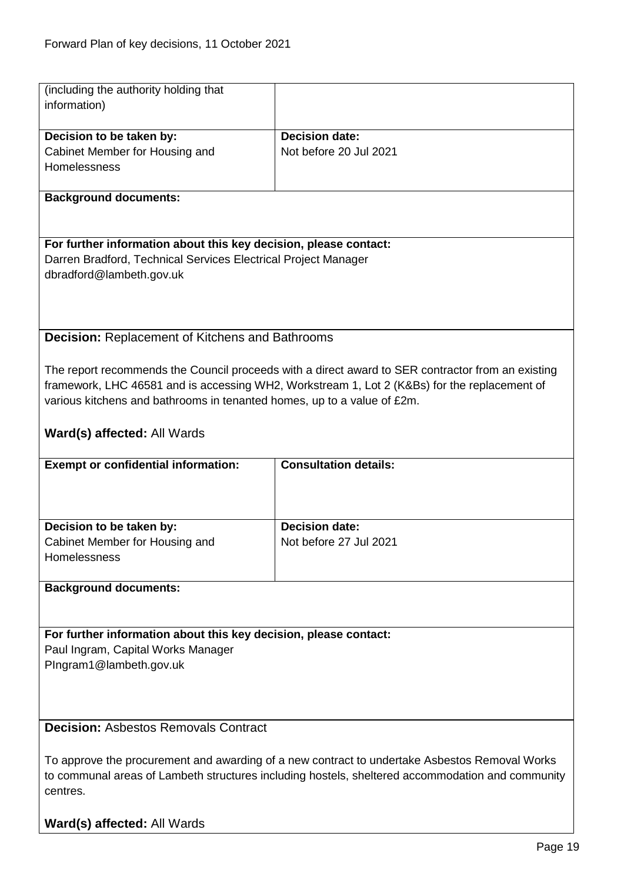| (including the authority holding that information) | |
|---|---|
| **Decision to be taken by:** Cabinet Member for Housing and Homelessness | **Decision date:** Not before 20 Jul 2021 |

**Background documents:**

**For further information about this key decision, please contact:**
Darren Bradford, Technical Services Electrical Project Manager
dbradford@lambeth.gov.uk

**Decision:** Replacement of Kitchens and Bathrooms

The report recommends the Council proceeds with a direct award to SER contractor from an existing framework, LHC 46581 and is accessing WH2, Workstream 1, Lot 2 (K&Bs) for the replacement of various kitchens and bathrooms in tenanted homes, up to a value of £2m.

**Ward(s) affected:** All Wards

| **Exempt or confidential information:** | **Consultation details:** |
|---|---|
| **Decision to be taken by:** Cabinet Member for Housing and Homelessness | **Decision date:** Not before 27 Jul 2021 |

**Background documents:**

**For further information about this key decision, please contact:**
Paul Ingram, Capital Works Manager
PIngram1@lambeth.gov.uk

**Decision:** Asbestos Removals Contract

To approve the procurement and awarding of a new contract to undertake Asbestos Removal Works to communal areas of Lambeth structures including hostels, sheltered accommodation and community centres.

**Ward(s) affected:** All Wards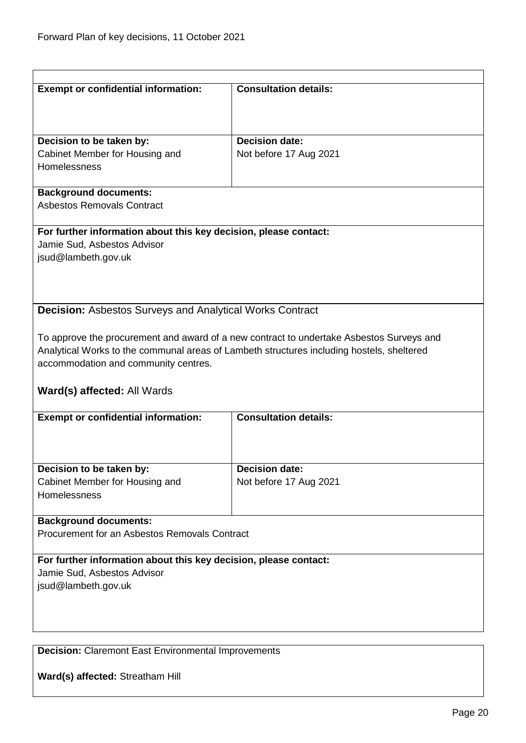| **Exempt or confidential information:** | **Consultation details:** |
|---|---|
| **Decision to be taken by:** Cabinet Member for Housing and Homelessness | **Decision date:** Not before 17 Aug 2021 |

**Background documents:**
Asbestos Removals Contract

**For further information about this key decision, please contact:**
Jamie Sud, Asbestos Advisor
jsud@lambeth.gov.uk

**Decision:** Asbestos Surveys and Analytical Works Contract

To approve the procurement and award of a new contract to undertake Asbestos Surveys and Analytical Works to the communal areas of Lambeth structures including hostels, sheltered accommodation and community centres.

**Ward(s) affected:** All Wards

| **Exempt or confidential information:** | **Consultation details:** |
|---|---|
| **Decision to be taken by:** Cabinet Member for Housing and Homelessness | **Decision date:** Not before 17 Aug 2021 |

**Background documents:**
Procurement for an Asbestos Removals Contract

**For further information about this key decision, please contact:**
Jamie Sud, Asbestos Advisor
jsud@lambeth.gov.uk

**Decision:** Claremont East Environmental Improvements

**Ward(s) affected:** Streatham Hill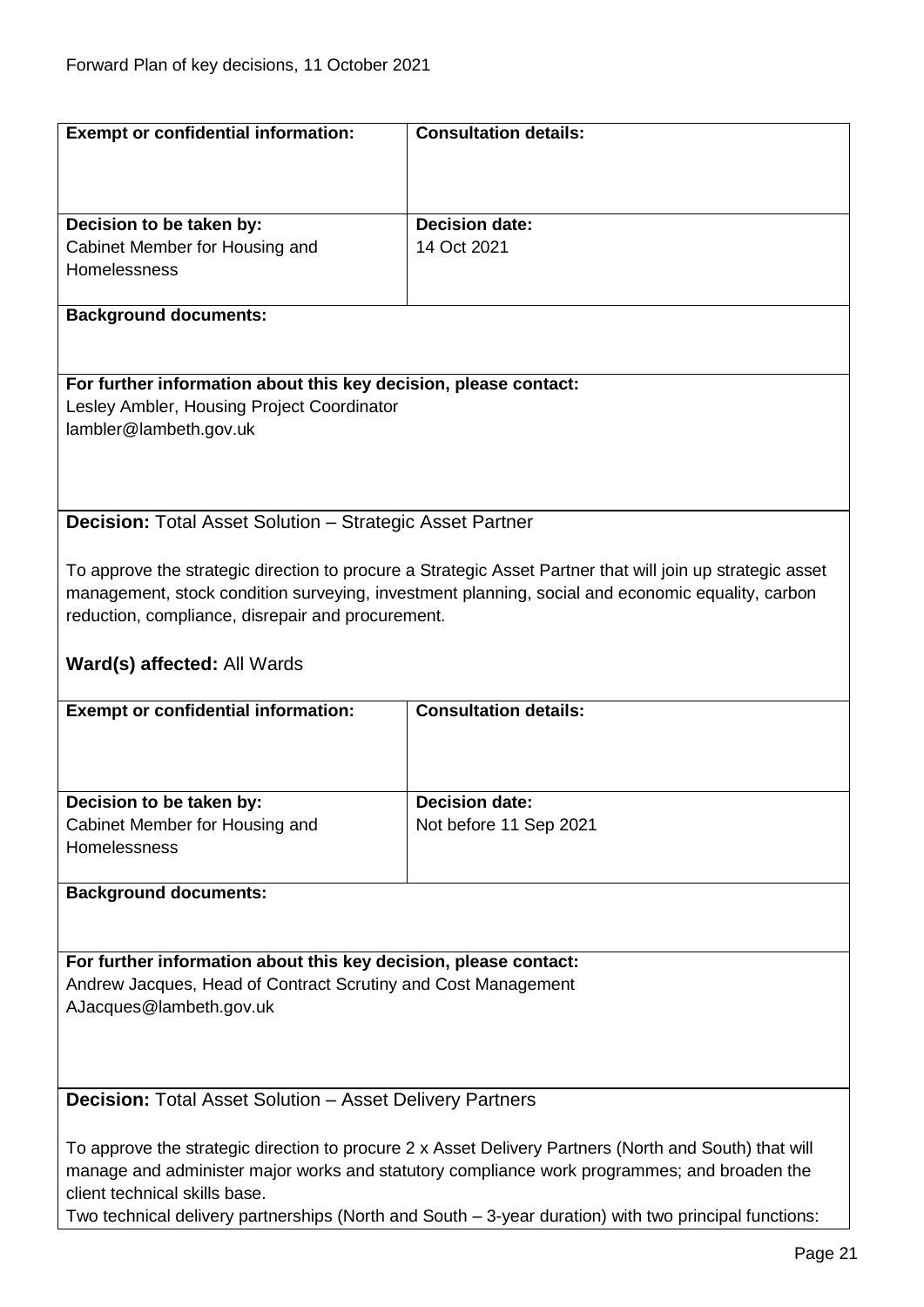| **Exempt or confidential information:** | **Consultation details:** |
|---|---|
| **Decision to be taken by:** Cabinet Member for Housing and Homelessness | **Decision date:** 14 Oct 2021 |

**Background documents:**

**For further information about this key decision, please contact:**
Lesley Ambler, Housing Project Coordinator
lambler@lambeth.gov.uk

**Decision:** Total Asset Solution – Strategic Asset Partner

To approve the strategic direction to procure a Strategic Asset Partner that will join up strategic asset management, stock condition surveying, investment planning, social and economic equality, carbon reduction, compliance, disrepair and procurement.

**Ward(s) affected:** All Wards

| **Exempt or confidential information:** | **Consultation details:** |
|---|---|
| **Decision to be taken by:** Cabinet Member for Housing and Homelessness | **Decision date:** Not before 11 Sep 2021 |

**Background documents:**

**For further information about this key decision, please contact:**
Andrew Jacques, Head of Contract Scrutiny and Cost Management
AJacques@lambeth.gov.uk

**Decision:** Total Asset Solution – Asset Delivery Partners

To approve the strategic direction to procure 2 x Asset Delivery Partners (North and South) that will manage and administer major works and statutory compliance work programmes; and broaden the client technical skills base.
Two technical delivery partnerships (North and South – 3-year duration) with two principal functions: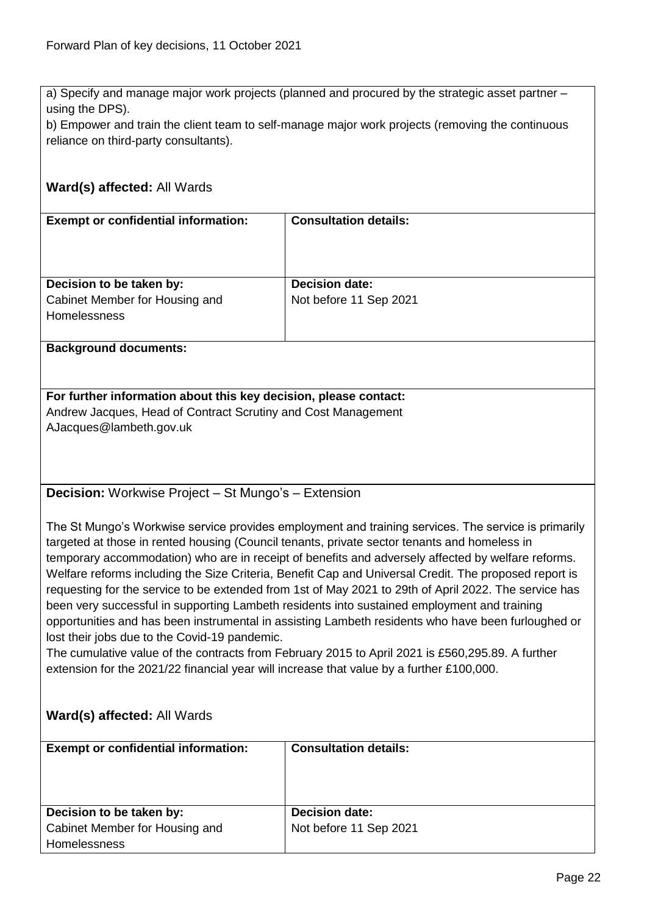a) Specify and manage major work projects (planned and procured by the strategic asset partner – using the DPS).

b) Empower and train the client team to self-manage major work projects (removing the continuous reliance on third-party consultants).

**Ward(s) affected:** All Wards

| **Exempt or confidential information:** | **Consultation details:** |
|---|---|
| **Decision to be taken by:** Cabinet Member for Housing and Homelessness | **Decision date:** Not before 11 Sep 2021 |

**Background documents:**

**For further information about this key decision, please contact:**
Andrew Jacques, Head of Contract Scrutiny and Cost Management
AJacques@lambeth.gov.uk

**Decision:** Workwise Project – St Mungo's – Extension

The St Mungo's Workwise service provides employment and training services. The service is primarily targeted at those in rented housing (Council tenants, private sector tenants and homeless in temporary accommodation) who are in receipt of benefits and adversely affected by welfare reforms. Welfare reforms including the Size Criteria, Benefit Cap and Universal Credit. The proposed report is requesting for the service to be extended from 1st of May 2021 to 29th of April 2022. The service has been very successful in supporting Lambeth residents into sustained employment and training opportunities and has been instrumental in assisting Lambeth residents who have been furloughed or lost their jobs due to the Covid-19 pandemic.

The cumulative value of the contracts from February 2015 to April 2021 is £560,295.89. A further extension for the 2021/22 financial year will increase that value by a further £100,000.

**Ward(s) affected:** All Wards

| **Exempt or confidential information:** | **Consultation details:** |
|---|---|
| **Decision to be taken by:** Cabinet Member for Housing and Homelessness | **Decision date:** Not before 11 Sep 2021 |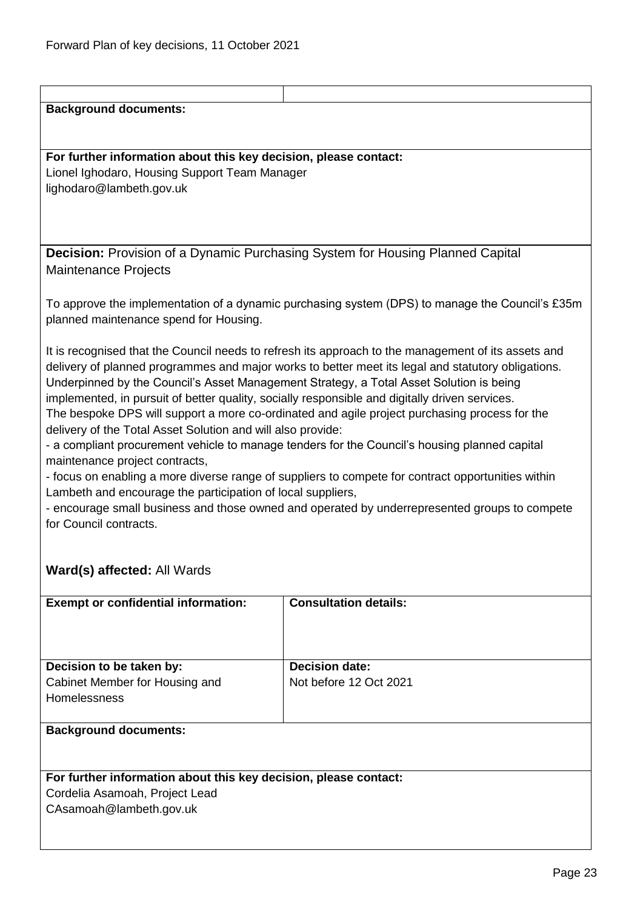**Background documents:**

**For further information about this key decision, please contact:**
Lionel Ighodaro, Housing Support Team Manager
lighodaro@lambeth.gov.uk

**Decision:** Provision of a Dynamic Purchasing System for Housing Planned Capital Maintenance Projects

To approve the implementation of a dynamic purchasing system (DPS) to manage the Council's £35m planned maintenance spend for Housing.

It is recognised that the Council needs to refresh its approach to the management of its assets and delivery of planned programmes and major works to better meet its legal and statutory obligations. Underpinned by the Council's Asset Management Strategy, a Total Asset Solution is being implemented, in pursuit of better quality, socially responsible and digitally driven services.
The bespoke DPS will support a more co-ordinated and agile project purchasing process for the delivery of the Total Asset Solution and will also provide:
- a compliant procurement vehicle to manage tenders for the Council's housing planned capital maintenance project contracts,
- focus on enabling a more diverse range of suppliers to compete for contract opportunities within Lambeth and encourage the participation of local suppliers,
- encourage small business and those owned and operated by underrepresented groups to compete for Council contracts.

**Ward(s) affected:** All Wards

| **Exempt or confidential information:** | **Consultation details:** |
|---|---|
| **Decision to be taken by:**<br>Cabinet Member for Housing and Homelessness | **Decision date:**<br>Not before 12 Oct 2021 |

**Background documents:**

**For further information about this key decision, please contact:**
Cordelia Asamoah, Project Lead
CAsamoah@lambeth.gov.uk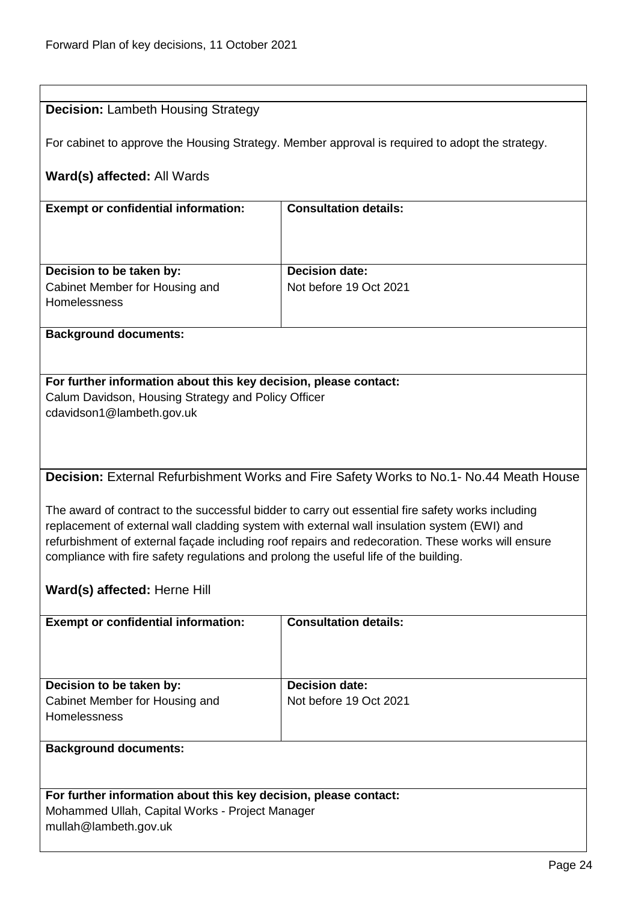**Decision:** Lambeth Housing Strategy

For cabinet to approve the Housing Strategy. Member approval is required to adopt the strategy.

**Ward(s) affected:** All Wards

| **Exempt or confidential information:** | **Consultation details:** |
|---|---|
| | |
| **Decision to be taken by:** Cabinet Member for Housing and Homelessness | **Decision date:** Not before 19 Oct 2021 |

**Background documents:**

**For further information about this key decision, please contact:**
Calum Davidson, Housing Strategy and Policy Officer
cdavidson1@lambeth.gov.uk

**Decision:** External Refurbishment Works and Fire Safety Works to No.1- No.44 Meath House

The award of contract to the successful bidder to carry out essential fire safety works including replacement of external wall cladding system with external wall insulation system (EWI) and refurbishment of external façade including roof repairs and redecoration. These works will ensure compliance with fire safety regulations and prolong the useful life of the building.

**Ward(s) affected:** Herne Hill

| **Exempt or confidential information:** | **Consultation details:** |
|---|---|
| | |
| **Decision to be taken by:** Cabinet Member for Housing and Homelessness | **Decision date:** Not before 19 Oct 2021 |

**Background documents:**

**For further information about this key decision, please contact:**
Mohammed Ullah, Capital Works - Project Manager
mullah@lambeth.gov.uk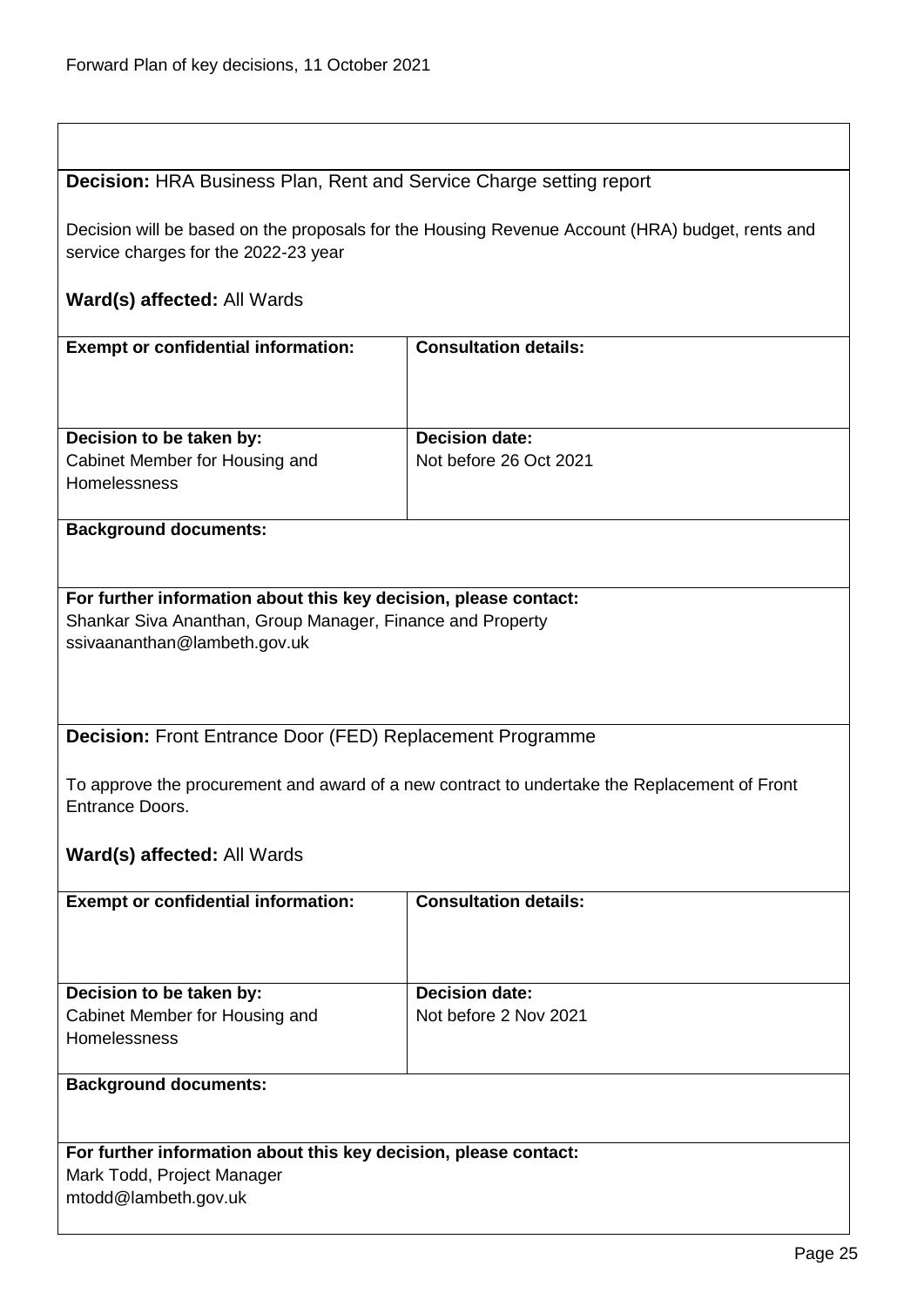**Decision:** HRA Business Plan, Rent and Service Charge setting report

Decision will be based on the proposals for the Housing Revenue Account (HRA) budget, rents and service charges for the 2022-23 year

**Ward(s) affected:** All Wards

| **Exempt or confidential information:** | **Consultation details:** |
|---|---|
| | |
| **Decision to be taken by:**<br>Cabinet Member for Housing and Homelessness | **Decision date:**<br>Not before 26 Oct 2021 |

**Background documents:**

**For further information about this key decision, please contact:**
Shankar Siva Ananthan, Group Manager, Finance and Property
ssivaananthan@lambeth.gov.uk

**Decision:** Front Entrance Door (FED) Replacement Programme

To approve the procurement and award of a new contract to undertake the Replacement of Front Entrance Doors.

**Ward(s) affected:** All Wards

| **Exempt or confidential information:** | **Consultation details:** |
|---|---|
| | |
| **Decision to be taken by:**<br>Cabinet Member for Housing and Homelessness | **Decision date:**<br>Not before 2 Nov 2021 |

**Background documents:**

**For further information about this key decision, please contact:**
Mark Todd, Project Manager
mtodd@lambeth.gov.uk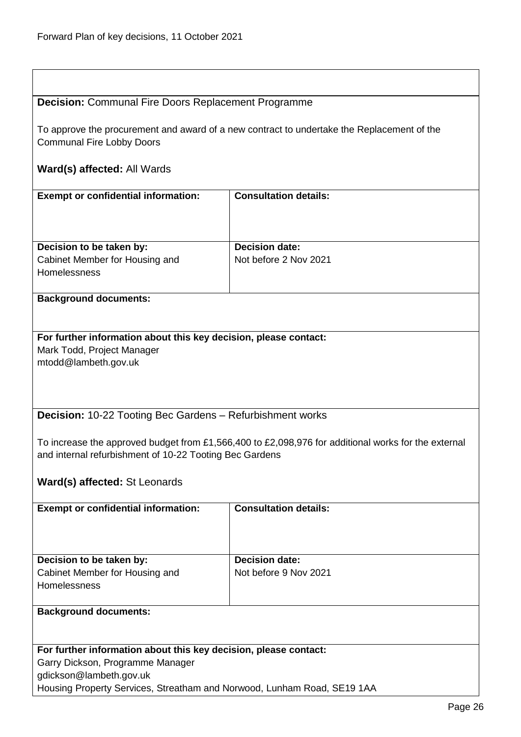**Decision:** Communal Fire Doors Replacement Programme

To approve the procurement and award of a new contract to undertake the Replacement of the Communal Fire Lobby Doors

**Ward(s) affected:** All Wards

| **Exempt or confidential information:** | **Consultation details:** |
|---|---|
| **Decision to be taken by:** Cabinet Member for Housing and Homelessness | **Decision date:** Not before 2 Nov 2021 |

**Background documents:**

**For further information about this key decision, please contact:**
Mark Todd, Project Manager
mtodd@lambeth.gov.uk

**Decision:** 10-22 Tooting Bec Gardens – Refurbishment works

To increase the approved budget from £1,566,400 to £2,098,976 for additional works for the external and internal refurbishment of 10-22 Tooting Bec Gardens

**Ward(s) affected:** St Leonards

| **Exempt or confidential information:** | **Consultation details:** |
|---|---|
| **Decision to be taken by:** Cabinet Member for Housing and Homelessness | **Decision date:** Not before 9 Nov 2021 |

**Background documents:**

**For further information about this key decision, please contact:**
Garry Dickson, Programme Manager
gdickson@lambeth.gov.uk
Housing Property Services, Streatham and Norwood, Lunham Road, SE19 1AA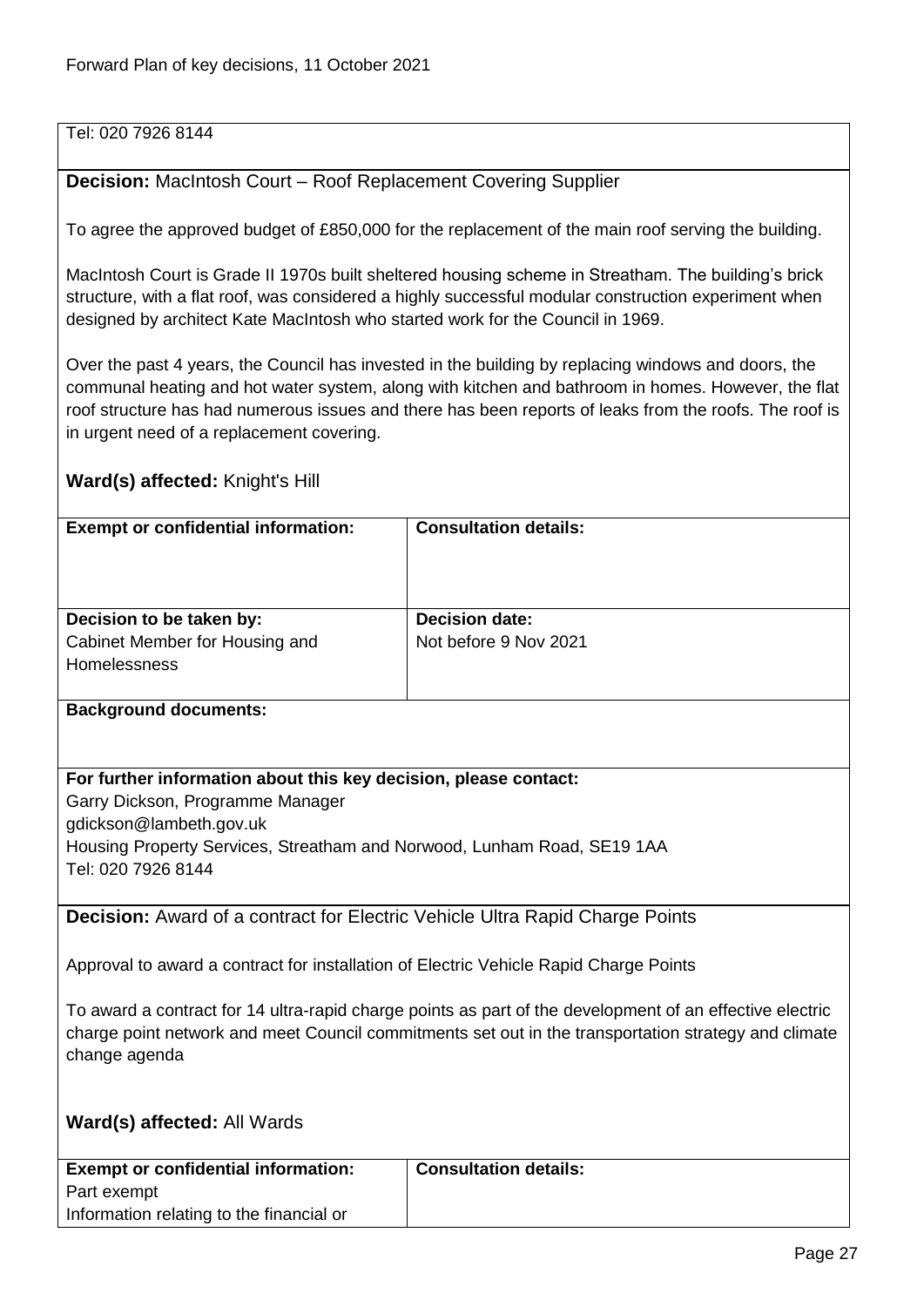Tel: 020 7926 8144

**Decision:** MacIntosh Court – Roof Replacement Covering Supplier

To agree the approved budget of £850,000 for the replacement of the main roof serving the building.

MacIntosh Court is Grade II 1970s built sheltered housing scheme in Streatham. The building's brick structure, with a flat roof, was considered a highly successful modular construction experiment when designed by architect Kate MacIntosh who started work for the Council in 1969.

Over the past 4 years, the Council has invested in the building by replacing windows and doors, the communal heating and hot water system, along with kitchen and bathroom in homes. However, the flat roof structure has had numerous issues and there has been reports of leaks from the roofs. The roof is in urgent need of a replacement covering.

**Ward(s) affected:** Knight's Hill

| **Exempt or confidential information:** | **Consultation details:** |
|---|---|
| **Decision to be taken by:**<br>Cabinet Member for Housing and Homelessness | **Decision date:**<br>Not before 9 Nov 2021 |

**Background documents:**

**For further information about this key decision, please contact:**
Garry Dickson, Programme Manager
gdickson@lambeth.gov.uk
Housing Property Services, Streatham and Norwood, Lunham Road, SE19 1AA
Tel: 020 7926 8144

**Decision:** Award of a contract for Electric Vehicle Ultra Rapid Charge Points

Approval to award a contract for installation of Electric Vehicle Rapid Charge Points

To award a contract for 14 ultra-rapid charge points as part of the development of an effective electric charge point network and meet Council commitments set out in the transportation strategy and climate change agenda

**Ward(s) affected:** All Wards

| **Exempt or confidential information:** | **Consultation details:** |
|---|---|
| Part exempt<br>Information relating to the financial or | |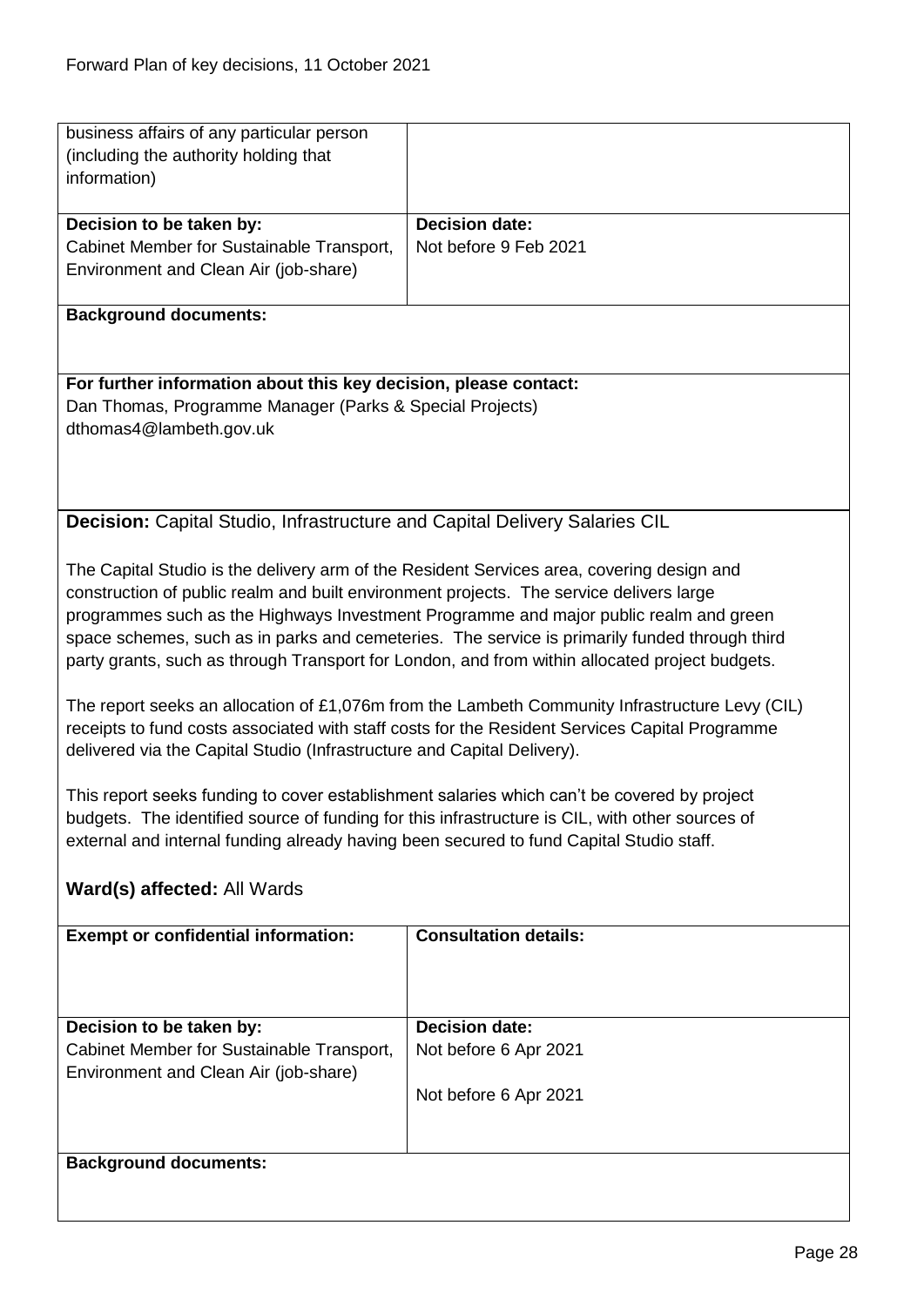| business affairs of any particular person (including the authority holding that information) | |
|---|---|
| **Decision to be taken by:** Cabinet Member for Sustainable Transport, Environment and Clean Air (job-share) | **Decision date:** Not before 9 Feb 2021 |

**Background documents:**

**For further information about this key decision, please contact:**
Dan Thomas, Programme Manager (Parks & Special Projects)
dthomas4@lambeth.gov.uk

**Decision:** Capital Studio, Infrastructure and Capital Delivery Salaries CIL

The Capital Studio is the delivery arm of the Resident Services area, covering design and construction of public realm and built environment projects. The service delivers large programmes such as the Highways Investment Programme and major public realm and green space schemes, such as in parks and cemeteries. The service is primarily funded through third party grants, such as through Transport for London, and from within allocated project budgets.

The report seeks an allocation of £1,076m from the Lambeth Community Infrastructure Levy (CIL) receipts to fund costs associated with staff costs for the Resident Services Capital Programme delivered via the Capital Studio (Infrastructure and Capital Delivery).

This report seeks funding to cover establishment salaries which can't be covered by project budgets. The identified source of funding for this infrastructure is CIL, with other sources of external and internal funding already having been secured to fund Capital Studio staff.

**Ward(s) affected:** All Wards

| **Exempt or confidential information:** | **Consultation details:** |
|---|---|
| **Decision to be taken by:** Cabinet Member for Sustainable Transport, Environment and Clean Air (job-share) | **Decision date:** Not before 6 Apr 2021<br><br>Not before 6 Apr 2021 |

**Background documents:**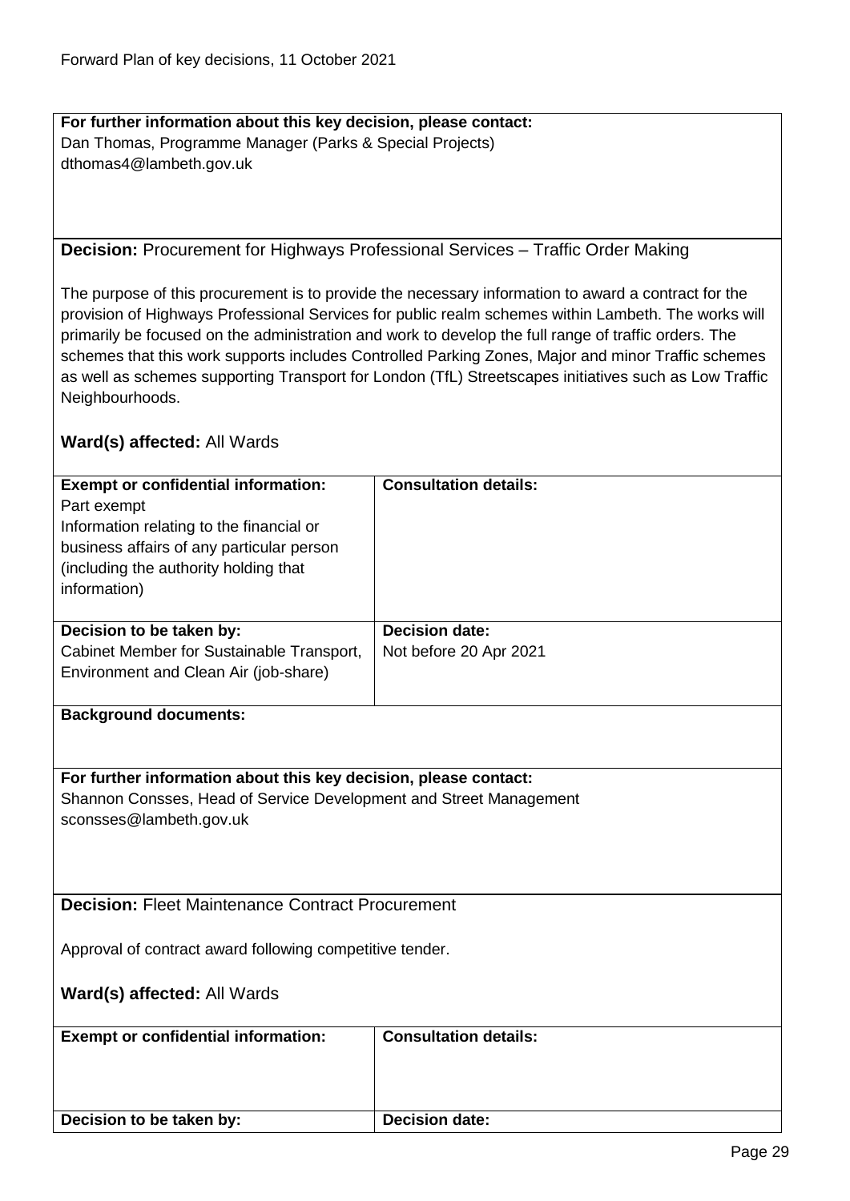**For further information about this key decision, please contact:**
Dan Thomas, Programme Manager (Parks & Special Projects)
dthomas4@lambeth.gov.uk

**Decision:** Procurement for Highways Professional Services – Traffic Order Making

The purpose of this procurement is to provide the necessary information to award a contract for the provision of Highways Professional Services for public realm schemes within Lambeth. The works will primarily be focused on the administration and work to develop the full range of traffic orders. The schemes that this work supports includes Controlled Parking Zones, Major and minor Traffic schemes as well as schemes supporting Transport for London (TfL) Streetscapes initiatives such as Low Traffic Neighbourhoods.

**Ward(s) affected:** All Wards

| **Exempt or confidential information:** | **Consultation details:** |
|---|---|
| Part exempt<br>Information relating to the financial or business affairs of any particular person (including the authority holding that information) | |
| **Decision to be taken by:** | **Decision date:** |
| Cabinet Member for Sustainable Transport, Environment and Clean Air (job-share) | Not before 20 Apr 2021 |

**Background documents:**

**For further information about this key decision, please contact:**
Shannon Consses, Head of Service Development and Street Management
sconsses@lambeth.gov.uk

**Decision:** Fleet Maintenance Contract Procurement

Approval of contract award following competitive tender.

**Ward(s) affected:** All Wards

| **Exempt or confidential information:** | **Consultation details:** |
|---|---|
| | |
| **Decision to be taken by:** | **Decision date:** |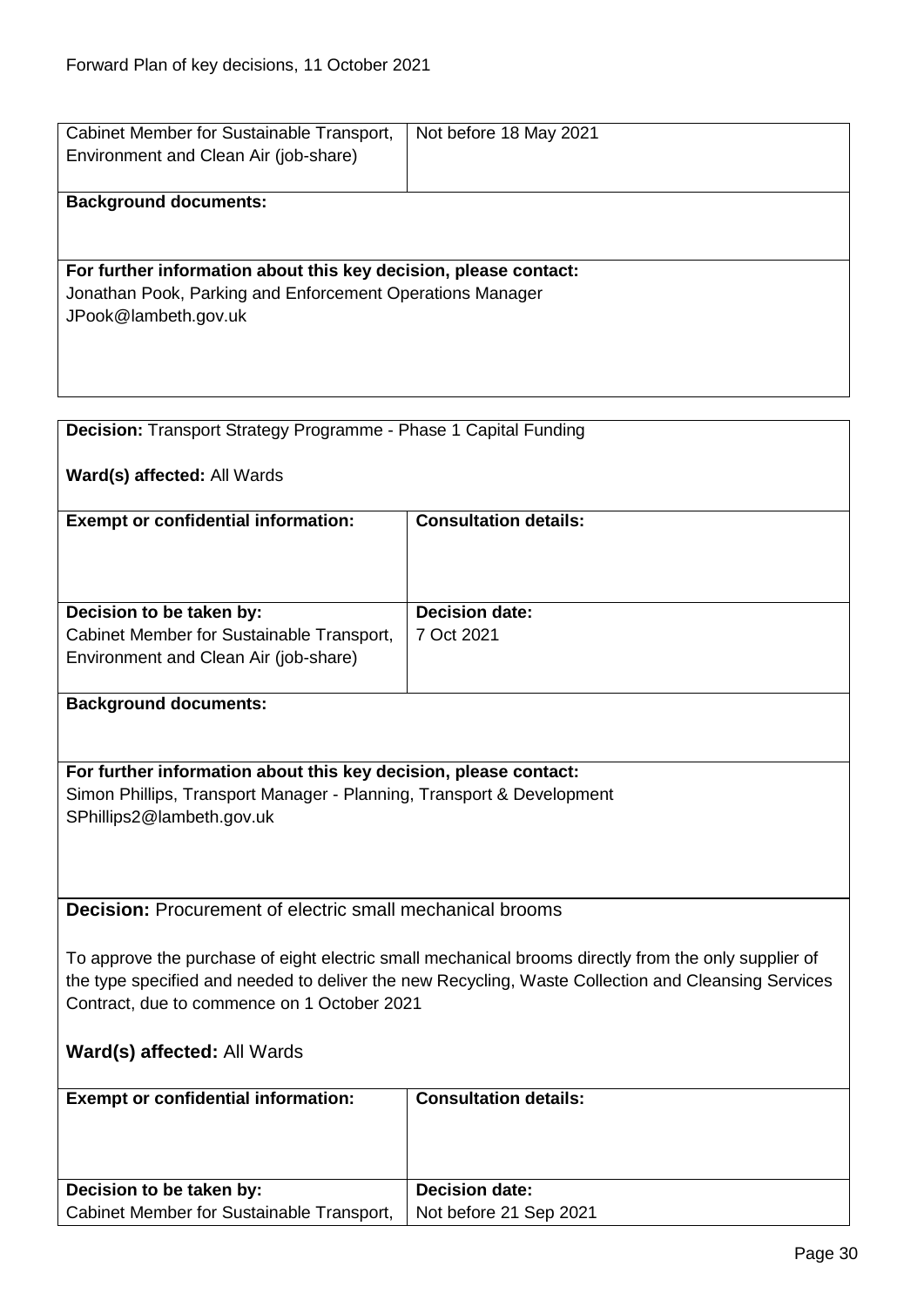| | |
|---|---|
| Cabinet Member for Sustainable Transport, Environment and Clean Air (job-share) | Not before 18 May 2021 |

**Background documents:**

**For further information about this key decision, please contact:**
Jonathan Pook, Parking and Enforcement Operations Manager
JPook@lambeth.gov.uk

**Decision:** Transport Strategy Programme - Phase 1 Capital Funding

**Ward(s) affected:** All Wards

| **Exempt or confidential information:** | **Consultation details:** |
|---|---|
| | |
| **Decision to be taken by:** | **Decision date:** |
| Cabinet Member for Sustainable Transport, Environment and Clean Air (job-share) | 7 Oct 2021 |

**Background documents:**

**For further information about this key decision, please contact:**
Simon Phillips, Transport Manager - Planning, Transport & Development
SPhillips2@lambeth.gov.uk

**Decision:** Procurement of electric small mechanical brooms

To approve the purchase of eight electric small mechanical brooms directly from the only supplier of the type specified and needed to deliver the new Recycling, Waste Collection and Cleansing Services Contract, due to commence on 1 October 2021

**Ward(s) affected:** All Wards

| **Exempt or confidential information:** | **Consultation details:** |
|---|---|
| | |
| **Decision to be taken by:** | **Decision date:** |
| Cabinet Member for Sustainable Transport, | Not before 21 Sep 2021 |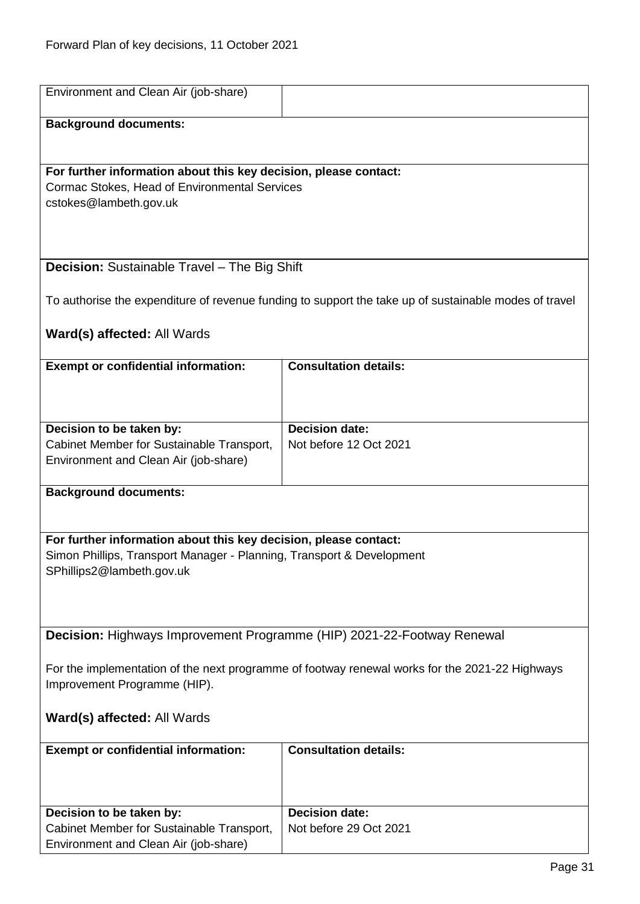| Environment and Clean Air (job-share) | |
|---|---|

**Background documents:**

**For further information about this key decision, please contact:**
Cormac Stokes, Head of Environmental Services
cstokes@lambeth.gov.uk

**Decision:** Sustainable Travel – The Big Shift

To authorise the expenditure of revenue funding to support the take up of sustainable modes of travel

**Ward(s) affected:** All Wards

| **Exempt or confidential information:** | **Consultation details:** |
|---|---|
| **Decision to be taken by:** Cabinet Member for Sustainable Transport, Environment and Clean Air (job-share) | **Decision date:** Not before 12 Oct 2021 |

**Background documents:**

**For further information about this key decision, please contact:**
Simon Phillips, Transport Manager - Planning, Transport & Development
SPhillips2@lambeth.gov.uk

**Decision:** Highways Improvement Programme (HIP) 2021-22-Footway Renewal

For the implementation of the next programme of footway renewal works for the 2021-22 Highways Improvement Programme (HIP).

**Ward(s) affected:** All Wards

| **Exempt or confidential information:** | **Consultation details:** |
|---|---|
| **Decision to be taken by:** Cabinet Member for Sustainable Transport, Environment and Clean Air (job-share) | **Decision date:** Not before 29 Oct 2021 |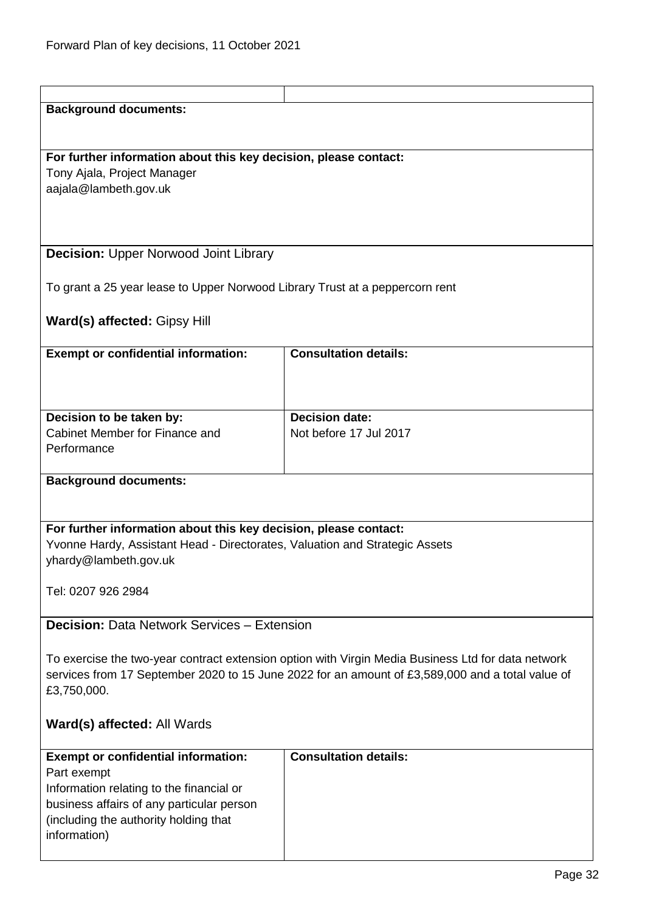**Background documents:**

**For further information about this key decision, please contact:**
Tony Ajala, Project Manager
aajala@lambeth.gov.uk

**Decision:** Upper Norwood Joint Library

To grant a 25 year lease to Upper Norwood Library Trust at a peppercorn rent

**Ward(s) affected:** Gipsy Hill

| **Exempt or confidential information:** | **Consultation details:** |
|---|---|
| | |
| **Decision to be taken by:** Cabinet Member for Finance and Performance | **Decision date:** Not before 17 Jul 2017 |

**Background documents:**

**For further information about this key decision, please contact:**
Yvonne Hardy, Assistant Head - Directorates, Valuation and Strategic Assets
yhardy@lambeth.gov.uk

Tel: 0207 926 2984

**Decision:** Data Network Services – Extension

To exercise the two-year contract extension option with Virgin Media Business Ltd for data network services from 17 September 2020 to 15 June 2022 for an amount of £3,589,000 and a total value of £3,750,000.

**Ward(s) affected:** All Wards

| **Exempt or confidential information:** | **Consultation details:** |
|---|---|
| Part exempt<br>Information relating to the financial or business affairs of any particular person (including the authority holding that information) | |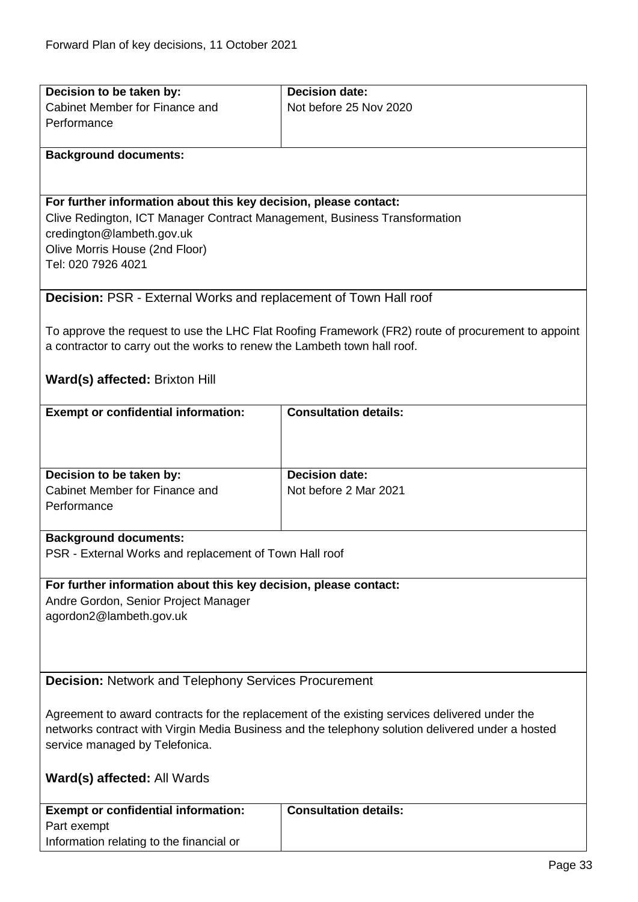| **Decision to be taken by:** | **Decision date:** |
|---|---|
| Cabinet Member for Finance and Performance | Not before 25 Nov 2020 |

**Background documents:**

**For further information about this key decision, please contact:**
Clive Redington, ICT Manager Contract Management, Business Transformation
credington@lambeth.gov.uk
Olive Morris House (2nd Floor)
Tel: 020 7926 4021

**Decision:** PSR - External Works and replacement of Town Hall roof

To approve the request to use the LHC Flat Roofing Framework (FR2) route of procurement to appoint a contractor to carry out the works to renew the Lambeth town hall roof.

**Ward(s) affected:** Brixton Hill

| **Exempt or confidential information:** | **Consultation details:** |
|---|---|
| | |

| **Decision to be taken by:** | **Decision date:** |
|---|---|
| Cabinet Member for Finance and Performance | Not before 2 Mar 2021 |

**Background documents:**
PSR - External Works and replacement of Town Hall roof

**For further information about this key decision, please contact:**
Andre Gordon, Senior Project Manager
agordon2@lambeth.gov.uk

**Decision:** Network and Telephony Services Procurement

Agreement to award contracts for the replacement of the existing services delivered under the networks contract with Virgin Media Business and the telephony solution delivered under a hosted service managed by Telefonica.

**Ward(s) affected:** All Wards

| **Exempt or confidential information:** | **Consultation details:** |
|---|---|
| Part exempt<br>Information relating to the financial or | |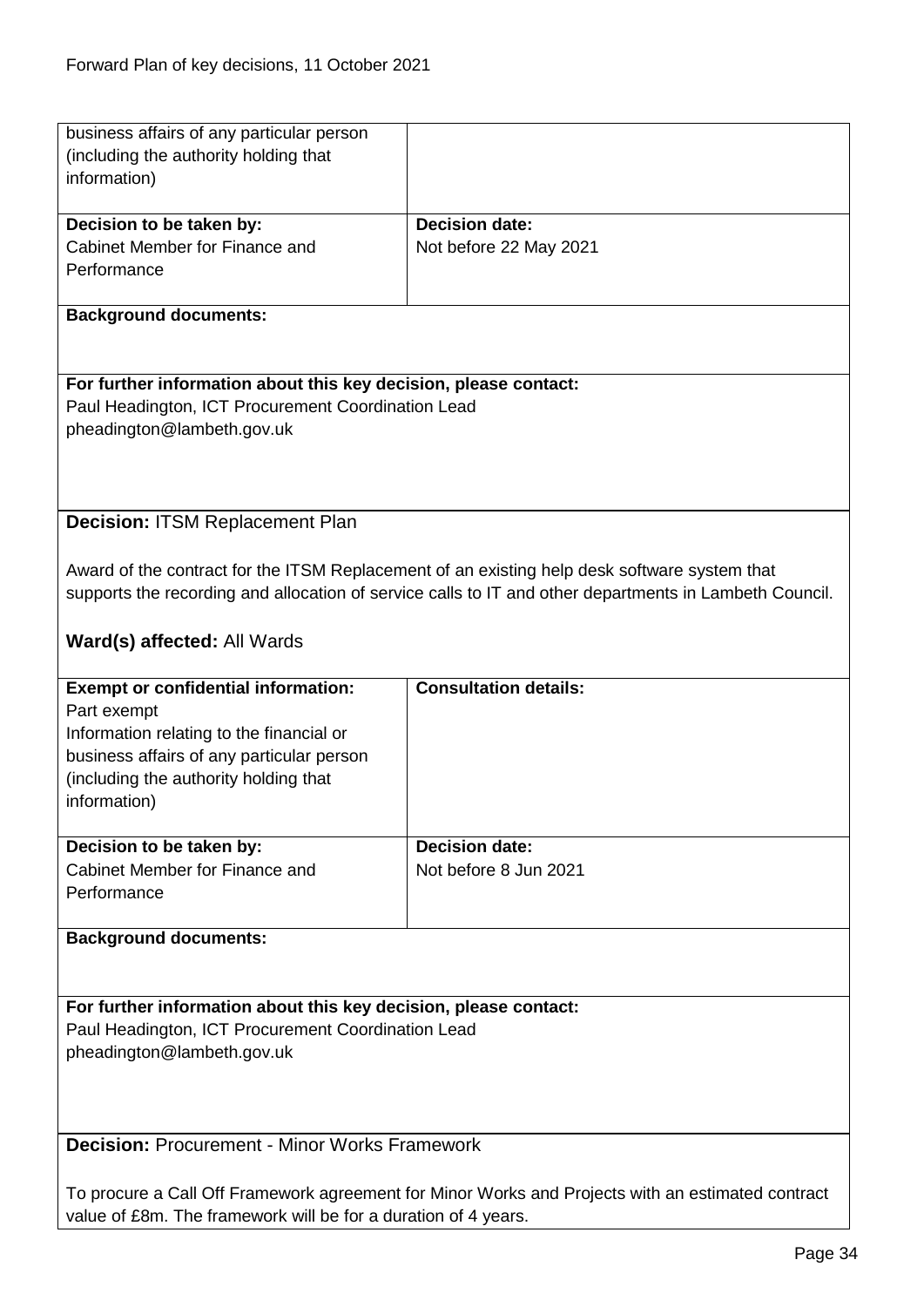business affairs of any particular person (including the authority holding that information)

| Decision to be taken by: | Decision date: |
| --- | --- |
| Cabinet Member for Finance and Performance | Not before 22 May 2021 |

**Background documents:**

**For further information about this key decision, please contact:**
Paul Headington, ICT Procurement Coordination Lead
pheadington@lambeth.gov.uk

**Decision:** ITSM Replacement Plan

Award of the contract for the ITSM Replacement of an existing help desk software system that supports the recording and allocation of service calls to IT and other departments in Lambeth Council.

**Ward(s) affected:** All Wards

| Exempt or confidential information: | Consultation details: |
| --- | --- |
| Part exempt<br>Information relating to the financial or business affairs of any particular person (including the authority holding that information) | |

| Decision to be taken by: | Decision date: |
| --- | --- |
| Cabinet Member for Finance and Performance | Not before 8 Jun 2021 |

**Background documents:**

**For further information about this key decision, please contact:**
Paul Headington, ICT Procurement Coordination Lead
pheadington@lambeth.gov.uk

**Decision:** Procurement - Minor Works Framework

To procure a Call Off Framework agreement for Minor Works and Projects with an estimated contract value of £8m. The framework will be for a duration of 4 years.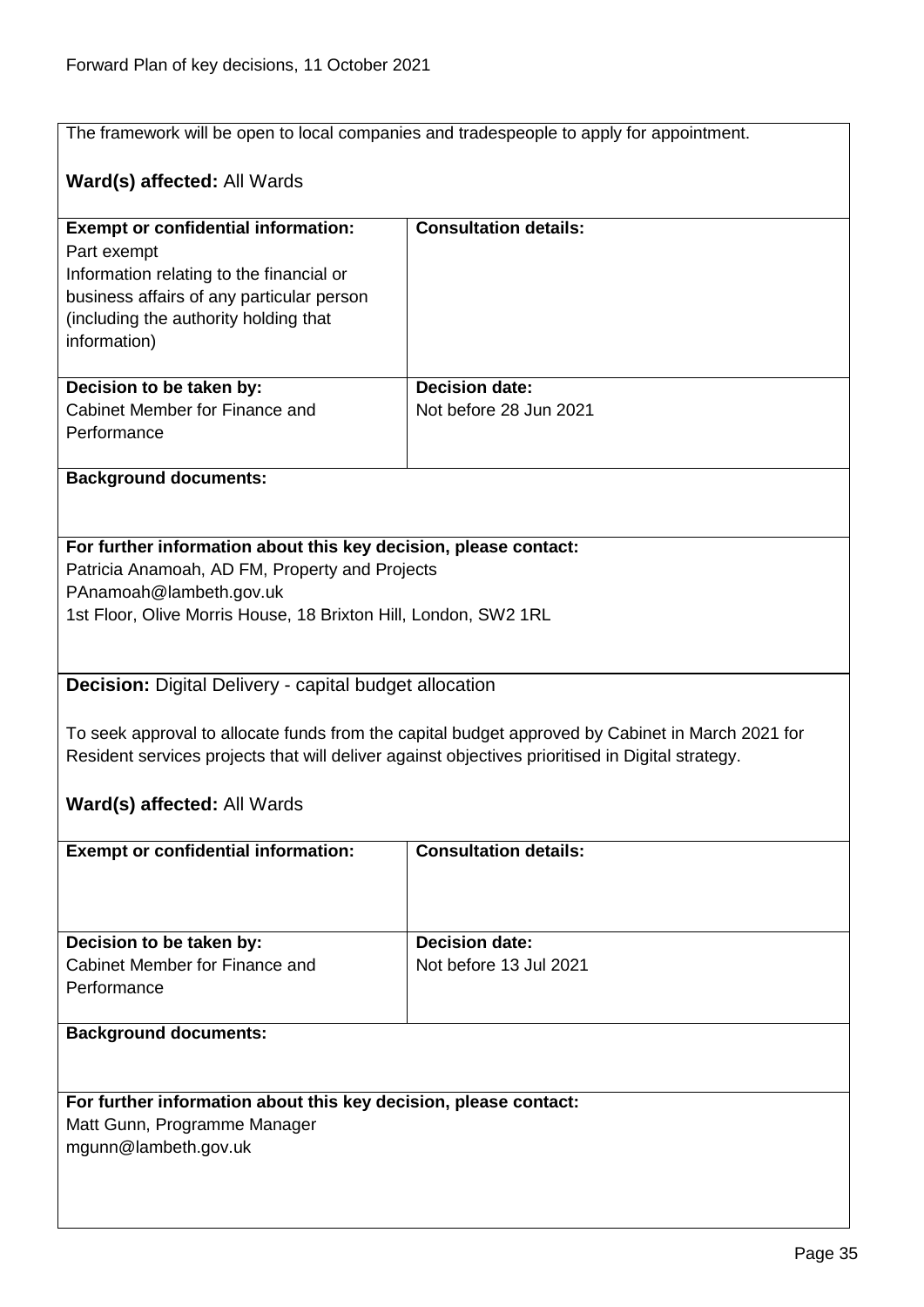The framework will be open to local companies and tradespeople to apply for appointment.

**Ward(s) affected:** All Wards

| **Exempt or confidential information:** | **Consultation details:** |
| --- | --- |
| Part exempt<br>Information relating to the financial or business affairs of any particular person (including the authority holding that information) | |
| **Decision to be taken by:**<br>Cabinet Member for Finance and Performance | **Decision date:**<br>Not before 28 Jun 2021 |

**Background documents:**

**For further information about this key decision, please contact:**
Patricia Anamoah, AD FM, Property and Projects
PAnamoah@lambeth.gov.uk
1st Floor, Olive Morris House, 18 Brixton Hill, London, SW2 1RL

**Decision:** Digital Delivery - capital budget allocation

To seek approval to allocate funds from the capital budget approved by Cabinet in March 2021 for Resident services projects that will deliver against objectives prioritised in Digital strategy.

**Ward(s) affected:** All Wards

| **Exempt or confidential information:** | **Consultation details:** |
| --- | --- |
| **Decision to be taken by:**<br>Cabinet Member for Finance and Performance | **Decision date:**<br>Not before 13 Jul 2021 |

**Background documents:**

**For further information about this key decision, please contact:**
Matt Gunn, Programme Manager
mgunn@lambeth.gov.uk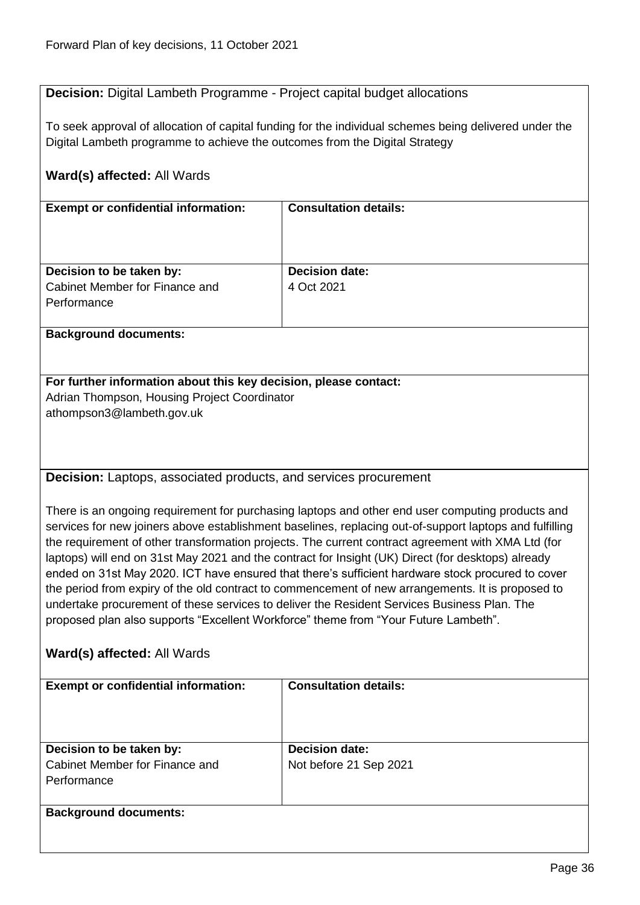**Decision:** Digital Lambeth Programme - Project capital budget allocations

To seek approval of allocation of capital funding for the individual schemes being delivered under the Digital Lambeth programme to achieve the outcomes from the Digital Strategy

**Ward(s) affected:** All Wards

| **Exempt or confidential information:** | **Consultation details:** |
|---|---|
| **Decision to be taken by:** Cabinet Member for Finance and Performance | **Decision date:** 4 Oct 2021 |

**Background documents:**

**For further information about this key decision, please contact:**
Adrian Thompson, Housing Project Coordinator
athompson3@lambeth.gov.uk

**Decision:** Laptops, associated products, and services procurement

There is an ongoing requirement for purchasing laptops and other end user computing products and services for new joiners above establishment baselines, replacing out-of-support laptops and fulfilling the requirement of other transformation projects. The current contract agreement with XMA Ltd (for laptops) will end on 31st May 2021 and the contract for Insight (UK) Direct (for desktops) already ended on 31st May 2020. ICT have ensured that there's sufficient hardware stock procured to cover the period from expiry of the old contract to commencement of new arrangements. It is proposed to undertake procurement of these services to deliver the Resident Services Business Plan. The proposed plan also supports "Excellent Workforce" theme from "Your Future Lambeth".

**Ward(s) affected:** All Wards

| **Exempt or confidential information:** | **Consultation details:** |
|---|---|
| **Decision to be taken by:** Cabinet Member for Finance and Performance | **Decision date:** Not before 21 Sep 2021 |

**Background documents:**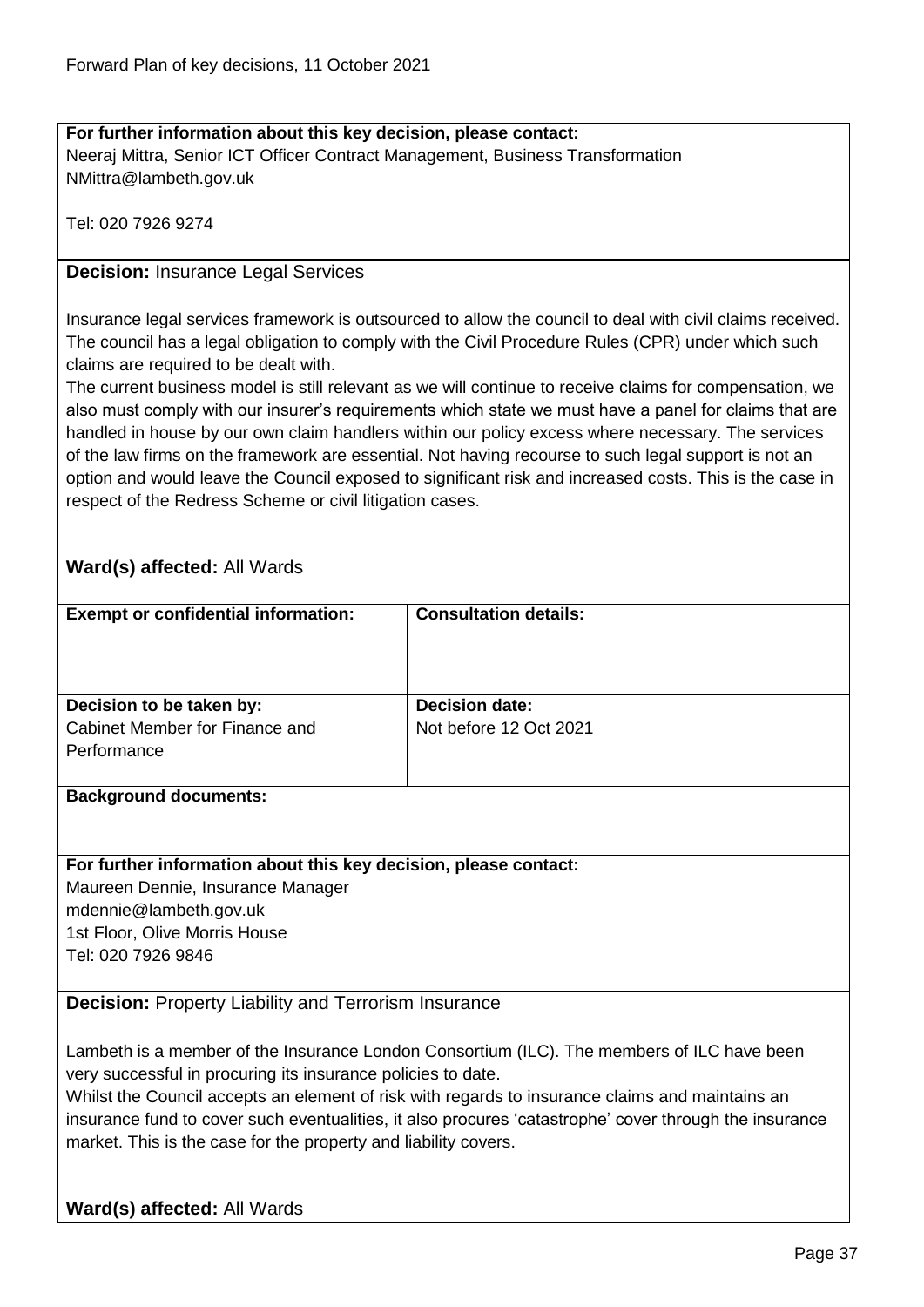**For further information about this key decision, please contact:**
Neeraj Mittra, Senior ICT Officer Contract Management, Business Transformation
NMittra@lambeth.gov.uk

Tel: 020 7926 9274

**Decision:** Insurance Legal Services

Insurance legal services framework is outsourced to allow the council to deal with civil claims received. The council has a legal obligation to comply with the Civil Procedure Rules (CPR) under which such claims are required to be dealt with.
The current business model is still relevant as we will continue to receive claims for compensation, we also must comply with our insurer's requirements which state we must have a panel for claims that are handled in house by our own claim handlers within our policy excess where necessary. The services of the law firms on the framework are essential. Not having recourse to such legal support is not an option and would leave the Council exposed to significant risk and increased costs. This is the case in respect of the Redress Scheme or civil litigation cases.

**Ward(s) affected:** All Wards

| **Exempt or confidential information:** | **Consultation details:** |
| --- | --- |
| **Decision to be taken by:** Cabinet Member for Finance and Performance | **Decision date:** Not before 12 Oct 2021 |

**Background documents:**

**For further information about this key decision, please contact:**
Maureen Dennie, Insurance Manager
mdennie@lambeth.gov.uk
1st Floor, Olive Morris House
Tel: 020 7926 9846

**Decision:** Property Liability and Terrorism Insurance

Lambeth is a member of the Insurance London Consortium (ILC). The members of ILC have been very successful in procuring its insurance policies to date.
Whilst the Council accepts an element of risk with regards to insurance claims and maintains an insurance fund to cover such eventualities, it also procures 'catastrophe' cover through the insurance market. This is the case for the property and liability covers.

**Ward(s) affected:** All Wards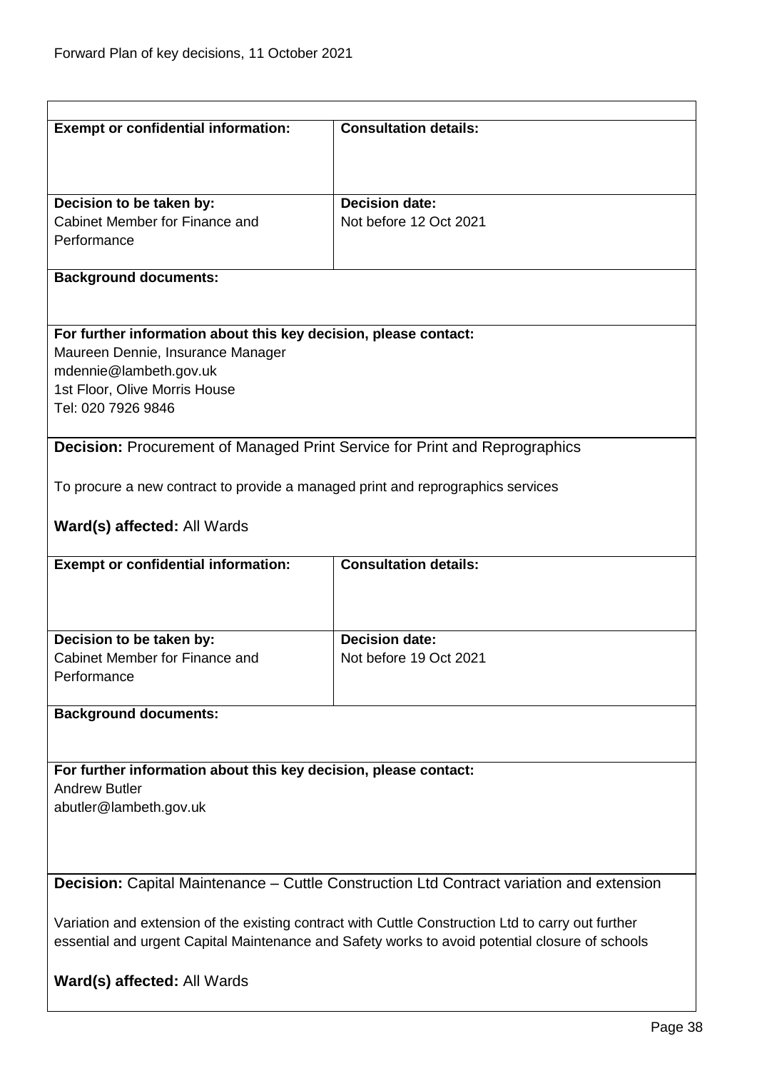| Exempt or confidential information: | Consultation details: |
|---|---|
| | |
| **Decision to be taken by:** Cabinet Member for Finance and Performance | **Decision date:** Not before 12 Oct 2021 |

**Background documents:**

**For further information about this key decision, please contact:**
Maureen Dennie, Insurance Manager
mdennie@lambeth.gov.uk
1st Floor, Olive Morris House
Tel: 020 7926 9846

**Decision:** Procurement of Managed Print Service for Print and Reprographics

To procure a new contract to provide a managed print and reprographics services

**Ward(s) affected:** All Wards

| Exempt or confidential information: | Consultation details: |
|---|---|
| | |
| **Decision to be taken by:** Cabinet Member for Finance and Performance | **Decision date:** Not before 19 Oct 2021 |

**Background documents:**

**For further information about this key decision, please contact:**
Andrew Butler
abutler@lambeth.gov.uk

**Decision:** Capital Maintenance – Cuttle Construction Ltd Contract variation and extension

Variation and extension of the existing contract with Cuttle Construction Ltd to carry out further essential and urgent Capital Maintenance and Safety works to avoid potential closure of schools

**Ward(s) affected:** All Wards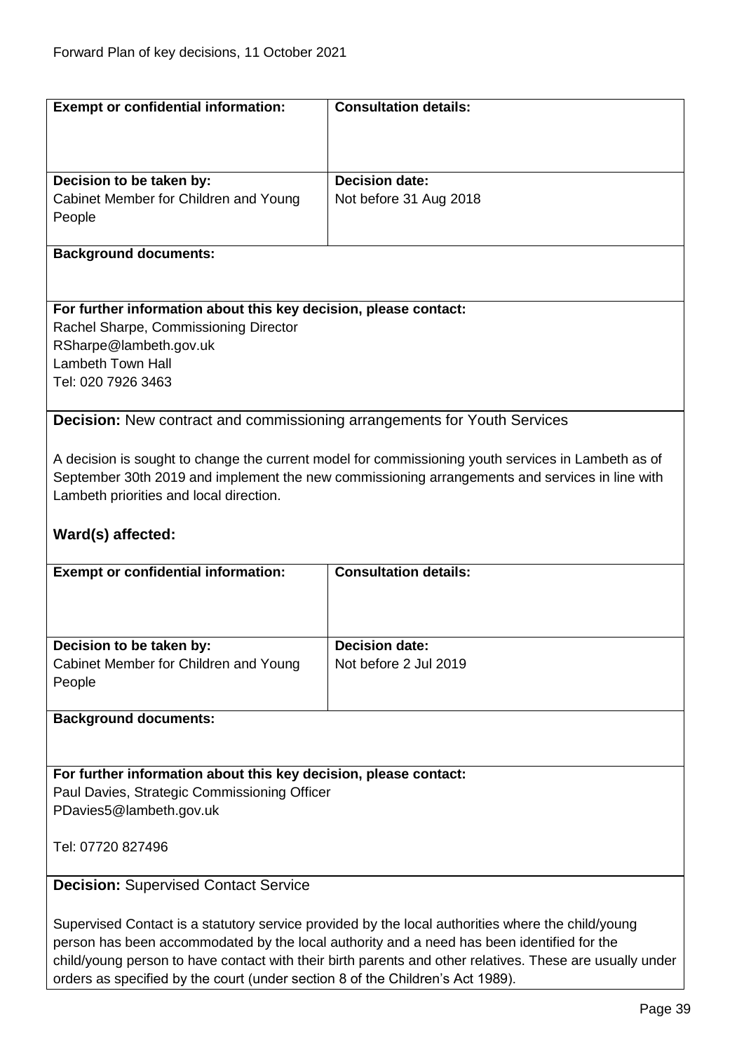| **Exempt or confidential information:** | **Consultation details:** |
|---|---|
| **Decision to be taken by:**<br>Cabinet Member for Children and Young People | **Decision date:**<br>Not before 31 Aug 2018 |

**Background documents:**

**For further information about this key decision, please contact:**
Rachel Sharpe, Commissioning Director
RSharpe@lambeth.gov.uk
Lambeth Town Hall
Tel: 020 7926 3463

**Decision:** New contract and commissioning arrangements for Youth Services

A decision is sought to change the current model for commissioning youth services in Lambeth as of September 30th 2019 and implement the new commissioning arrangements and services in line with Lambeth priorities and local direction.

### Ward(s) affected:

| **Exempt or confidential information:** | **Consultation details:** |
|---|---|
| **Decision to be taken by:**<br>Cabinet Member for Children and Young People | **Decision date:**<br>Not before 2 Jul 2019 |

**Background documents:**

**For further information about this key decision, please contact:**
Paul Davies, Strategic Commissioning Officer
PDavies5@lambeth.gov.uk

Tel: 07720 827496

**Decision:** Supervised Contact Service

Supervised Contact is a statutory service provided by the local authorities where the child/young person has been accommodated by the local authority and a need has been identified for the child/young person to have contact with their birth parents and other relatives. These are usually under orders as specified by the court (under section 8 of the Children's Act 1989).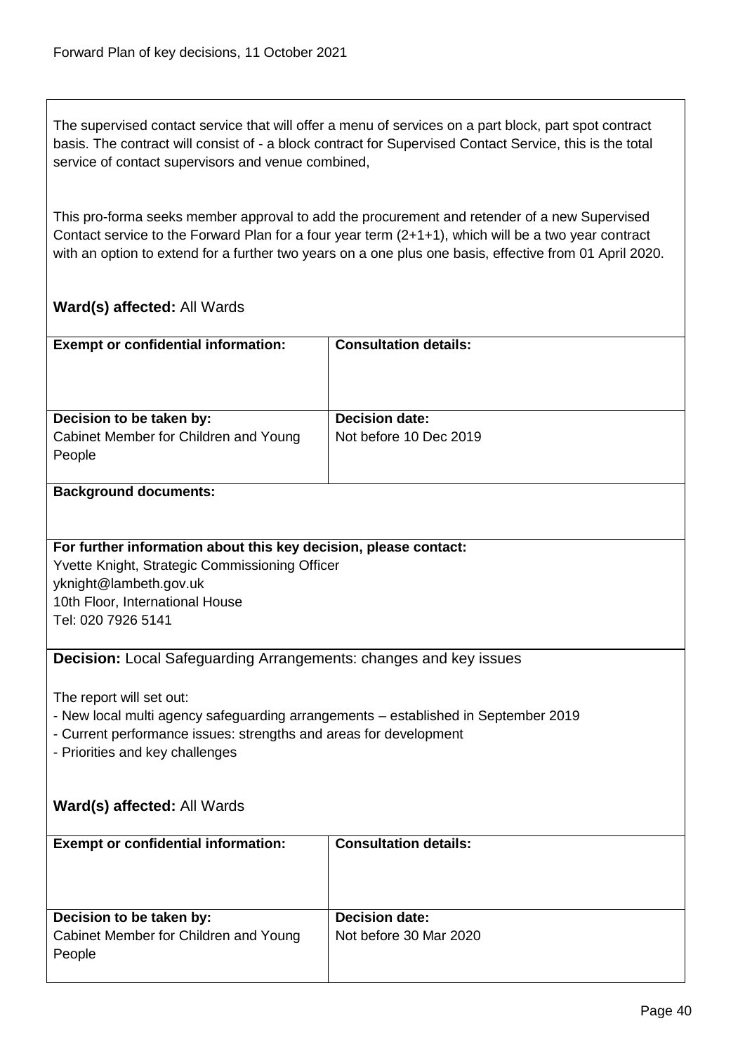The supervised contact service that will offer a menu of services on a part block, part spot contract basis. The contract will consist of - a block contract for Supervised Contact Service, this is the total service of contact supervisors and venue combined,

This pro-forma seeks member approval to add the procurement and retender of a new Supervised Contact service to the Forward Plan for a four year term (2+1+1), which will be a two year contract with an option to extend for a further two years on a one plus one basis, effective from 01 April 2020.

**Ward(s) affected:** All Wards

| **Exempt or confidential information:** | **Consultation details:** |
|---|---|
| **Decision to be taken by:** Cabinet Member for Children and Young People | **Decision date:** Not before 10 Dec 2019 |

**Background documents:**

**For further information about this key decision, please contact:**
Yvette Knight, Strategic Commissioning Officer
yknight@lambeth.gov.uk
10th Floor, International House
Tel: 020 7926 5141

**Decision:** Local Safeguarding Arrangements: changes and key issues

The report will set out:
- New local multi agency safeguarding arrangements – established in September 2019
- Current performance issues: strengths and areas for development
- Priorities and key challenges

**Ward(s) affected:** All Wards

| **Exempt or confidential information:** | **Consultation details:** |
|---|---|
| **Decision to be taken by:** Cabinet Member for Children and Young People | **Decision date:** Not before 30 Mar 2020 |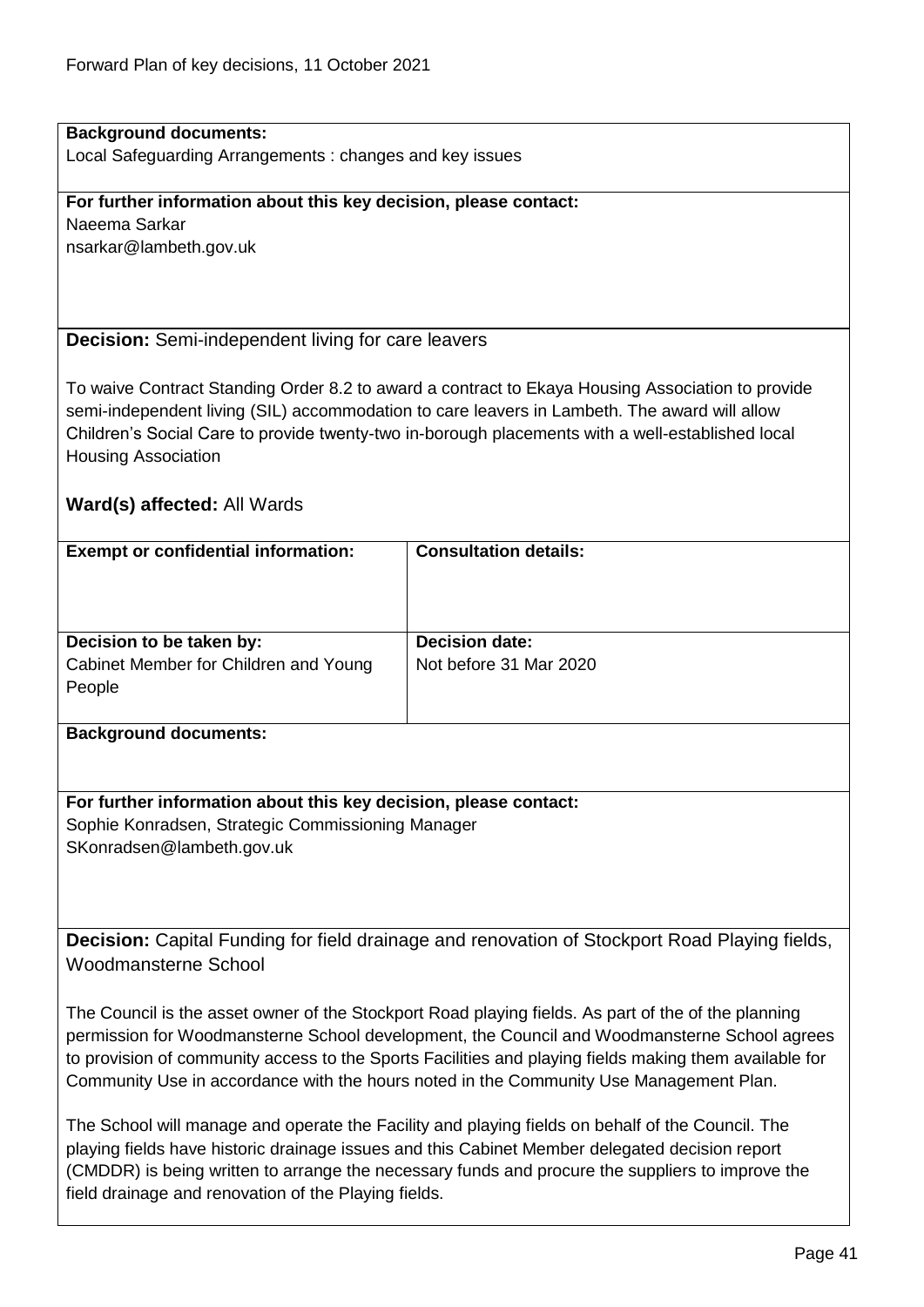**Background documents:**
Local Safeguarding Arrangements : changes and key issues

**For further information about this key decision, please contact:**
Naeema Sarkar
nsarkar@lambeth.gov.uk

**Decision:** Semi-independent living for care leavers

To waive Contract Standing Order 8.2 to award a contract to Ekaya Housing Association to provide semi-independent living (SIL) accommodation to care leavers in Lambeth. The award will allow Children's Social Care to provide twenty-two in-borough placements with a well-established local Housing Association

**Ward(s) affected:** All Wards

| **Exempt or confidential information:** | **Consultation details:** |
|---|---|
| **Decision to be taken by:** Cabinet Member for Children and Young People | **Decision date:** Not before 31 Mar 2020 |

**Background documents:**

**For further information about this key decision, please contact:**
Sophie Konradsen, Strategic Commissioning Manager
SKonradsen@lambeth.gov.uk

**Decision:** Capital Funding for field drainage and renovation of Stockport Road Playing fields, Woodmansterne School

The Council is the asset owner of the Stockport Road playing fields. As part of the of the planning permission for Woodmansterne School development, the Council and Woodmansterne School agrees to provision of community access to the Sports Facilities and playing fields making them available for Community Use in accordance with the hours noted in the Community Use Management Plan.

The School will manage and operate the Facility and playing fields on behalf of the Council. The playing fields have historic drainage issues and this Cabinet Member delegated decision report (CMDDR) is being written to arrange the necessary funds and procure the suppliers to improve the field drainage and renovation of the Playing fields.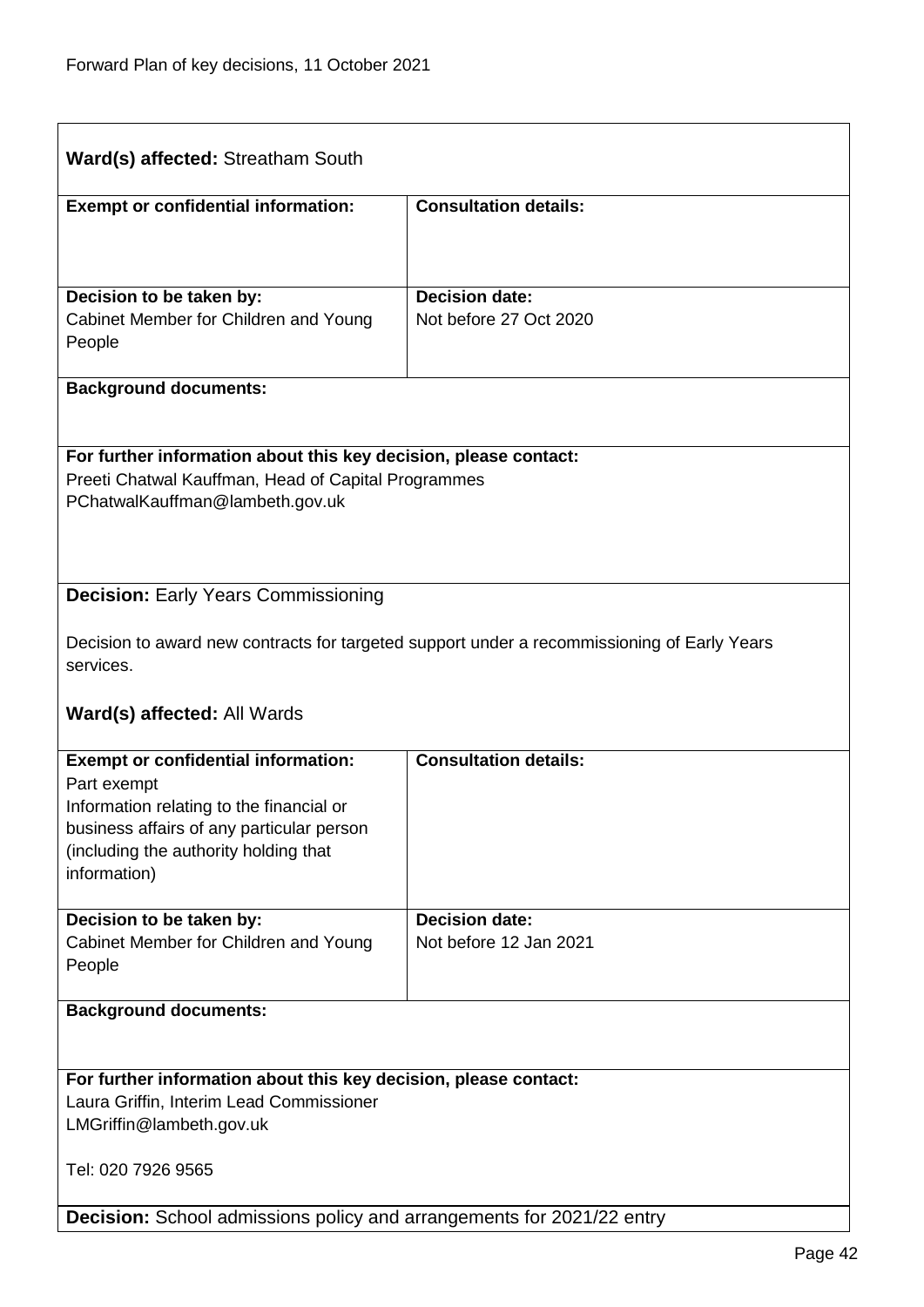**Ward(s) affected:** Streatham South

| **Exempt or confidential information:** | **Consultation details:** |
|---|---|
| | |
| **Decision to be taken by:**<br>Cabinet Member for Children and Young People | **Decision date:**<br>Not before 27 Oct 2020 |

**Background documents:**

**For further information about this key decision, please contact:**
Preeti Chatwal Kauffman, Head of Capital Programmes
PChatwalKauffman@lambeth.gov.uk

**Decision:** Early Years Commissioning

Decision to award new contracts for targeted support under a recommissioning of Early Years services.

**Ward(s) affected:** All Wards

| **Exempt or confidential information:** | **Consultation details:** |
|---|---|
| Part exempt<br>Information relating to the financial or business affairs of any particular person (including the authority holding that information) | |
| **Decision to be taken by:**<br>Cabinet Member for Children and Young People | **Decision date:**<br>Not before 12 Jan 2021 |

**Background documents:**

**For further information about this key decision, please contact:**
Laura Griffin, Interim Lead Commissioner
LMGriffin@lambeth.gov.uk

Tel: 020 7926 9565

**Decision:** School admissions policy and arrangements for 2021/22 entry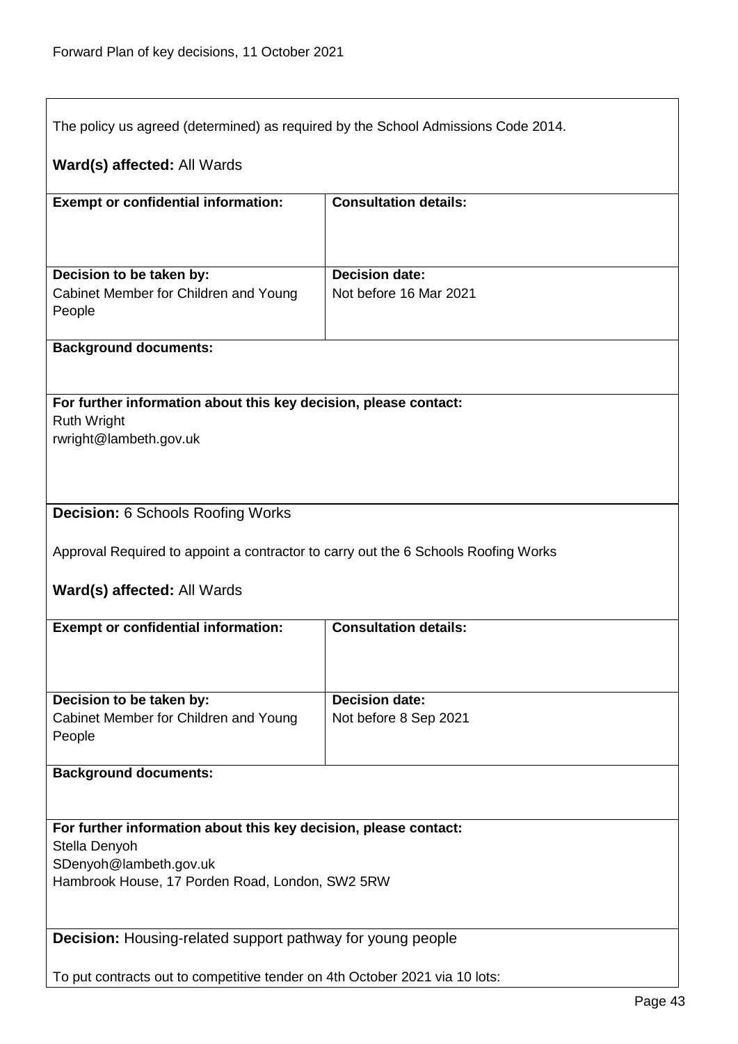The policy us agreed (determined) as required by the School Admissions Code 2014.

**Ward(s) affected:** All Wards

| **Exempt or confidential information:** | **Consultation details:** |
|---|---|
| | |
| **Decision to be taken by:** Cabinet Member for Children and Young People | **Decision date:** Not before 16 Mar 2021 |

**Background documents:**

**For further information about this key decision, please contact:**
Ruth Wright
rwright@lambeth.gov.uk

**Decision:** 6 Schools Roofing Works

Approval Required to appoint a contractor to carry out the 6 Schools Roofing Works

**Ward(s) affected:** All Wards

| **Exempt or confidential information:** | **Consultation details:** |
|---|---|
| | |
| **Decision to be taken by:** Cabinet Member for Children and Young People | **Decision date:** Not before 8 Sep 2021 |

**Background documents:**

**For further information about this key decision, please contact:**
Stella Denyoh
SDenyoh@lambeth.gov.uk
Hambrook House, 17 Porden Road, London, SW2 5RW

**Decision:** Housing-related support pathway for young people

To put contracts out to competitive tender on 4th October 2021 via 10 lots: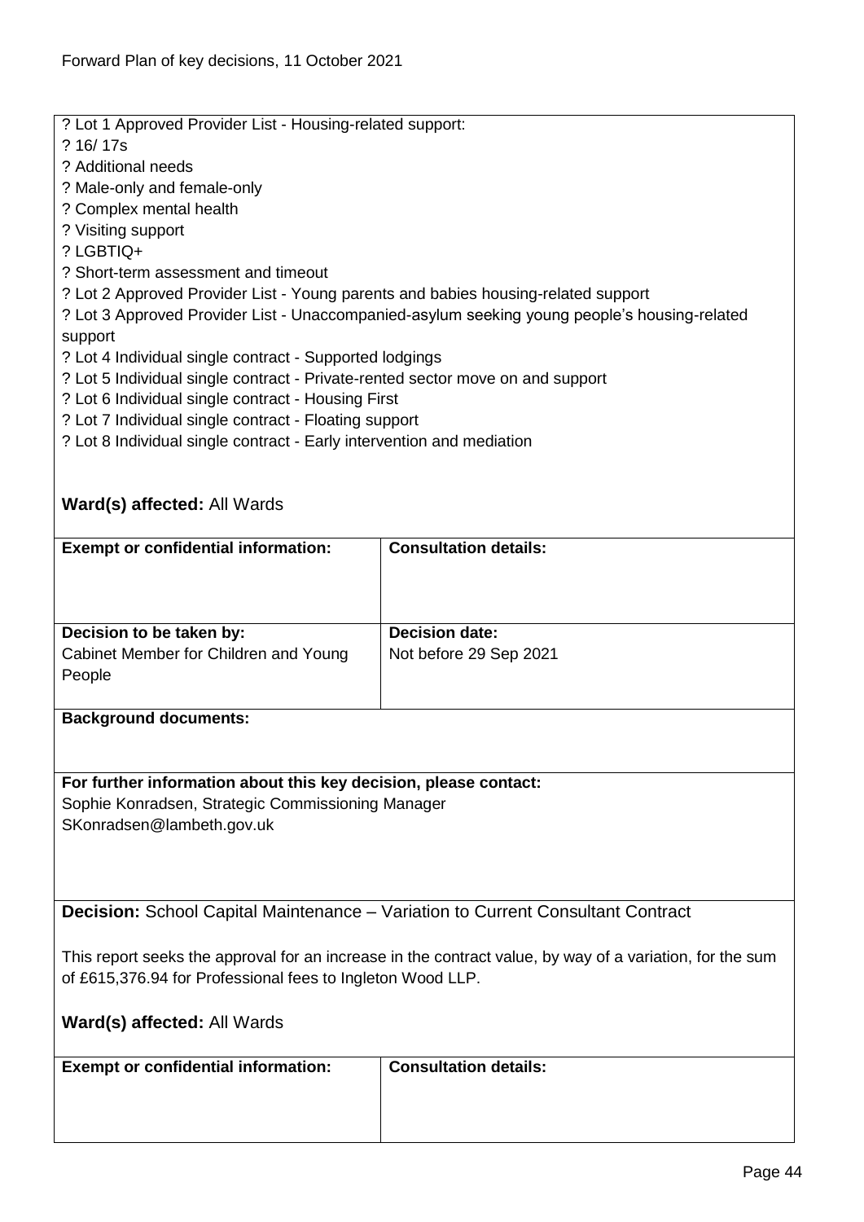? Lot 1 Approved Provider List - Housing-related support:
? 16/ 17s
? Additional needs
? Male-only and female-only
? Complex mental health
? Visiting support
? LGBTIQ+
? Short-term assessment and timeout
? Lot 2 Approved Provider List - Young parents and babies housing-related support
? Lot 3 Approved Provider List - Unaccompanied-asylum seeking young people's housing-related support
? Lot 4 Individual single contract - Supported lodgings
? Lot 5 Individual single contract - Private-rented sector move on and support
? Lot 6 Individual single contract - Housing First
? Lot 7 Individual single contract - Floating support
? Lot 8 Individual single contract - Early intervention and mediation

**Ward(s) affected:** All Wards

| **Exempt or confidential information:** | **Consultation details:** |
|---|---|
| | |
| **Decision to be taken by:** Cabinet Member for Children and Young People | **Decision date:** Not before 29 Sep 2021 |

**Background documents:**

**For further information about this key decision, please contact:**
Sophie Konradsen, Strategic Commissioning Manager
SKonradsen@lambeth.gov.uk

**Decision:** School Capital Maintenance – Variation to Current Consultant Contract

This report seeks the approval for an increase in the contract value, by way of a variation, for the sum of £615,376.94 for Professional fees to Ingleton Wood LLP.

**Ward(s) affected:** All Wards

| **Exempt or confidential information:** | **Consultation details:** |
|---|---|
| | |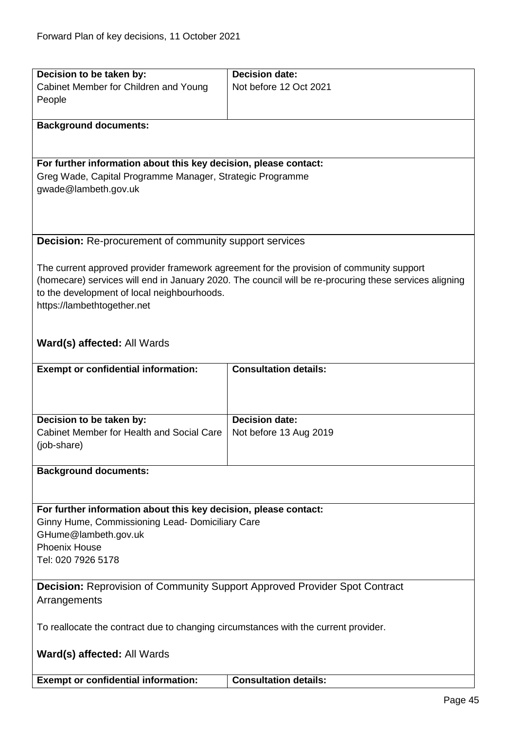| Decision to be taken by: | Decision date: |
| --- | --- |
| Cabinet Member for Children and Young People | Not before 12 Oct 2021 |

**Background documents:**

**For further information about this key decision, please contact:**
Greg Wade, Capital Programme Manager, Strategic Programme
gwade@lambeth.gov.uk

**Decision:** Re-procurement of community support services

The current approved provider framework agreement for the provision of community support (homecare) services will end in January 2020. The council will be re-procuring these services aligning to the development of local neighbourhoods.
https://lambethtogether.net

**Ward(s) affected:** All Wards

| Exempt or confidential information: | Consultation details: |
| --- | --- |
| | |

| Decision to be taken by: | Decision date: |
| --- | --- |
| Cabinet Member for Health and Social Care (job-share) | Not before 13 Aug 2019 |

**Background documents:**

**For further information about this key decision, please contact:**
Ginny Hume, Commissioning Lead- Domiciliary Care
GHume@lambeth.gov.uk
Phoenix House
Tel: 020 7926 5178

**Decision:** Reprovision of Community Support Approved Provider Spot Contract Arrangements

To reallocate the contract due to changing circumstances with the current provider.

**Ward(s) affected:** All Wards

| Exempt or confidential information: | Consultation details: |
| --- | --- |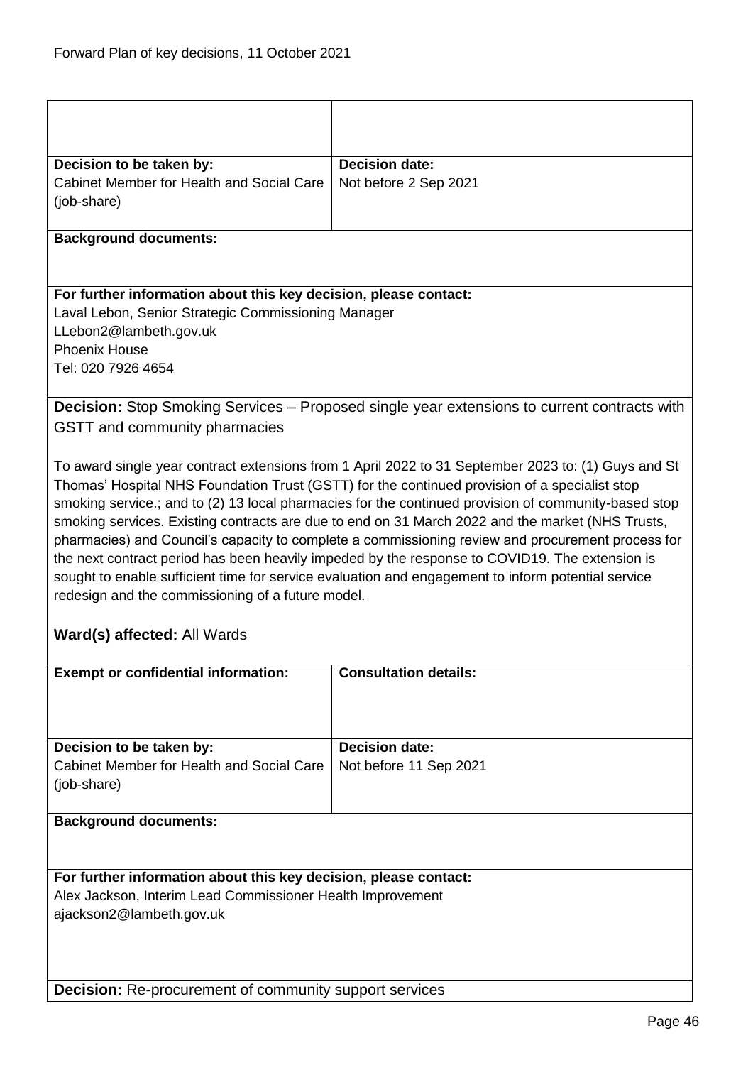| | |
|---|---|
| **Decision to be taken by:**<br>Cabinet Member for Health and Social Care (job-share) | **Decision date:**<br>Not before 2 Sep 2021 |

**Background documents:**

**For further information about this key decision, please contact:**
Laval Lebon, Senior Strategic Commissioning Manager
LLebon2@lambeth.gov.uk
Phoenix House
Tel: 020 7926 4654

**Decision:** Stop Smoking Services – Proposed single year extensions to current contracts with GSTT and community pharmacies

To award single year contract extensions from 1 April 2022 to 31 September 2023 to: (1) Guys and St Thomas' Hospital NHS Foundation Trust (GSTT) for the continued provision of a specialist stop smoking service.; and to (2) 13 local pharmacies for the continued provision of community-based stop smoking services. Existing contracts are due to end on 31 March 2022 and the market (NHS Trusts, pharmacies) and Council's capacity to complete a commissioning review and procurement process for the next contract period has been heavily impeded by the response to COVID19. The extension is sought to enable sufficient time for service evaluation and engagement to inform potential service redesign and the commissioning of a future model.

**Ward(s) affected:** All Wards

| **Exempt or confidential information:** | **Consultation details:** |
|---|---|
| **Decision to be taken by:**<br>Cabinet Member for Health and Social Care (job-share) | **Decision date:**<br>Not before 11 Sep 2021 |

**Background documents:**

**For further information about this key decision, please contact:**
Alex Jackson, Interim Lead Commissioner Health Improvement
ajackson2@lambeth.gov.uk

**Decision:** Re-procurement of community support services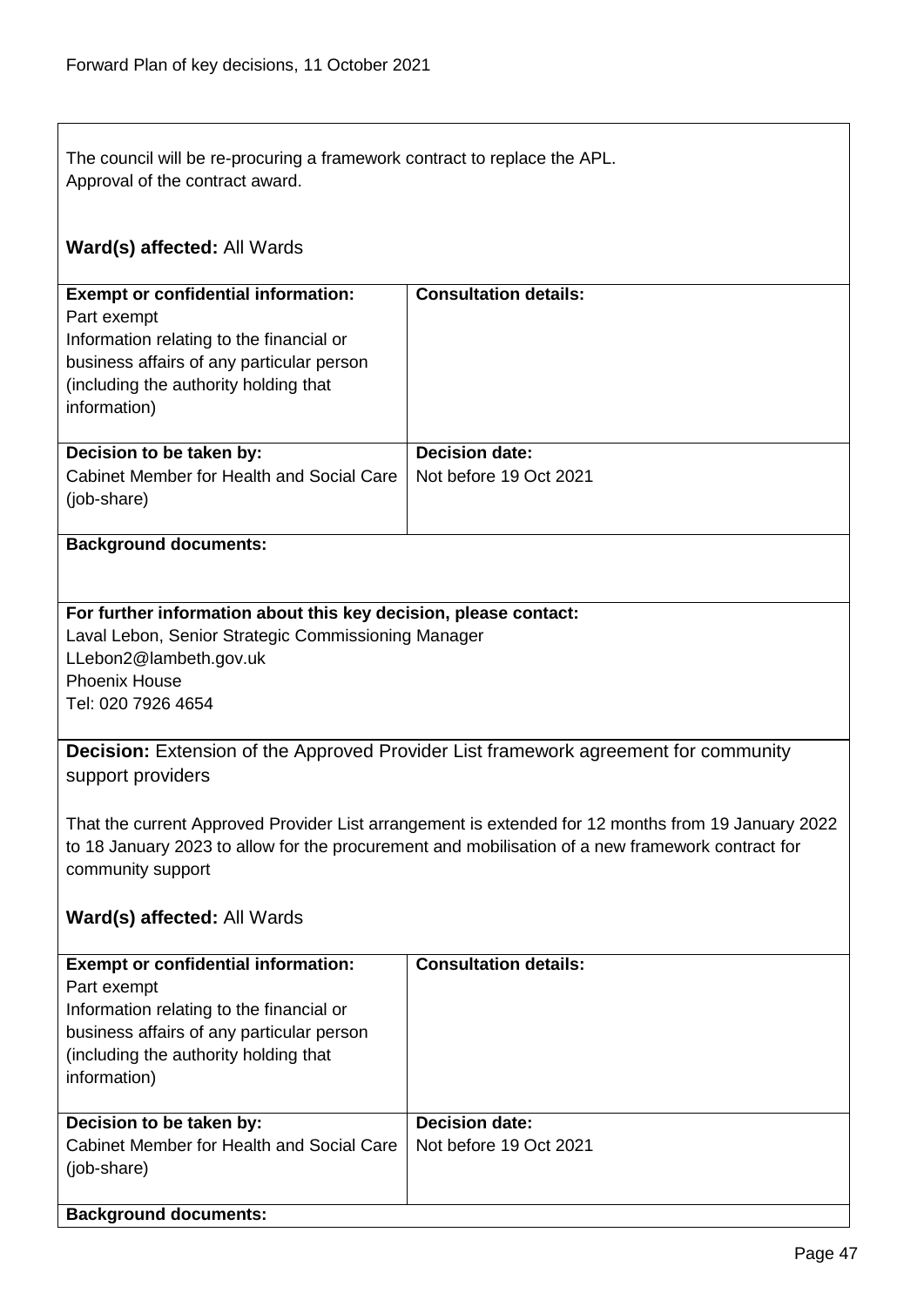The council will be re-procuring a framework contract to replace the APL.
Approval of the contract award.

**Ward(s) affected:** All Wards

| **Exempt or confidential information:** | **Consultation details:** |
|---|---|
| Part exempt<br>Information relating to the financial or business affairs of any particular person (including the authority holding that information) | |
| **Decision to be taken by:**<br>Cabinet Member for Health and Social Care (job-share) | **Decision date:**<br>Not before 19 Oct 2021 |

**Background documents:**

**For further information about this key decision, please contact:**
Laval Lebon, Senior Strategic Commissioning Manager
LLebon2@lambeth.gov.uk
Phoenix House
Tel: 020 7926 4654

**Decision:** Extension of the Approved Provider List framework agreement for community support providers

That the current Approved Provider List arrangement is extended for 12 months from 19 January 2022 to 18 January 2023 to allow for the procurement and mobilisation of a new framework contract for community support

**Ward(s) affected:** All Wards

| **Exempt or confidential information:** | **Consultation details:** |
|---|---|
| Part exempt<br>Information relating to the financial or business affairs of any particular person (including the authority holding that information) | |
| **Decision to be taken by:**<br>Cabinet Member for Health and Social Care (job-share) | **Decision date:**<br>Not before 19 Oct 2021 |

**Background documents:**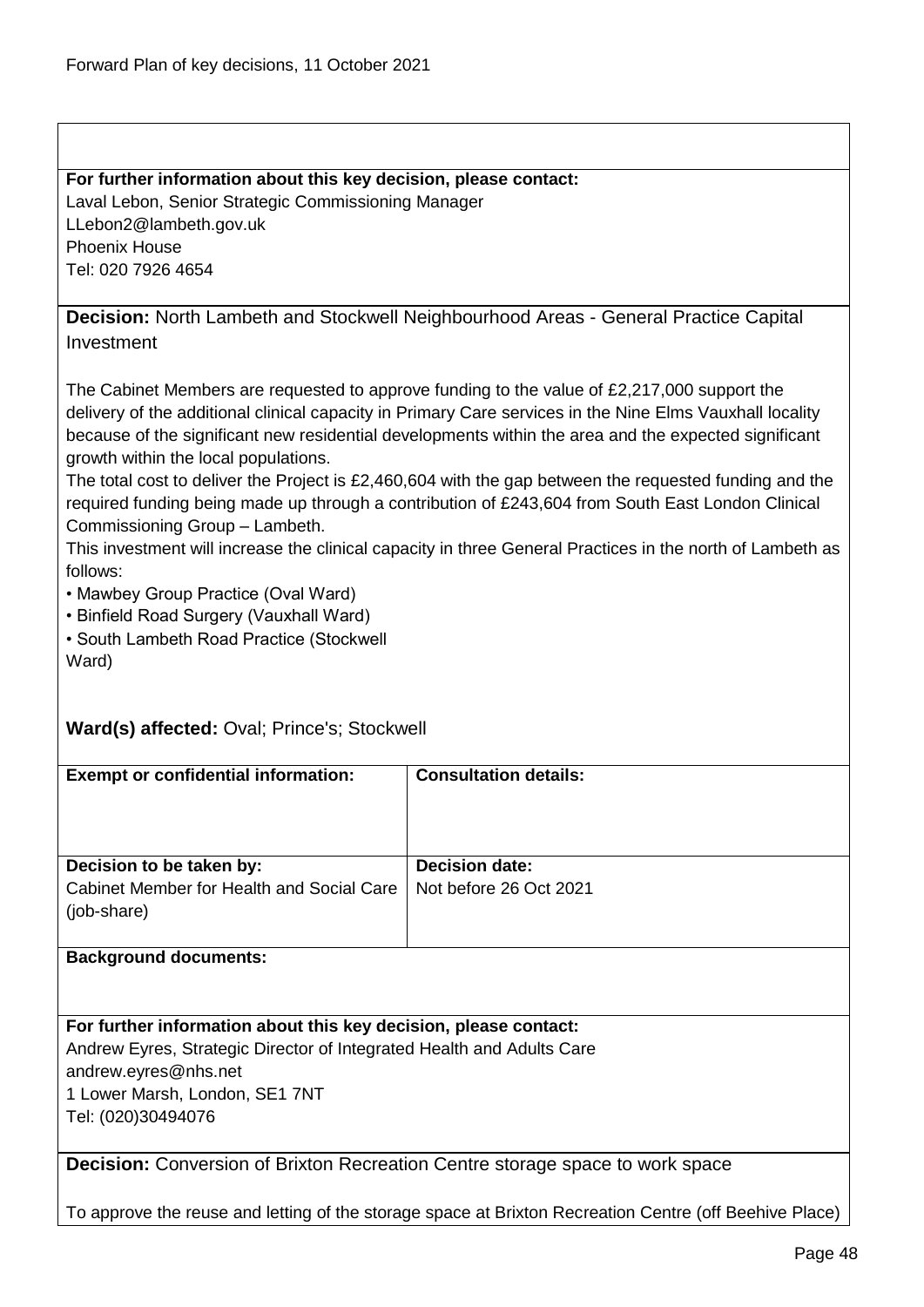**For further information about this key decision, please contact:**
Laval Lebon, Senior Strategic Commissioning Manager
LLebon2@lambeth.gov.uk
Phoenix House
Tel: 020 7926 4654

**Decision:** North Lambeth and Stockwell Neighbourhood Areas - General Practice Capital Investment

The Cabinet Members are requested to approve funding to the value of £2,217,000 support the delivery of the additional clinical capacity in Primary Care services in the Nine Elms Vauxhall locality because of the significant new residential developments within the area and the expected significant growth within the local populations.
The total cost to deliver the Project is £2,460,604 with the gap between the requested funding and the required funding being made up through a contribution of £243,604 from South East London Clinical Commissioning Group – Lambeth.
This investment will increase the clinical capacity in three General Practices in the north of Lambeth as follows:
- Mawbey Group Practice (Oval Ward)
- Binfield Road Surgery (Vauxhall Ward)
- South Lambeth Road Practice (Stockwell Ward)

**Ward(s) affected:** Oval; Prince's; Stockwell

| **Exempt or confidential information:** | **Consultation details:** |
|---|---|
| | |
| **Decision to be taken by:** Cabinet Member for Health and Social Care (job-share) | **Decision date:** Not before 26 Oct 2021 |

**Background documents:**

**For further information about this key decision, please contact:**
Andrew Eyres, Strategic Director of Integrated Health and Adults Care
andrew.eyres@nhs.net
1 Lower Marsh, London, SE1 7NT
Tel: (020)30494076

**Decision:** Conversion of Brixton Recreation Centre storage space to work space

To approve the reuse and letting of the storage space at Brixton Recreation Centre (off Beehive Place)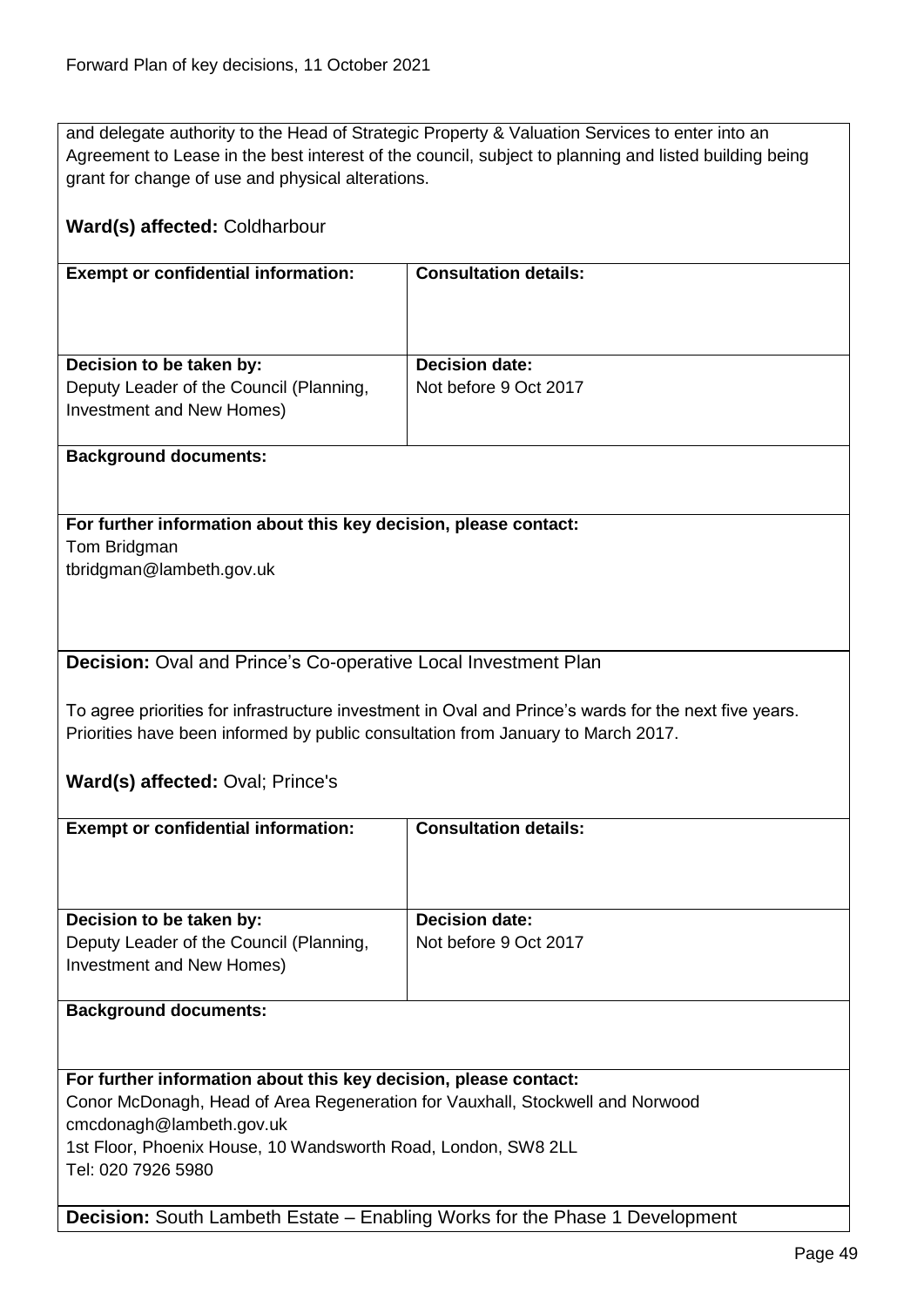and delegate authority to the Head of Strategic Property & Valuation Services to enter into an Agreement to Lease in the best interest of the council, subject to planning and listed building being grant for change of use and physical alterations.

**Ward(s) affected:** Coldharbour

| **Exempt or confidential information:** | **Consultation details:** |
|---|---|
| **Decision to be taken by:**<br>Deputy Leader of the Council (Planning, Investment and New Homes) | **Decision date:**<br>Not before 9 Oct 2017 |

**Background documents:**

**For further information about this key decision, please contact:**
Tom Bridgman
tbridgman@lambeth.gov.uk

**Decision:** Oval and Prince's Co-operative Local Investment Plan

To agree priorities for infrastructure investment in Oval and Prince's wards for the next five years. Priorities have been informed by public consultation from January to March 2017.

**Ward(s) affected:** Oval; Prince's

| **Exempt or confidential information:** | **Consultation details:** |
|---|---|
| **Decision to be taken by:**<br>Deputy Leader of the Council (Planning, Investment and New Homes) | **Decision date:**<br>Not before 9 Oct 2017 |

**Background documents:**

**For further information about this key decision, please contact:**
Conor McDonagh, Head of Area Regeneration for Vauxhall, Stockwell and Norwood
cmcdonagh@lambeth.gov.uk
1st Floor, Phoenix House, 10 Wandsworth Road, London, SW8 2LL
Tel: 020 7926 5980

**Decision:** South Lambeth Estate – Enabling Works for the Phase 1 Development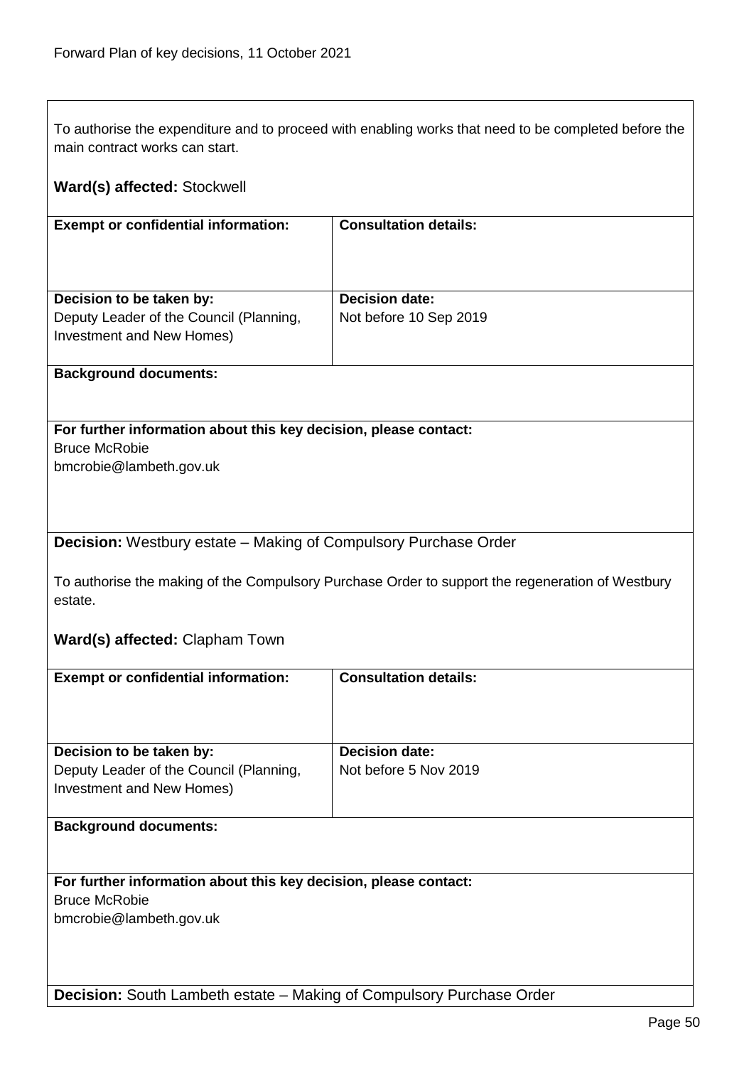To authorise the expenditure and to proceed with enabling works that need to be completed before the main contract works can start.

**Ward(s) affected:** Stockwell

| **Exempt or confidential information:** | **Consultation details:** |
|---|---|
| **Decision to be taken by:** Deputy Leader of the Council (Planning, Investment and New Homes) | **Decision date:** Not before 10 Sep 2019 |

**Background documents:**

**For further information about this key decision, please contact:**
Bruce McRobie
bmcrobie@lambeth.gov.uk

**Decision:** Westbury estate – Making of Compulsory Purchase Order

To authorise the making of the Compulsory Purchase Order to support the regeneration of Westbury estate.

**Ward(s) affected:** Clapham Town

| **Exempt or confidential information:** | **Consultation details:** |
|---|---|
| **Decision to be taken by:** Deputy Leader of the Council (Planning, Investment and New Homes) | **Decision date:** Not before 5 Nov 2019 |

**Background documents:**

**For further information about this key decision, please contact:**
Bruce McRobie
bmcrobie@lambeth.gov.uk

**Decision:** South Lambeth estate – Making of Compulsory Purchase Order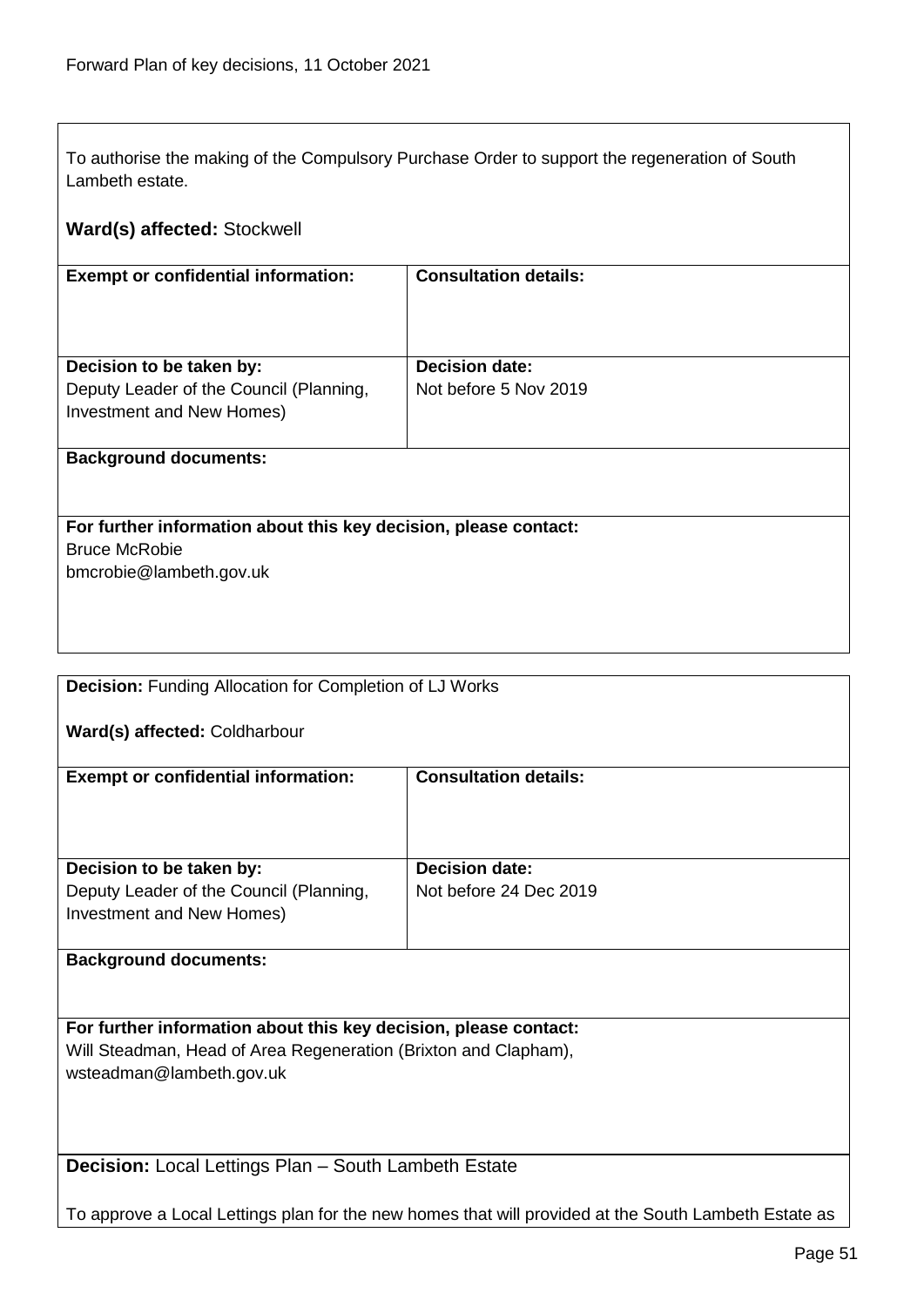To authorise the making of the Compulsory Purchase Order to support the regeneration of South Lambeth estate.

**Ward(s) affected:** Stockwell

| **Exempt or confidential information:** | **Consultation details:** |
| --- | --- |
| | |
| **Decision to be taken by:** Deputy Leader of the Council (Planning, Investment and New Homes) | **Decision date:** Not before 5 Nov 2019 |

**Background documents:**

**For further information about this key decision, please contact:**
Bruce McRobie
bmcrobie@lambeth.gov.uk

---

**Decision:** Funding Allocation for Completion of LJ Works

**Ward(s) affected:** Coldharbour

| **Exempt or confidential information:** | **Consultation details:** |
| --- | --- |
| | |
| **Decision to be taken by:** Deputy Leader of the Council (Planning, Investment and New Homes) | **Decision date:** Not before 24 Dec 2019 |

**Background documents:**

**For further information about this key decision, please contact:**
Will Steadman, Head of Area Regeneration (Brixton and Clapham),
wsteadman@lambeth.gov.uk

---

**Decision:** Local Lettings Plan – South Lambeth Estate

To approve a Local Lettings plan for the new homes that will provided at the South Lambeth Estate as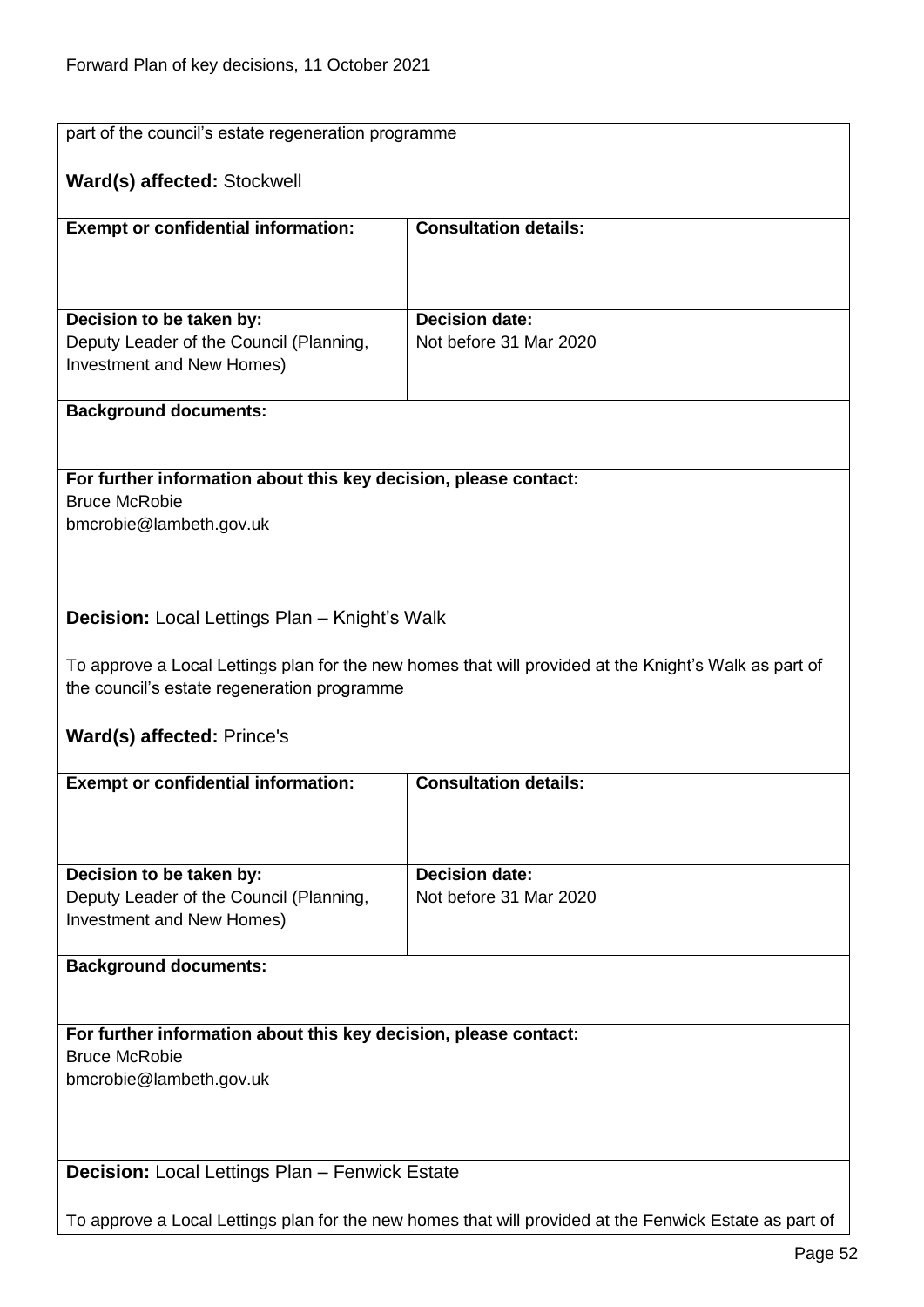part of the council's estate regeneration programme

**Ward(s) affected:** Stockwell

| **Exempt or confidential information:** | **Consultation details:** |
|---|---|
| | |
| **Decision to be taken by:** Deputy Leader of the Council (Planning, Investment and New Homes) | **Decision date:** Not before 31 Mar 2020 |

**Background documents:**

**For further information about this key decision, please contact:**
Bruce McRobie
bmcrobie@lambeth.gov.uk

**Decision:** Local Lettings Plan – Knight's Walk

To approve a Local Lettings plan for the new homes that will provided at the Knight's Walk as part of the council's estate regeneration programme

**Ward(s) affected:** Prince's

| **Exempt or confidential information:** | **Consultation details:** |
|---|---|
| | |
| **Decision to be taken by:** Deputy Leader of the Council (Planning, Investment and New Homes) | **Decision date:** Not before 31 Mar 2020 |

**Background documents:**

**For further information about this key decision, please contact:**
Bruce McRobie
bmcrobie@lambeth.gov.uk

**Decision:** Local Lettings Plan – Fenwick Estate

To approve a Local Lettings plan for the new homes that will provided at the Fenwick Estate as part of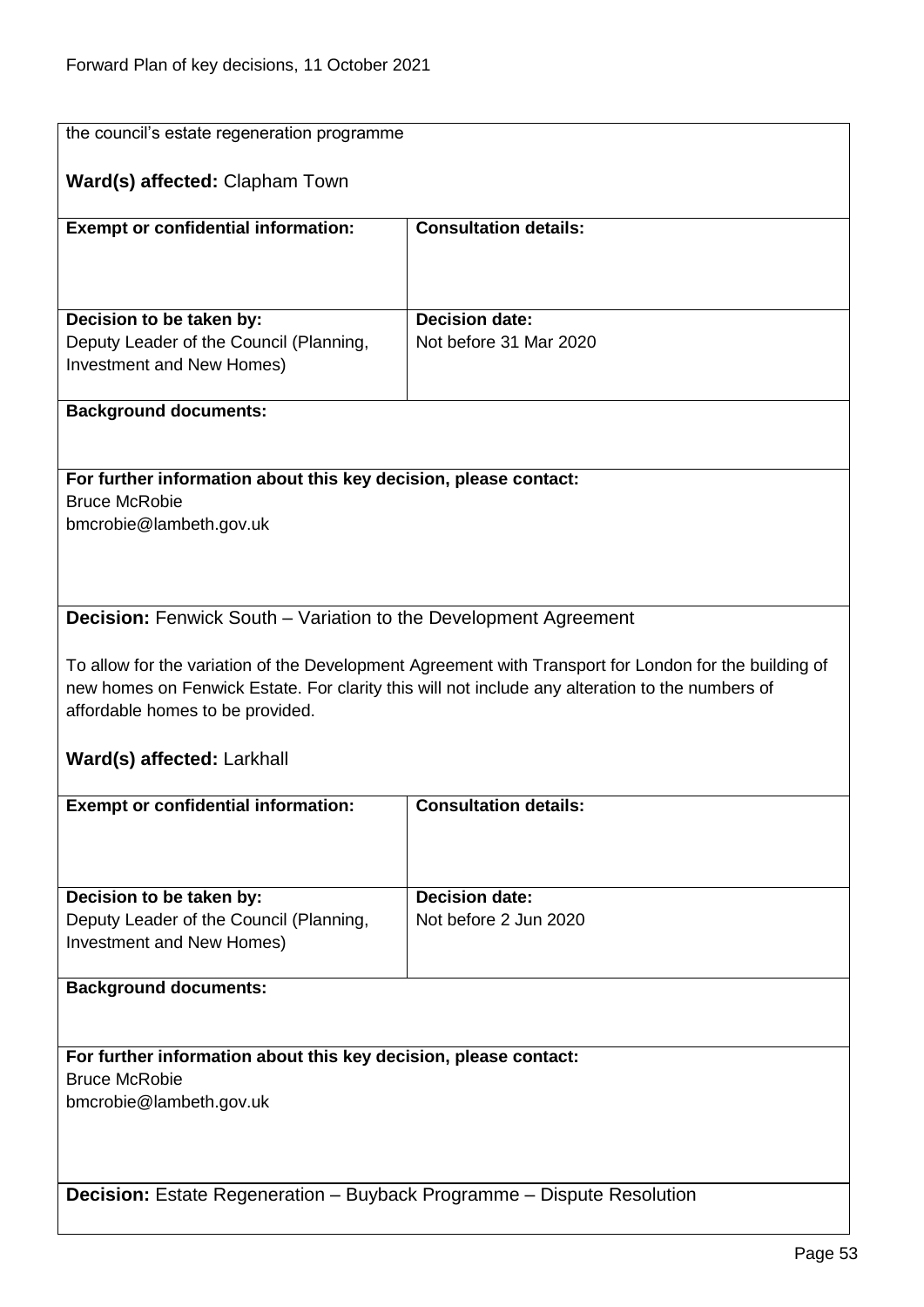the council's estate regeneration programme

**Ward(s) affected:** Clapham Town

| **Exempt or confidential information:** | **Consultation details:** |
|---|---|
| **Decision to be taken by:**<br>Deputy Leader of the Council (Planning, Investment and New Homes) | **Decision date:**<br>Not before 31 Mar 2020 |

**Background documents:**

**For further information about this key decision, please contact:**
Bruce McRobie
bmcrobie@lambeth.gov.uk

**Decision:** Fenwick South – Variation to the Development Agreement

To allow for the variation of the Development Agreement with Transport for London for the building of new homes on Fenwick Estate. For clarity this will not include any alteration to the numbers of affordable homes to be provided.

**Ward(s) affected:** Larkhall

| **Exempt or confidential information:** | **Consultation details:** |
|---|---|
| **Decision to be taken by:**<br>Deputy Leader of the Council (Planning, Investment and New Homes) | **Decision date:**<br>Not before 2 Jun 2020 |

**Background documents:**

**For further information about this key decision, please contact:**
Bruce McRobie
bmcrobie@lambeth.gov.uk

**Decision:** Estate Regeneration – Buyback Programme – Dispute Resolution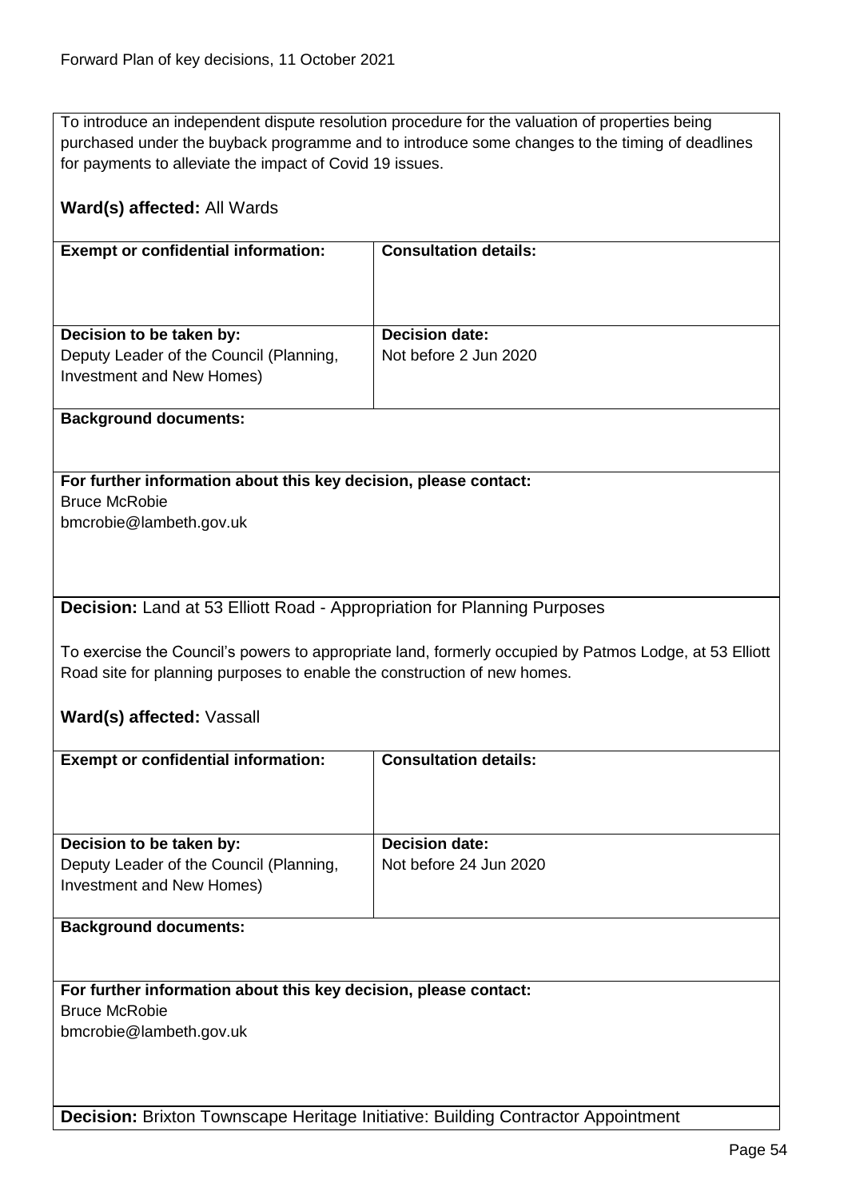To introduce an independent dispute resolution procedure for the valuation of properties being purchased under the buyback programme and to introduce some changes to the timing of deadlines for payments to alleviate the impact of Covid 19 issues.

**Ward(s) affected:** All Wards

| **Exempt or confidential information:** | **Consultation details:** |
|---|---|
| | |
| **Decision to be taken by:** Deputy Leader of the Council (Planning, Investment and New Homes) | **Decision date:** Not before 2 Jun 2020 |

**Background documents:**

**For further information about this key decision, please contact:**
Bruce McRobie
bmcrobie@lambeth.gov.uk

**Decision:** Land at 53 Elliott Road - Appropriation for Planning Purposes

To exercise the Council's powers to appropriate land, formerly occupied by Patmos Lodge, at 53 Elliott Road site for planning purposes to enable the construction of new homes.

**Ward(s) affected:** Vassall

| **Exempt or confidential information:** | **Consultation details:** |
|---|---|
| | |
| **Decision to be taken by:** Deputy Leader of the Council (Planning, Investment and New Homes) | **Decision date:** Not before 24 Jun 2020 |

**Background documents:**

**For further information about this key decision, please contact:**
Bruce McRobie
bmcrobie@lambeth.gov.uk

**Decision:** Brixton Townscape Heritage Initiative: Building Contractor Appointment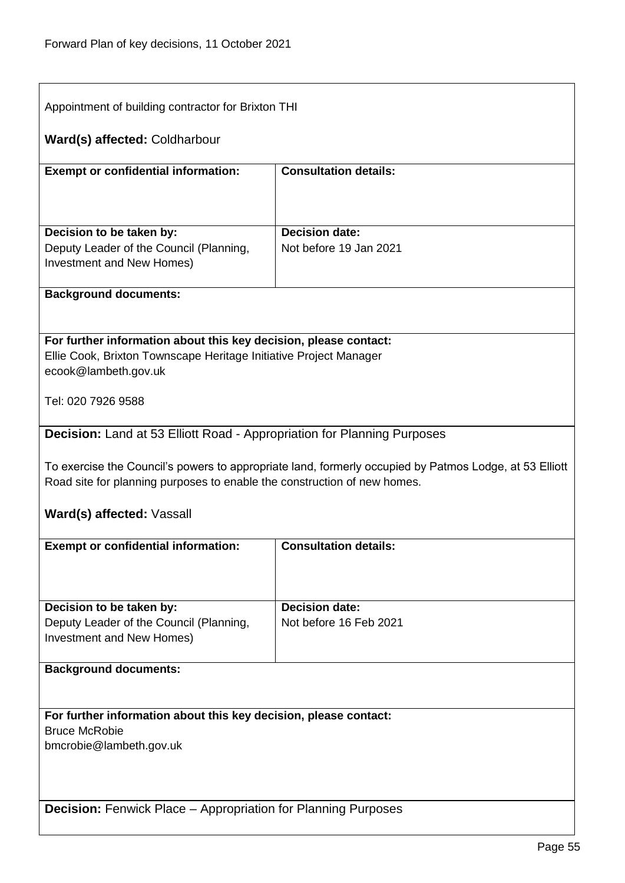Appointment of building contractor for Brixton THI

**Ward(s) affected:** Coldharbour

| **Exempt or confidential information:** | **Consultation details:** |
|---|---|
| | |
| **Decision to be taken by:** Deputy Leader of the Council (Planning, Investment and New Homes) | **Decision date:** Not before 19 Jan 2021 |

**Background documents:**

**For further information about this key decision, please contact:**
Ellie Cook, Brixton Townscape Heritage Initiative Project Manager
ecook@lambeth.gov.uk

Tel: 020 7926 9588

**Decision:** Land at 53 Elliott Road - Appropriation for Planning Purposes

To exercise the Council's powers to appropriate land, formerly occupied by Patmos Lodge, at 53 Elliott Road site for planning purposes to enable the construction of new homes.

**Ward(s) affected:** Vassall

| **Exempt or confidential information:** | **Consultation details:** |
|---|---|
| | |
| **Decision to be taken by:** Deputy Leader of the Council (Planning, Investment and New Homes) | **Decision date:** Not before 16 Feb 2021 |

**Background documents:**

**For further information about this key decision, please contact:**
Bruce McRobie
bmcrobie@lambeth.gov.uk

**Decision:** Fenwick Place – Appropriation for Planning Purposes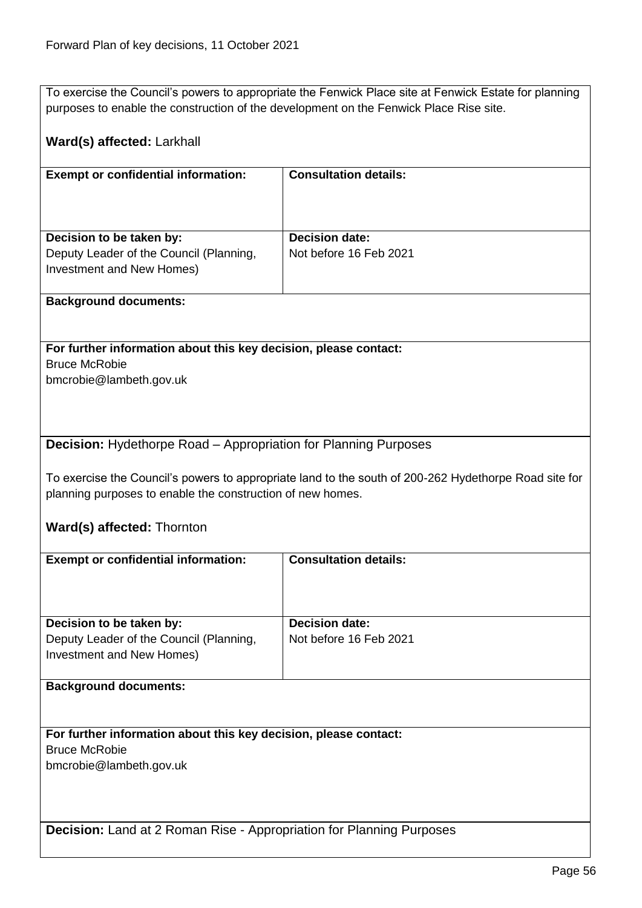To exercise the Council's powers to appropriate the Fenwick Place site at Fenwick Estate for planning purposes to enable the construction of the development on the Fenwick Place Rise site.

**Ward(s) affected:** Larkhall

| **Exempt or confidential information:** | **Consultation details:** |
|---|---|
| **Decision to be taken by:** Deputy Leader of the Council (Planning, Investment and New Homes) | **Decision date:** Not before 16 Feb 2021 |

**Background documents:**

**For further information about this key decision, please contact:**
Bruce McRobie
bmcrobie@lambeth.gov.uk

**Decision:** Hydethorpe Road – Appropriation for Planning Purposes

To exercise the Council's powers to appropriate land to the south of 200-262 Hydethorpe Road site for planning purposes to enable the construction of new homes.

**Ward(s) affected:** Thornton

| **Exempt or confidential information:** | **Consultation details:** |
|---|---|
| **Decision to be taken by:** Deputy Leader of the Council (Planning, Investment and New Homes) | **Decision date:** Not before 16 Feb 2021 |

**Background documents:**

**For further information about this key decision, please contact:**
Bruce McRobie
bmcrobie@lambeth.gov.uk

**Decision:** Land at 2 Roman Rise - Appropriation for Planning Purposes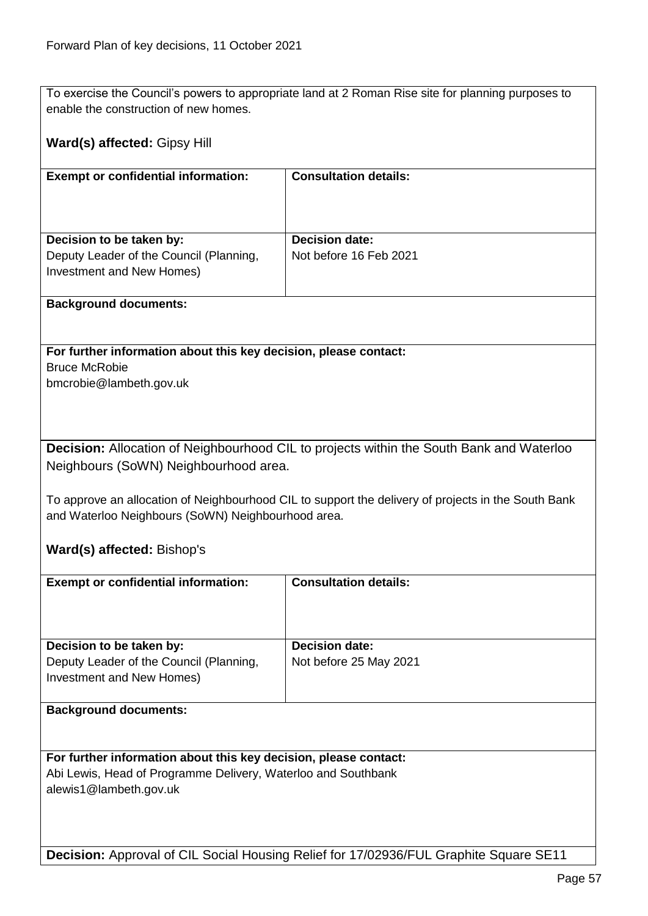To exercise the Council's powers to appropriate land at 2 Roman Rise site for planning purposes to enable the construction of new homes.

**Ward(s) affected:** Gipsy Hill

| **Exempt or confidential information:** | **Consultation details:** |
| --- | --- |
| **Decision to be taken by:** Deputy Leader of the Council (Planning, Investment and New Homes) | **Decision date:** Not before 16 Feb 2021 |

**Background documents:**

**For further information about this key decision, please contact:**
Bruce McRobie
bmcrobie@lambeth.gov.uk

**Decision:** Allocation of Neighbourhood CIL to projects within the South Bank and Waterloo Neighbours (SoWN) Neighbourhood area.

To approve an allocation of Neighbourhood CIL to support the delivery of projects in the South Bank and Waterloo Neighbours (SoWN) Neighbourhood area.

**Ward(s) affected:** Bishop's

| **Exempt or confidential information:** | **Consultation details:** |
| --- | --- |
| **Decision to be taken by:** Deputy Leader of the Council (Planning, Investment and New Homes) | **Decision date:** Not before 25 May 2021 |

**Background documents:**

**For further information about this key decision, please contact:**
Abi Lewis, Head of Programme Delivery, Waterloo and Southbank
alewis1@lambeth.gov.uk

**Decision:** Approval of CIL Social Housing Relief for 17/02936/FUL Graphite Square SE11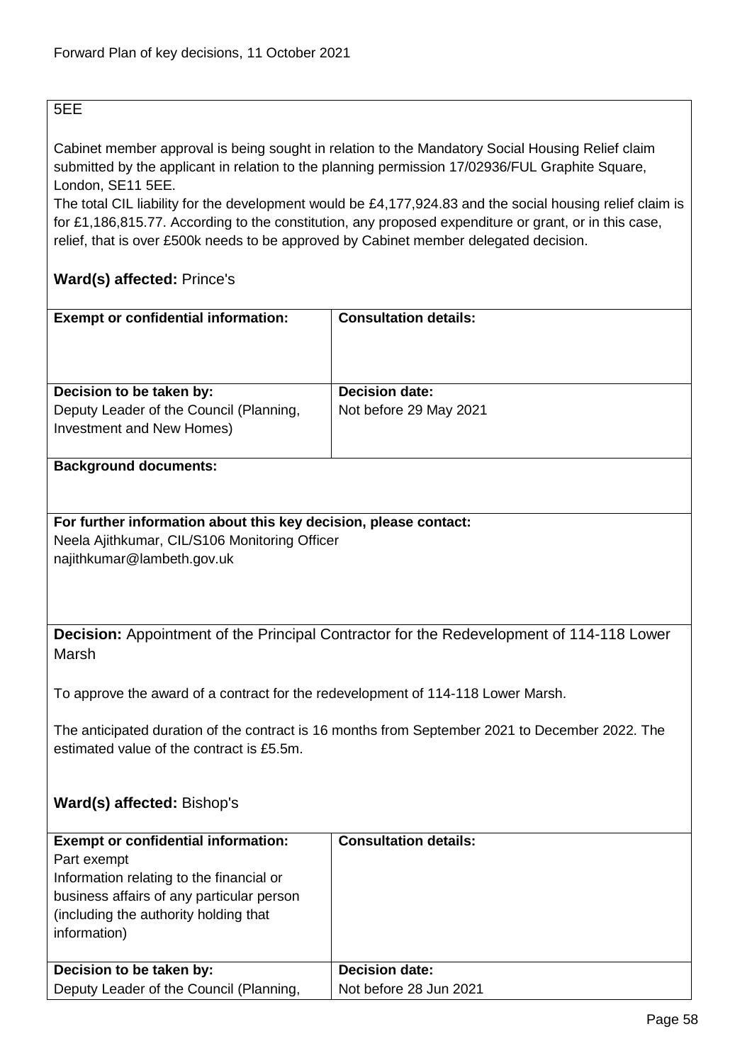5EE

Cabinet member approval is being sought in relation to the Mandatory Social Housing Relief claim submitted by the applicant in relation to the planning permission 17/02936/FUL Graphite Square, London, SE11 5EE.

The total CIL liability for the development would be £4,177,924.83 and the social housing relief claim is for £1,186,815.77. According to the constitution, any proposed expenditure or grant, or in this case, relief, that is over £500k needs to be approved by Cabinet member delegated decision.

**Ward(s) affected:** Prince's

| **Exempt or confidential information:** | **Consultation details:** |
|---|---|
| **Decision to be taken by:** Deputy Leader of the Council (Planning, Investment and New Homes) | **Decision date:** Not before 29 May 2021 |

**Background documents:**

**For further information about this key decision, please contact:**
Neela Ajithkumar, CIL/S106 Monitoring Officer
najithkumar@lambeth.gov.uk

**Decision:** Appointment of the Principal Contractor for the Redevelopment of 114-118 Lower Marsh

To approve the award of a contract for the redevelopment of 114-118 Lower Marsh.

The anticipated duration of the contract is 16 months from September 2021 to December 2022. The estimated value of the contract is £5.5m.

**Ward(s) affected:** Bishop's

| **Exempt or confidential information:** Part exempt Information relating to the financial or business affairs of any particular person (including the authority holding that information) | **Consultation details:** |
|---|---|
| **Decision to be taken by:** Deputy Leader of the Council (Planning, | **Decision date:** Not before 28 Jun 2021 |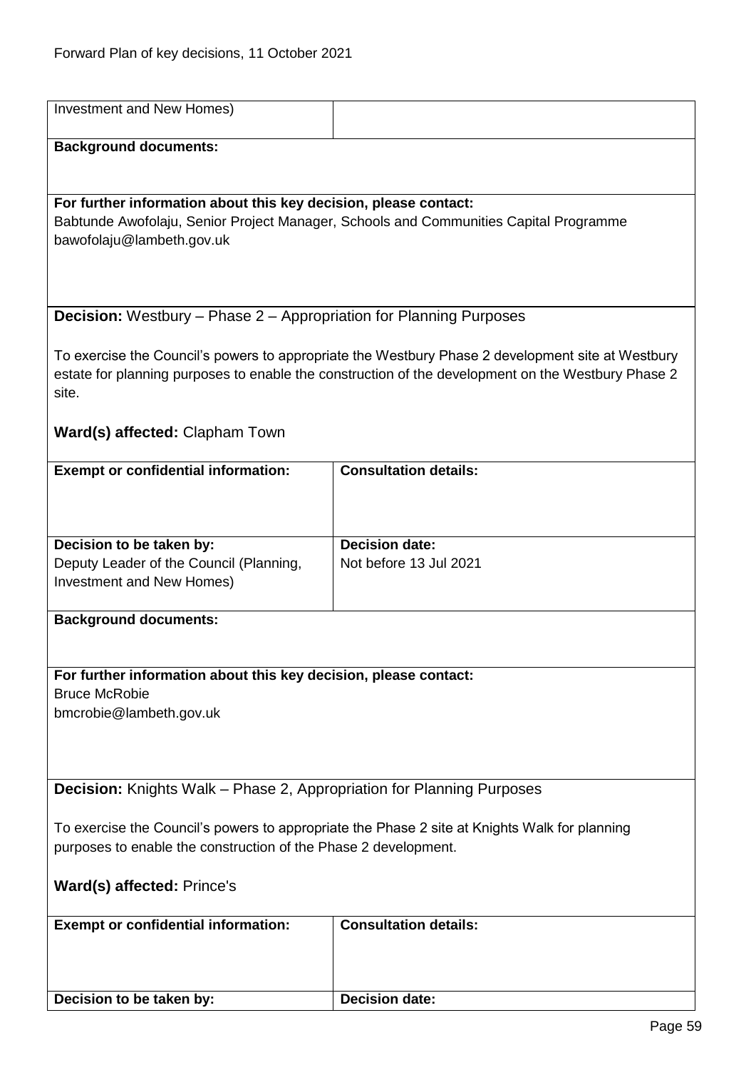| Investment and New Homes) | |
|---|---|

**Background documents:**

**For further information about this key decision, please contact:**
Babtunde Awofolaju, Senior Project Manager, Schools and Communities Capital Programme
bawofolaju@lambeth.gov.uk

**Decision:** Westbury – Phase 2 – Appropriation for Planning Purposes

To exercise the Council's powers to appropriate the Westbury Phase 2 development site at Westbury estate for planning purposes to enable the construction of the development on the Westbury Phase 2 site.

**Ward(s) affected:** Clapham Town

| **Exempt or confidential information:** | **Consultation details:** |
|---|---|
| **Decision to be taken by:**<br>Deputy Leader of the Council (Planning, Investment and New Homes) | **Decision date:**<br>Not before 13 Jul 2021 |

**Background documents:**

**For further information about this key decision, please contact:**
Bruce McRobie
bmcrobie@lambeth.gov.uk

**Decision:** Knights Walk – Phase 2, Appropriation for Planning Purposes

To exercise the Council's powers to appropriate the Phase 2 site at Knights Walk for planning purposes to enable the construction of the Phase 2 development.

**Ward(s) affected:** Prince's

| **Exempt or confidential information:** | **Consultation details:** |
|---|---|
| **Decision to be taken by:** | **Decision date:** |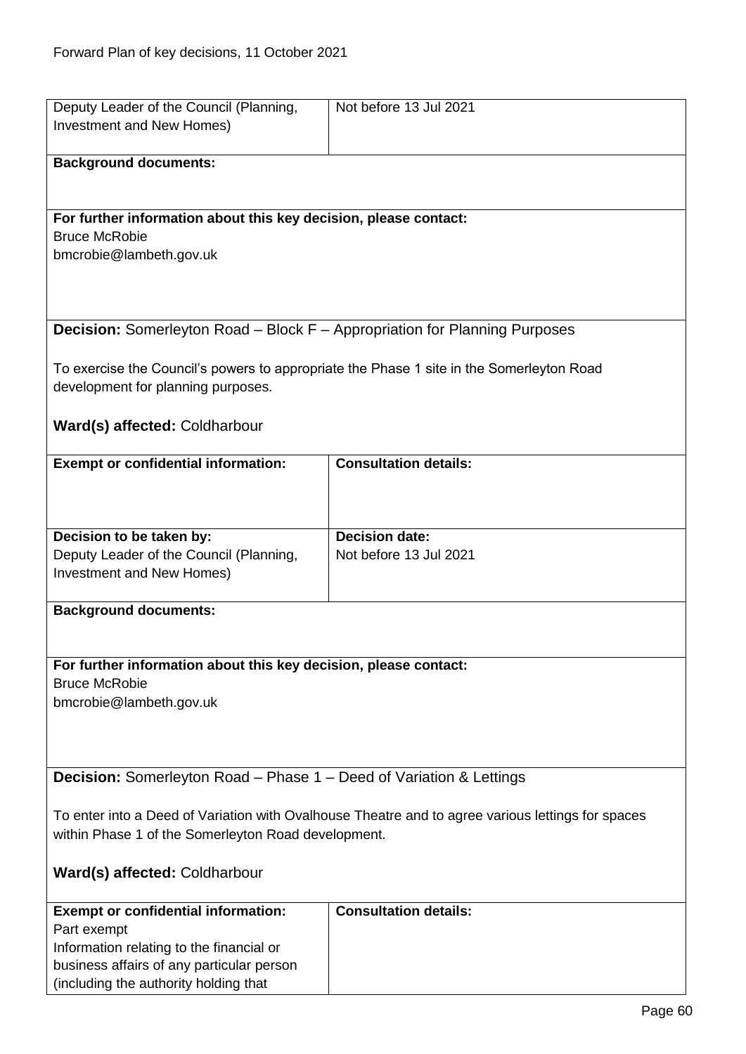| | |
|---|---|
| Deputy Leader of the Council (Planning, Investment and New Homes) | Not before 13 Jul 2021 |

**Background documents:**

**For further information about this key decision, please contact:**
Bruce McRobie
bmcrobie@lambeth.gov.uk

**Decision:** Somerleyton Road – Block F – Appropriation for Planning Purposes

To exercise the Council's powers to appropriate the Phase 1 site in the Somerleyton Road development for planning purposes.

**Ward(s) affected:** Coldharbour

| **Exempt or confidential information:** | **Consultation details:** |
|---|---|
| | |
| **Decision to be taken by:** Deputy Leader of the Council (Planning, Investment and New Homes) | **Decision date:** Not before 13 Jul 2021 |

**Background documents:**

**For further information about this key decision, please contact:**
Bruce McRobie
bmcrobie@lambeth.gov.uk

**Decision:** Somerleyton Road – Phase 1 – Deed of Variation & Lettings

To enter into a Deed of Variation with Ovalhouse Theatre and to agree various lettings for spaces within Phase 1 of the Somerleyton Road development.

**Ward(s) affected:** Coldharbour

| **Exempt or confidential information:** | **Consultation details:** |
|---|---|
| Part exempt Information relating to the financial or business affairs of any particular person (including the authority holding that | |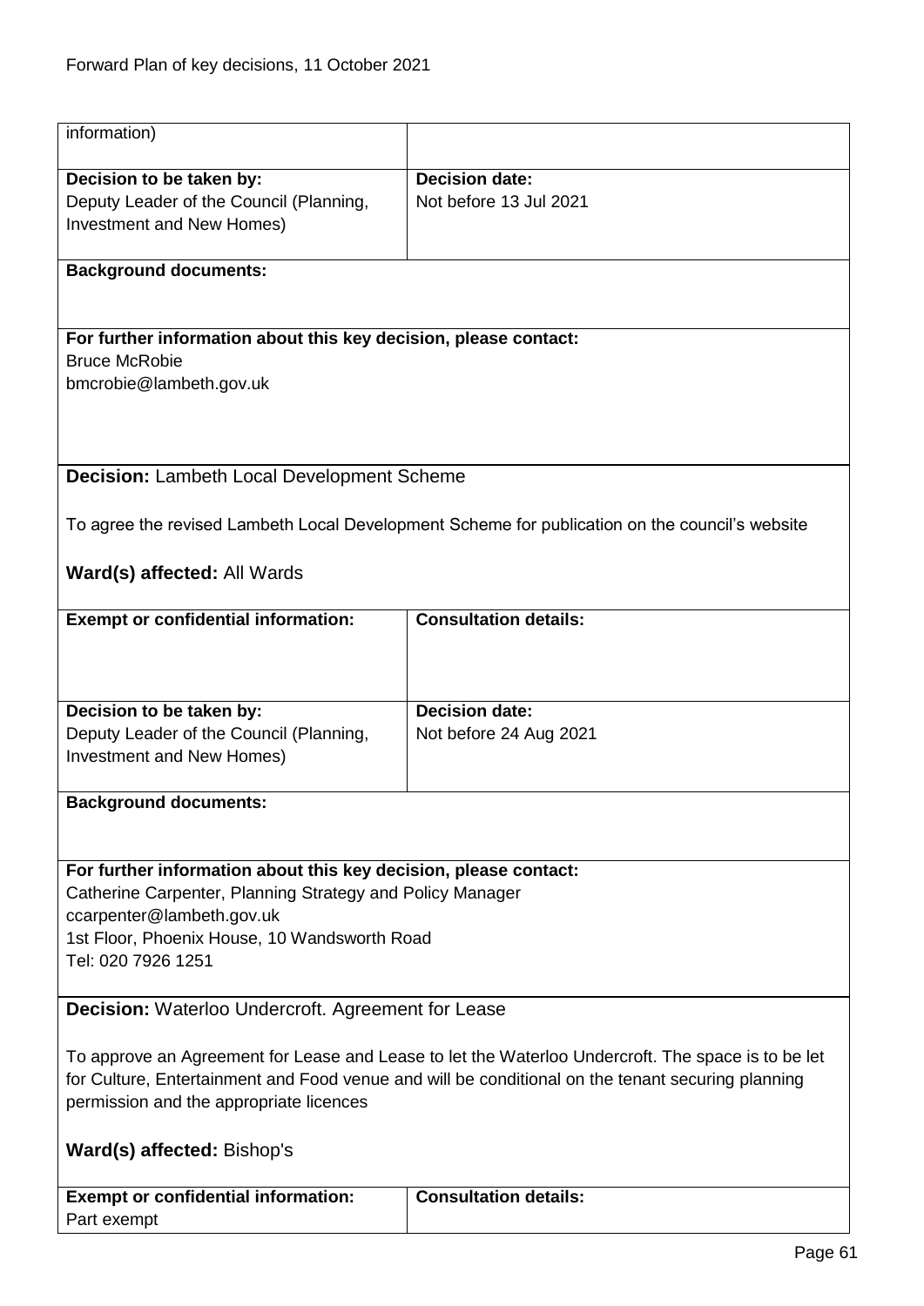| information) | |
|---|---|
| **Decision to be taken by:** Deputy Leader of the Council (Planning, Investment and New Homes) | **Decision date:** Not before 13 Jul 2021 |

**Background documents:**

**For further information about this key decision, please contact:**
Bruce McRobie
bmcrobie@lambeth.gov.uk

**Decision:** Lambeth Local Development Scheme

To agree the revised Lambeth Local Development Scheme for publication on the council's website

**Ward(s) affected:** All Wards

| **Exempt or confidential information:** | **Consultation details:** |
|---|---|
| **Decision to be taken by:** Deputy Leader of the Council (Planning, Investment and New Homes) | **Decision date:** Not before 24 Aug 2021 |

**Background documents:**

**For further information about this key decision, please contact:**
Catherine Carpenter, Planning Strategy and Policy Manager
ccarpenter@lambeth.gov.uk
1st Floor, Phoenix House, 10 Wandsworth Road
Tel: 020 7926 1251

**Decision:** Waterloo Undercroft. Agreement for Lease

To approve an Agreement for Lease and Lease to let the Waterloo Undercroft. The space is to be let for Culture, Entertainment and Food venue and will be conditional on the tenant securing planning permission and the appropriate licences

**Ward(s) affected:** Bishop's

| **Exempt or confidential information:** | **Consultation details:** |
|---|---|
| Part exempt | |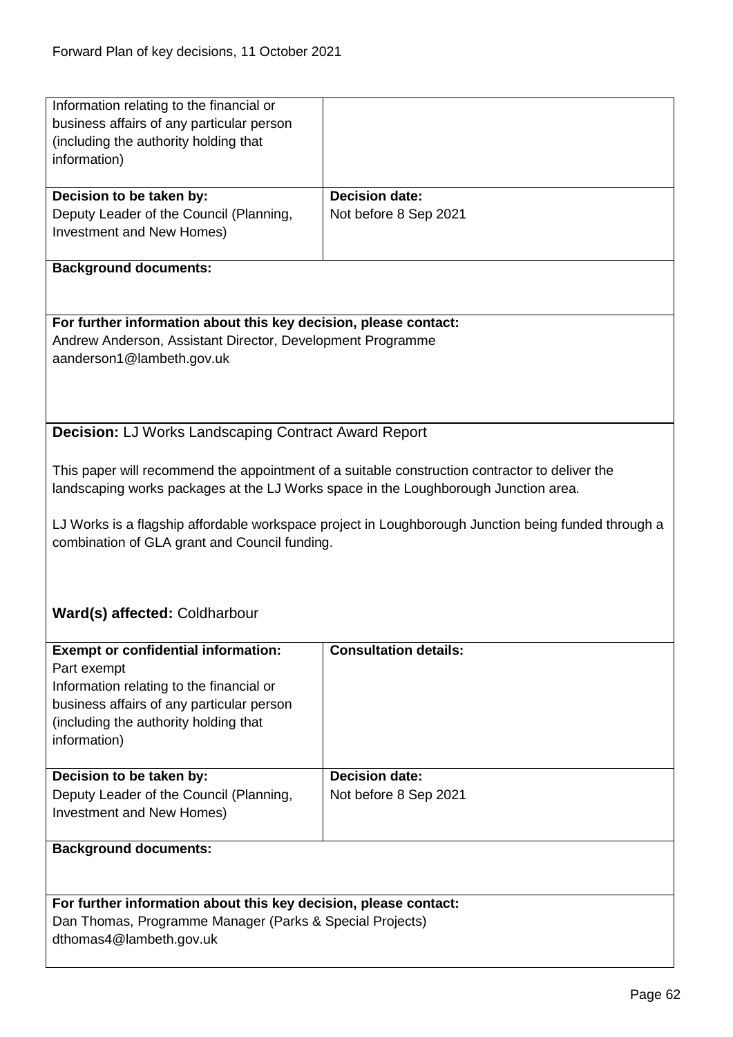| | |
|---|---|
| Information relating to the financial or business affairs of any particular person (including the authority holding that information) | |
| **Decision to be taken by:**<br>Deputy Leader of the Council (Planning, Investment and New Homes) | **Decision date:**<br>Not before 8 Sep 2021 |

**Background documents:**

**For further information about this key decision, please contact:**
Andrew Anderson, Assistant Director, Development Programme
aanderson1@lambeth.gov.uk

**Decision:** LJ Works Landscaping Contract Award Report

This paper will recommend the appointment of a suitable construction contractor to deliver the landscaping works packages at the LJ Works space in the Loughborough Junction area.

LJ Works is a flagship affordable workspace project in Loughborough Junction being funded through a combination of GLA grant and Council funding.

**Ward(s) affected:** Coldharbour

| | |
|---|---|
| **Exempt or confidential information:**<br>Part exempt<br>Information relating to the financial or business affairs of any particular person (including the authority holding that information) | **Consultation details:** |
| **Decision to be taken by:**<br>Deputy Leader of the Council (Planning, Investment and New Homes) | **Decision date:**<br>Not before 8 Sep 2021 |

**Background documents:**

**For further information about this key decision, please contact:**
Dan Thomas, Programme Manager (Parks & Special Projects)
dthomas4@lambeth.gov.uk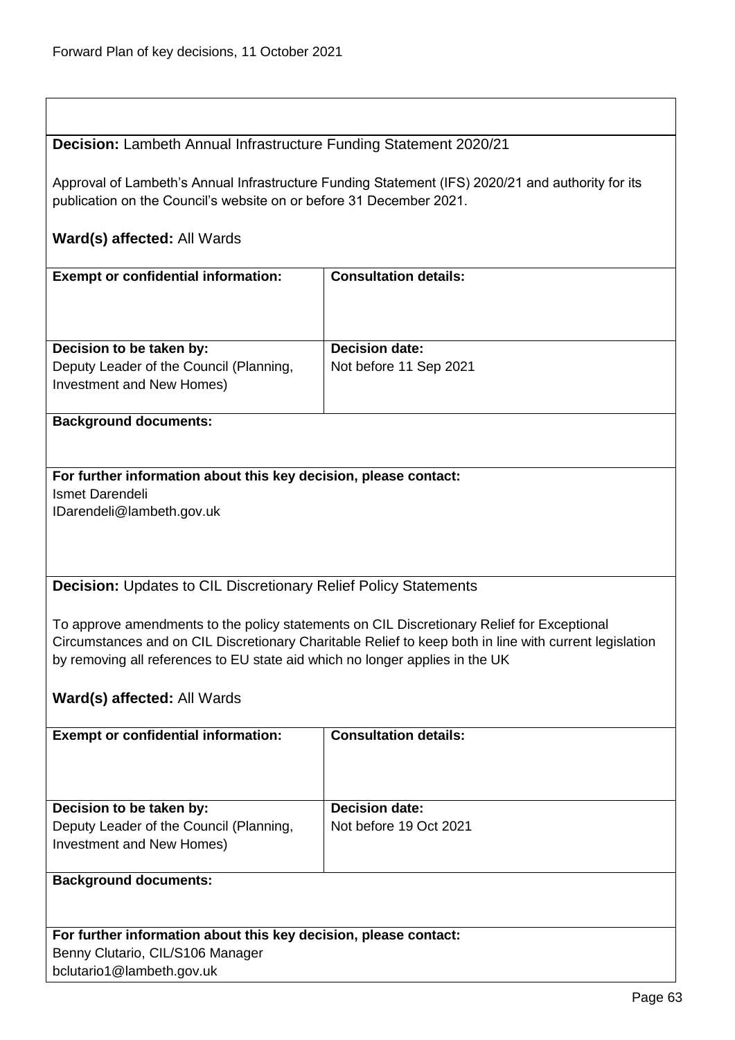**Decision:** Lambeth Annual Infrastructure Funding Statement 2020/21

Approval of Lambeth's Annual Infrastructure Funding Statement (IFS) 2020/21 and authority for its publication on the Council's website on or before 31 December 2021.

**Ward(s) affected:** All Wards

| **Exempt or confidential information:** | **Consultation details:** |
|---|---|
| | |
| **Decision to be taken by:** Deputy Leader of the Council (Planning, Investment and New Homes) | **Decision date:** Not before 11 Sep 2021 |

**Background documents:**

**For further information about this key decision, please contact:**
Ismet Darendeli
IDarendeli@lambeth.gov.uk

**Decision:** Updates to CIL Discretionary Relief Policy Statements

To approve amendments to the policy statements on CIL Discretionary Relief for Exceptional Circumstances and on CIL Discretionary Charitable Relief to keep both in line with current legislation by removing all references to EU state aid which no longer applies in the UK

**Ward(s) affected:** All Wards

| **Exempt or confidential information:** | **Consultation details:** |
|---|---|
| | |
| **Decision to be taken by:** Deputy Leader of the Council (Planning, Investment and New Homes) | **Decision date:** Not before 19 Oct 2021 |

**Background documents:**

**For further information about this key decision, please contact:**
Benny Clutario, CIL/S106 Manager
bclutario1@lambeth.gov.uk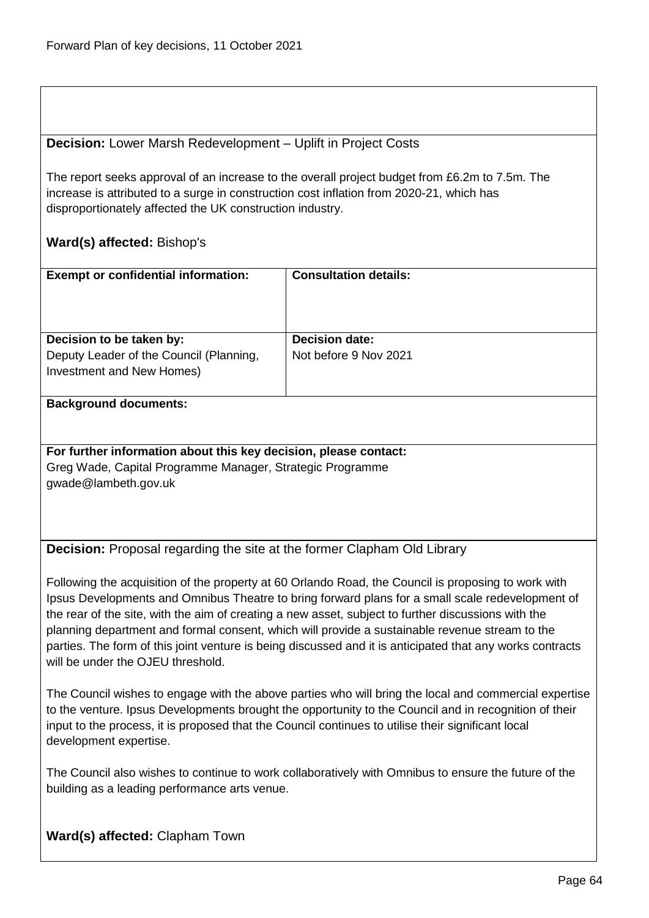**Decision:** Lower Marsh Redevelopment – Uplift in Project Costs

The report seeks approval of an increase to the overall project budget from £6.2m to 7.5m. The increase is attributed to a surge in construction cost inflation from 2020-21, which has disproportionately affected the UK construction industry.

**Ward(s) affected:** Bishop's

| **Exempt or confidential information:** | **Consultation details:** |
|---|---|
| **Decision to be taken by:** Deputy Leader of the Council (Planning, Investment and New Homes) | **Decision date:** Not before 9 Nov 2021 |

**Background documents:**

**For further information about this key decision, please contact:**
Greg Wade, Capital Programme Manager, Strategic Programme
gwade@lambeth.gov.uk

**Decision:** Proposal regarding the site at the former Clapham Old Library

Following the acquisition of the property at 60 Orlando Road, the Council is proposing to work with Ipsus Developments and Omnibus Theatre to bring forward plans for a small scale redevelopment of the rear of the site, with the aim of creating a new asset, subject to further discussions with the planning department and formal consent, which will provide a sustainable revenue stream to the parties. The form of this joint venture is being discussed and it is anticipated that any works contracts will be under the OJEU threshold.

The Council wishes to engage with the above parties who will bring the local and commercial expertise to the venture. Ipsus Developments brought the opportunity to the Council and in recognition of their input to the process, it is proposed that the Council continues to utilise their significant local development expertise.

The Council also wishes to continue to work collaboratively with Omnibus to ensure the future of the building as a leading performance arts venue.

**Ward(s) affected:** Clapham Town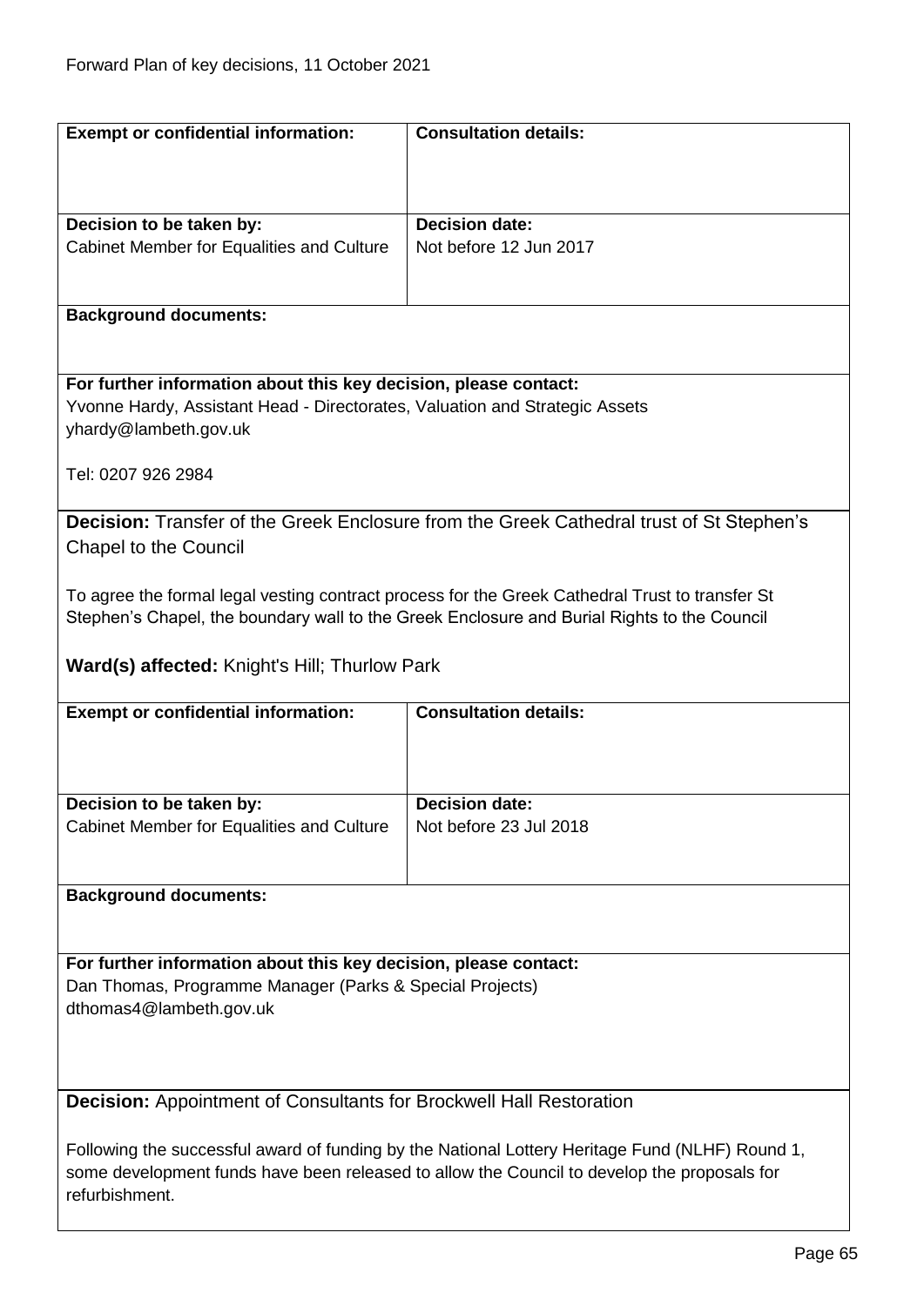| Exempt or confidential information: | Consultation details: |
|---|---|
| | |

| Decision to be taken by: | Decision date: |
|---|---|
| Cabinet Member for Equalities and Culture | Not before 12 Jun 2017 |

**Background documents:**

**For further information about this key decision, please contact:**
Yvonne Hardy, Assistant Head - Directorates, Valuation and Strategic Assets
yhardy@lambeth.gov.uk

Tel: 0207 926 2984

**Decision:** Transfer of the Greek Enclosure from the Greek Cathedral trust of St Stephen's Chapel to the Council

To agree the formal legal vesting contract process for the Greek Cathedral Trust to transfer St Stephen's Chapel, the boundary wall to the Greek Enclosure and Burial Rights to the Council

**Ward(s) affected:** Knight's Hill; Thurlow Park

| Exempt or confidential information: | Consultation details: |
|---|---|
| | |

| Decision to be taken by: | Decision date: |
|---|---|
| Cabinet Member for Equalities and Culture | Not before 23 Jul 2018 |

**Background documents:**

**For further information about this key decision, please contact:**
Dan Thomas, Programme Manager (Parks & Special Projects)
dthomas4@lambeth.gov.uk

**Decision:** Appointment of Consultants for Brockwell Hall Restoration

Following the successful award of funding by the National Lottery Heritage Fund (NLHF) Round 1, some development funds have been released to allow the Council to develop the proposals for refurbishment.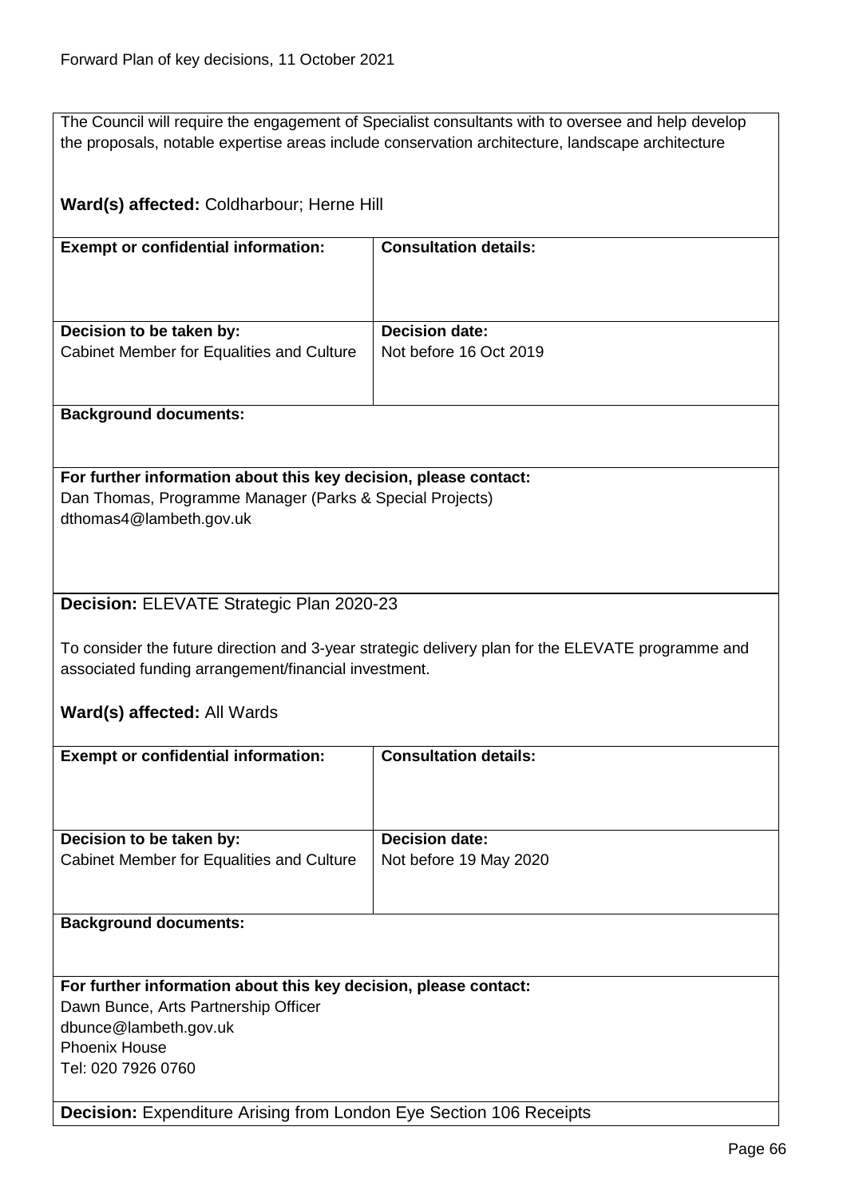The Council will require the engagement of Specialist consultants with to oversee and help develop the proposals, notable expertise areas include conservation architecture, landscape architecture

**Ward(s) affected:** Coldharbour; Herne Hill

| **Exempt or confidential information:** | **Consultation details:** |
| --- | --- |
| **Decision to be taken by:** Cabinet Member for Equalities and Culture | **Decision date:** Not before 16 Oct 2019 |

**Background documents:**

**For further information about this key decision, please contact:**
Dan Thomas, Programme Manager (Parks & Special Projects)
dthomas4@lambeth.gov.uk

**Decision:** ELEVATE Strategic Plan 2020-23

To consider the future direction and 3-year strategic delivery plan for the ELEVATE programme and associated funding arrangement/financial investment.

**Ward(s) affected:** All Wards

| **Exempt or confidential information:** | **Consultation details:** |
| --- | --- |
| **Decision to be taken by:** Cabinet Member for Equalities and Culture | **Decision date:** Not before 19 May 2020 |

**Background documents:**

**For further information about this key decision, please contact:**
Dawn Bunce, Arts Partnership Officer
dbunce@lambeth.gov.uk
Phoenix House
Tel: 020 7926 0760

**Decision:** Expenditure Arising from London Eye Section 106 Receipts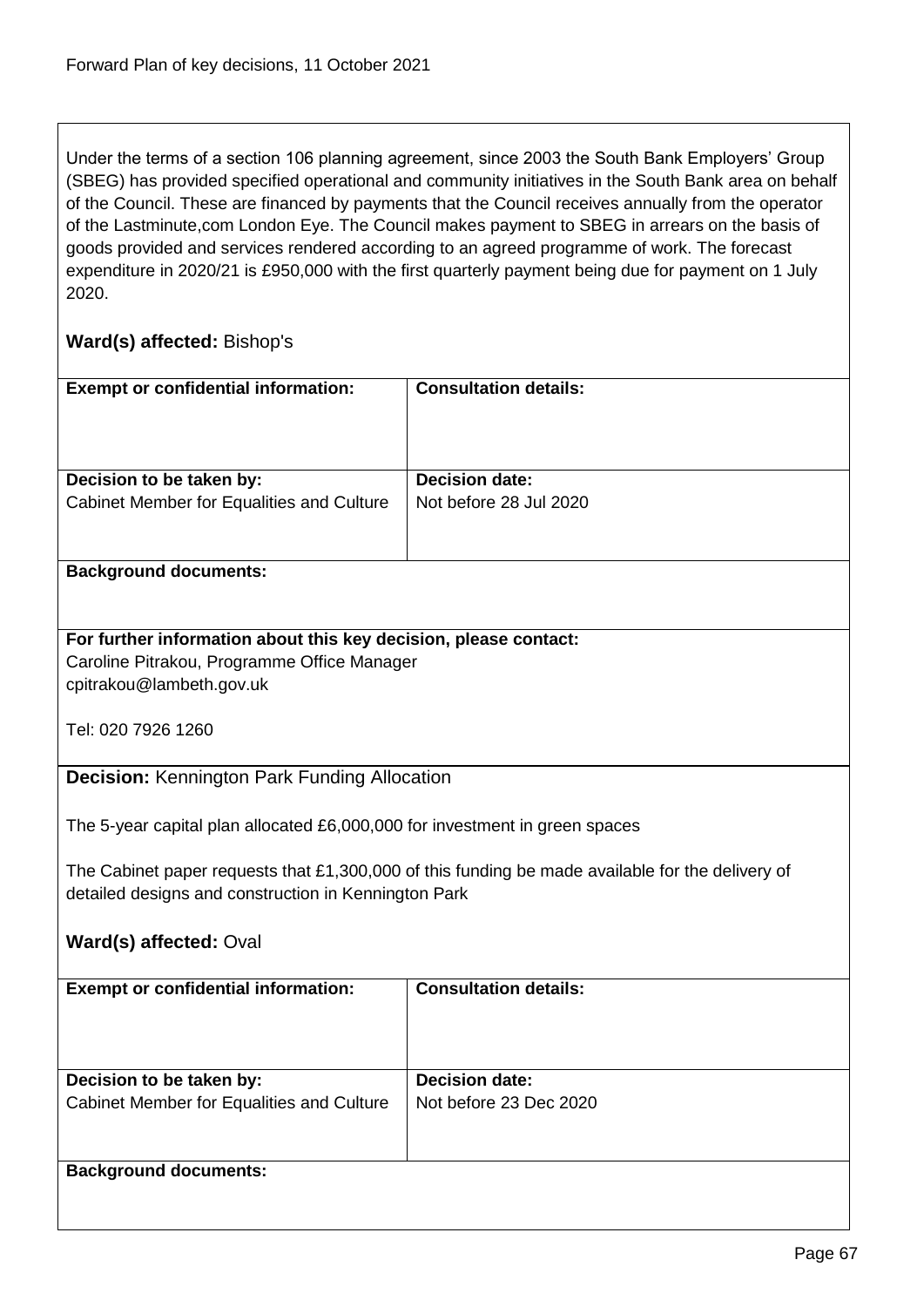Under the terms of a section 106 planning agreement, since 2003 the South Bank Employers' Group (SBEG) has provided specified operational and community initiatives in the South Bank area on behalf of the Council. These are financed by payments that the Council receives annually from the operator of the Lastminute,com London Eye. The Council makes payment to SBEG in arrears on the basis of goods provided and services rendered according to an agreed programme of work. The forecast expenditure in 2020/21 is £950,000 with the first quarterly payment being due for payment on 1 July 2020.

**Ward(s) affected:** Bishop's

| **Exempt or confidential information:** | **Consultation details:** |
|---|---|
| **Decision to be taken by:** Cabinet Member for Equalities and Culture | **Decision date:** Not before 28 Jul 2020 |

**Background documents:**

**For further information about this key decision, please contact:**
Caroline Pitrakou, Programme Office Manager
cpitrakou@lambeth.gov.uk

Tel: 020 7926 1260

**Decision:** Kennington Park Funding Allocation

The 5-year capital plan allocated £6,000,000 for investment in green spaces

The Cabinet paper requests that £1,300,000 of this funding be made available for the delivery of detailed designs and construction in Kennington Park

**Ward(s) affected:** Oval

| **Exempt or confidential information:** | **Consultation details:** |
|---|---|
| **Decision to be taken by:** Cabinet Member for Equalities and Culture | **Decision date:** Not before 23 Dec 2020 |

**Background documents:**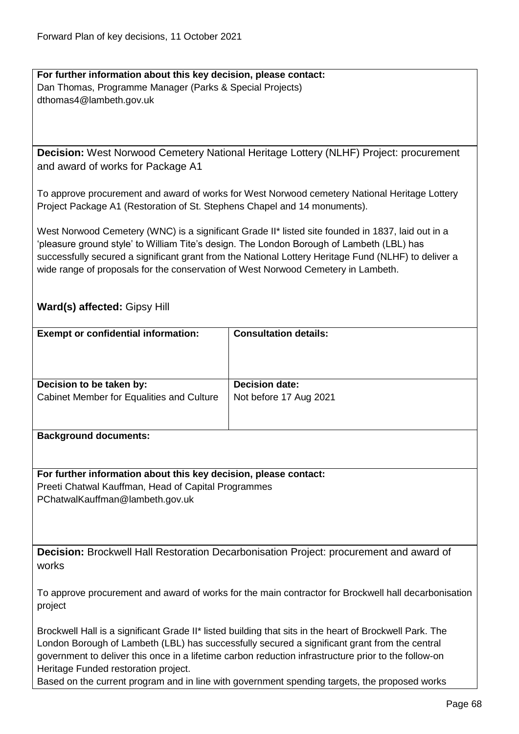**For further information about this key decision, please contact:**
Dan Thomas, Programme Manager (Parks & Special Projects)
dthomas4@lambeth.gov.uk

**Decision:** West Norwood Cemetery National Heritage Lottery (NLHF) Project: procurement and award of works for Package A1

To approve procurement and award of works for West Norwood cemetery National Heritage Lottery Project Package A1 (Restoration of St. Stephens Chapel and 14 monuments).

West Norwood Cemetery (WNC) is a significant Grade II* listed site founded in 1837, laid out in a 'pleasure ground style' to William Tite's design. The London Borough of Lambeth (LBL) has successfully secured a significant grant from the National Lottery Heritage Fund (NLHF) to deliver a wide range of proposals for the conservation of West Norwood Cemetery in Lambeth.

**Ward(s) affected:** Gipsy Hill

| **Exempt or confidential information:** | **Consultation details:** |
|---|---|
| | |
| **Decision to be taken by:** | **Decision date:** |
| Cabinet Member for Equalities and Culture | Not before 17 Aug 2021 |

**Background documents:**

**For further information about this key decision, please contact:**
Preeti Chatwal Kauffman, Head of Capital Programmes
PChatwalKauffman@lambeth.gov.uk

**Decision:** Brockwell Hall Restoration Decarbonisation Project: procurement and award of works

To approve procurement and award of works for the main contractor for Brockwell hall decarbonisation project

Brockwell Hall is a significant Grade II* listed building that sits in the heart of Brockwell Park. The London Borough of Lambeth (LBL) has successfully secured a significant grant from the central government to deliver this once in a lifetime carbon reduction infrastructure prior to the follow-on Heritage Funded restoration project.
Based on the current program and in line with government spending targets, the proposed works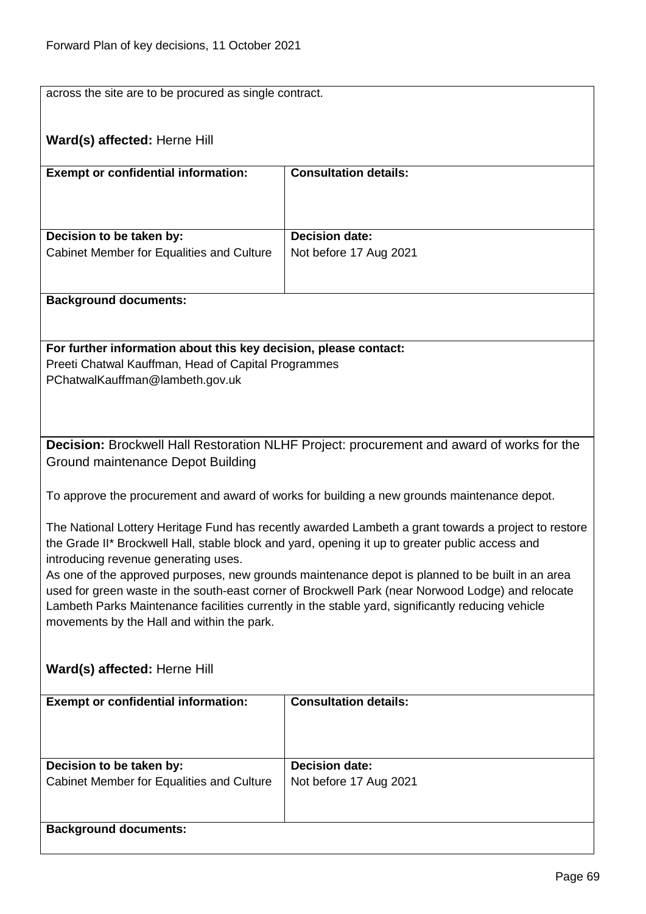across the site are to be procured as single contract.

**Ward(s) affected:** Herne Hill

| **Exempt or confidential information:** | **Consultation details:** |
| --- | --- |
| **Decision to be taken by:** Cabinet Member for Equalities and Culture | **Decision date:** Not before 17 Aug 2021 |

**Background documents:**

**For further information about this key decision, please contact:**
Preeti Chatwal Kauffman, Head of Capital Programmes
PChatwalKauffman@lambeth.gov.uk

**Decision:** Brockwell Hall Restoration NLHF Project: procurement and award of works for the Ground maintenance Depot Building

To approve the procurement and award of works for building a new grounds maintenance depot.

The National Lottery Heritage Fund has recently awarded Lambeth a grant towards a project to restore the Grade II* Brockwell Hall, stable block and yard, opening it up to greater public access and introducing revenue generating uses.
As one of the approved purposes, new grounds maintenance depot is planned to be built in an area used for green waste in the south-east corner of Brockwell Park (near Norwood Lodge) and relocate Lambeth Parks Maintenance facilities currently in the stable yard, significantly reducing vehicle movements by the Hall and within the park.

**Ward(s) affected:** Herne Hill

| **Exempt or confidential information:** | **Consultation details:** |
| --- | --- |
| **Decision to be taken by:** Cabinet Member for Equalities and Culture | **Decision date:** Not before 17 Aug 2021 |

**Background documents:**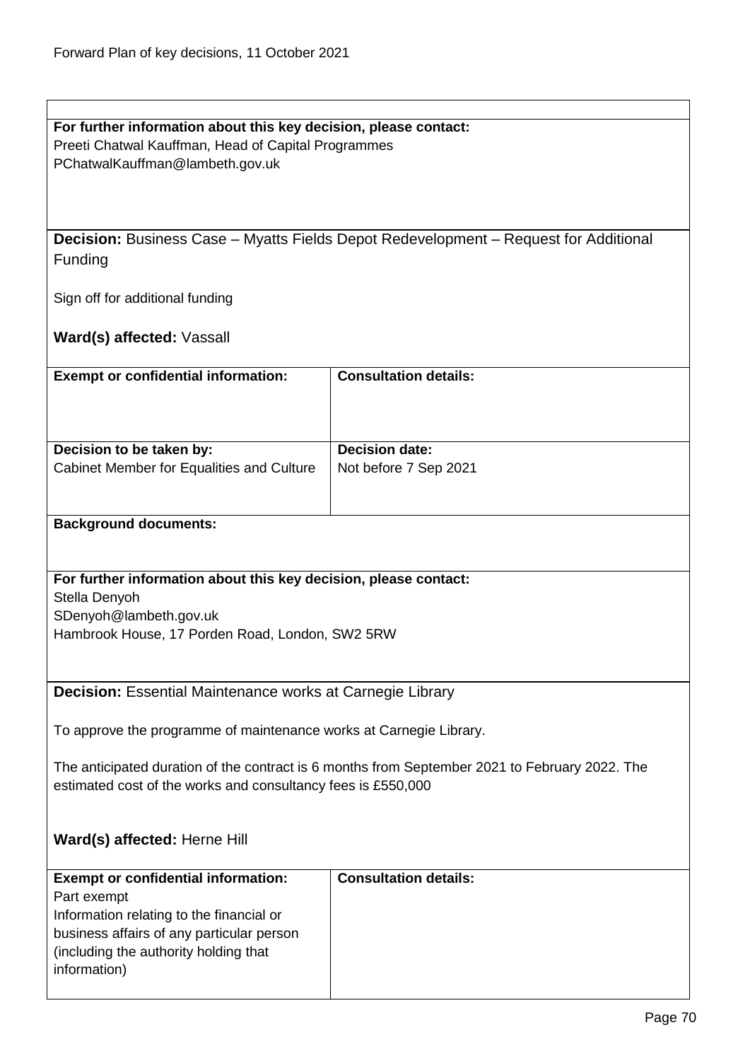**For further information about this key decision, please contact:**
Preeti Chatwal Kauffman, Head of Capital Programmes
PChatwalKauffman@lambeth.gov.uk

**Decision:** Business Case – Myatts Fields Depot Redevelopment – Request for Additional Funding

Sign off for additional funding

**Ward(s) affected:** Vassall

| **Exempt or confidential information:** | **Consultation details:** |
|---|---|
| | |

| **Decision to be taken by:** | **Decision date:** |
|---|---|
| Cabinet Member for Equalities and Culture | Not before 7 Sep 2021 |

**Background documents:**

**For further information about this key decision, please contact:**
Stella Denyoh
SDenyoh@lambeth.gov.uk
Hambrook House, 17 Porden Road, London, SW2 5RW

**Decision:** Essential Maintenance works at Carnegie Library

To approve the programme of maintenance works at Carnegie Library.

The anticipated duration of the contract is 6 months from September 2021 to February 2022. The estimated cost of the works and consultancy fees is £550,000

**Ward(s) affected:** Herne Hill

| **Exempt or confidential information:** | **Consultation details:** |
|---|---|
| Part exempt<br>Information relating to the financial or business affairs of any particular person (including the authority holding that information) | |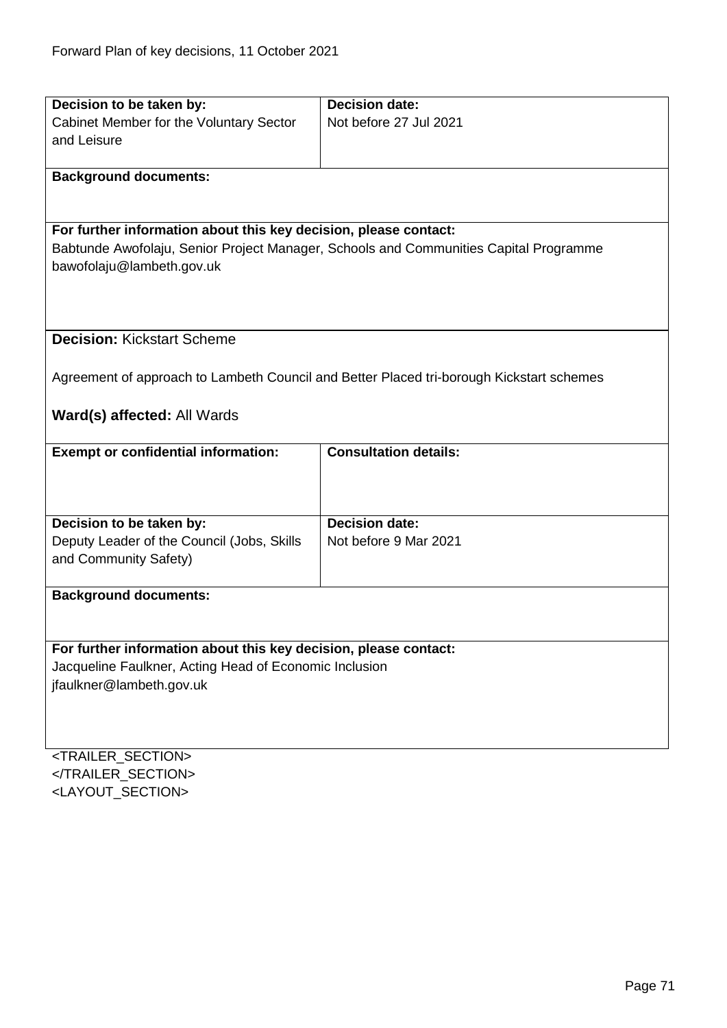| Decision to be taken by: | Decision date: |
|---|---|
| Cabinet Member for the Voluntary Sector and Leisure | Not before 27 Jul 2021 |

**Background documents:**

**For further information about this key decision, please contact:**
Babtunde Awofolaju, Senior Project Manager, Schools and Communities Capital Programme
bawofolaju@lambeth.gov.uk

**Decision:** Kickstart Scheme

Agreement of approach to Lambeth Council and Better Placed tri-borough Kickstart schemes

**Ward(s) affected:** All Wards

| Exempt or confidential information: | Consultation details: |
|---|---|
| | |

| Decision to be taken by: | Decision date: |
|---|---|
| Deputy Leader of the Council (Jobs, Skills and Community Safety) | Not before 9 Mar 2021 |

**Background documents:**

**For further information about this key decision, please contact:**
Jacqueline Faulkner, Acting Head of Economic Inclusion
jfaulkner@lambeth.gov.uk

<TRAILER_SECTION>
</TRAILER_SECTION>
<LAYOUT_SECTION>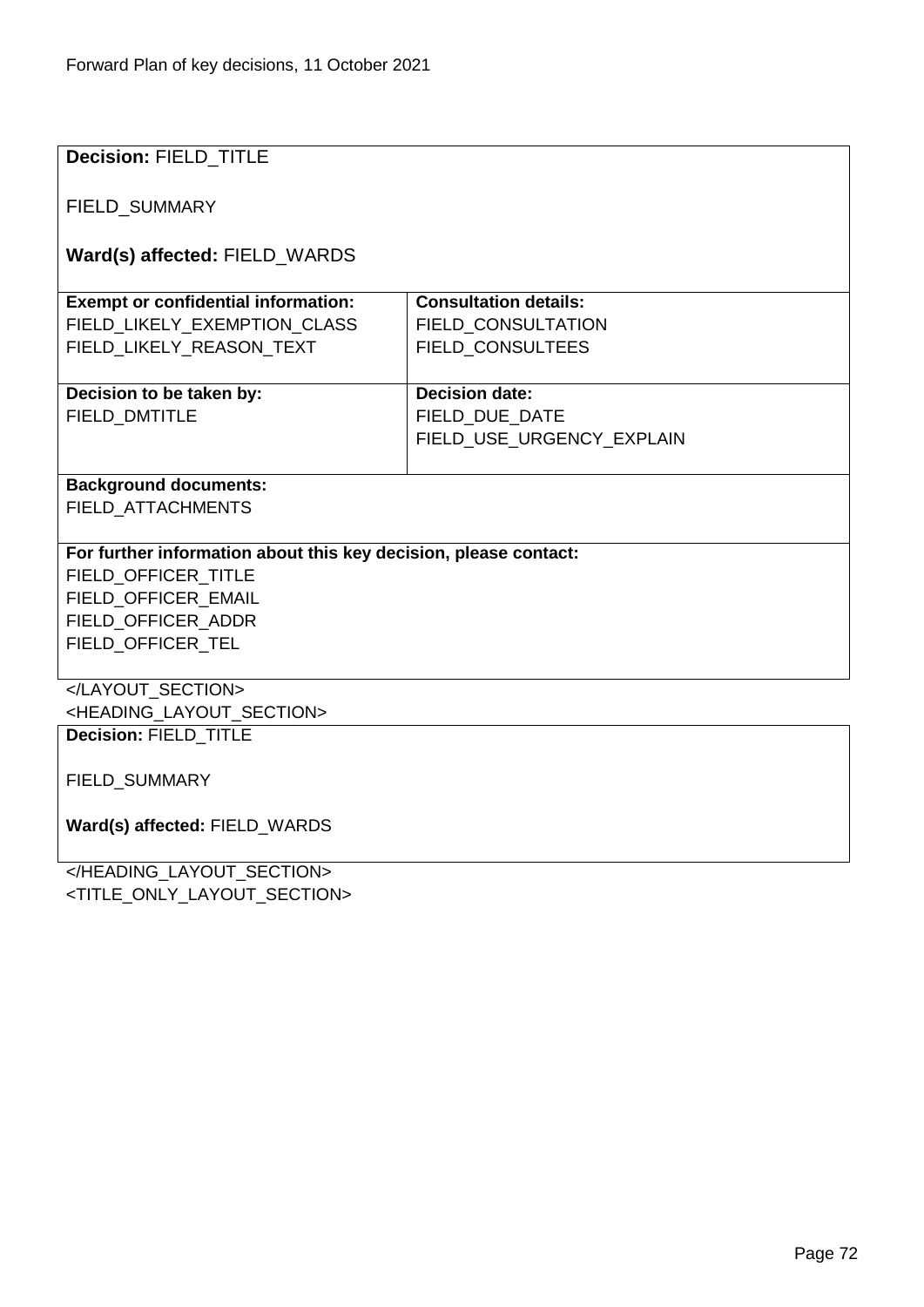**Decision:** FIELD_TITLE

FIELD_SUMMARY

**Ward(s) affected:** FIELD_WARDS

| **Exempt or confidential information:** | **Consultation details:** |
|---|---|
| FIELD_LIKELY_EXEMPTION_CLASS<br>FIELD_LIKELY_REASON_TEXT | FIELD_CONSULTATION<br>FIELD_CONSULTEES |
| **Decision to be taken by:**<br>FIELD_DMTITLE | **Decision date:**<br>FIELD_DUE_DATE<br>FIELD_USE_URGENCY_EXPLAIN |

**Background documents:**
FIELD_ATTACHMENTS

**For further information about this key decision, please contact:**
FIELD_OFFICER_TITLE
FIELD_OFFICER_EMAIL
FIELD_OFFICER_ADDR
FIELD_OFFICER_TEL

</LAYOUT_SECTION>
<HEADING_LAYOUT_SECTION>

**Decision:** FIELD_TITLE

FIELD_SUMMARY

**Ward(s) affected:** FIELD_WARDS

</HEADING_LAYOUT_SECTION>
<TITLE_ONLY_LAYOUT_SECTION>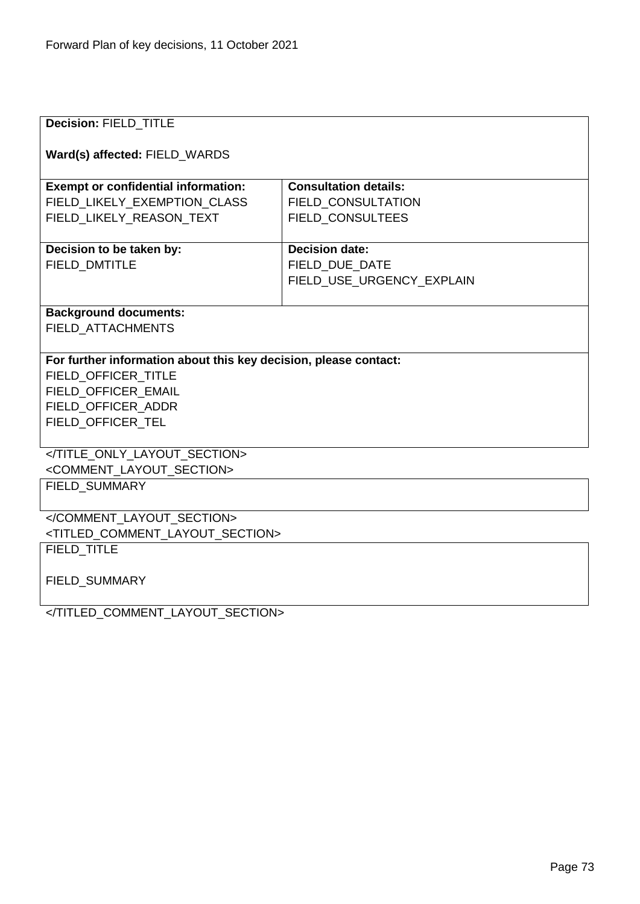| | |
|---|---|
| **Decision:** FIELD_TITLE<br><br>**Ward(s) affected:** FIELD_WARDS | |
| **Exempt or confidential information:**<br>FIELD_LIKELY_EXEMPTION_CLASS<br>FIELD_LIKELY_REASON_TEXT | **Consultation details:**<br>FIELD_CONSULTATION<br>FIELD_CONSULTEES |
| **Decision to be taken by:**<br>FIELD_DMTITLE | **Decision date:**<br>FIELD_DUE_DATE<br>FIELD_USE_URGENCY_EXPLAIN |
| **Background documents:**<br>FIELD_ATTACHMENTS | |
| **For further information about this key decision, please contact:**<br>FIELD_OFFICER_TITLE<br>FIELD_OFFICER_EMAIL<br>FIELD_OFFICER_ADDR<br>FIELD_OFFICER_TEL | |

</TITLE_ONLY_LAYOUT_SECTION>
<COMMENT_LAYOUT_SECTION>

| |
|---|
| FIELD_SUMMARY |

</COMMENT_LAYOUT_SECTION>
<TITLED_COMMENT_LAYOUT_SECTION>

| |
|---|
| FIELD_TITLE<br><br>FIELD_SUMMARY |

</TITLED_COMMENT_LAYOUT_SECTION>